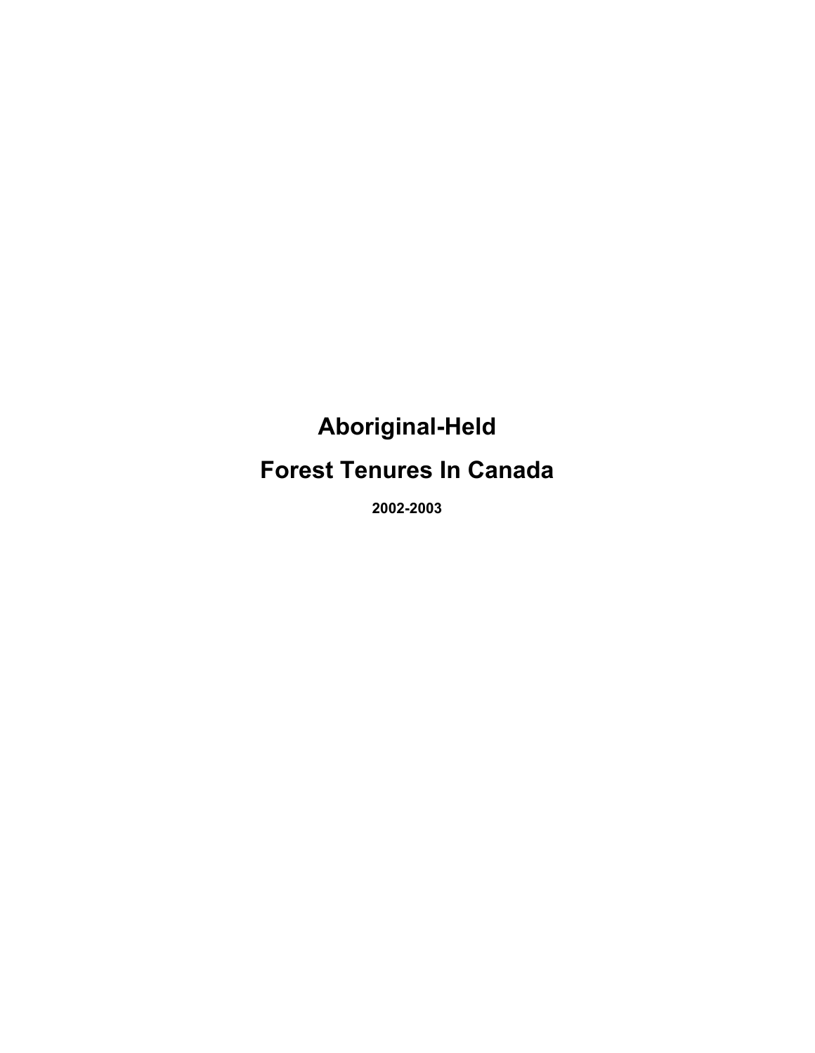# Aboriginal-Held

# Forest Tenures In Canada

**2002-2003**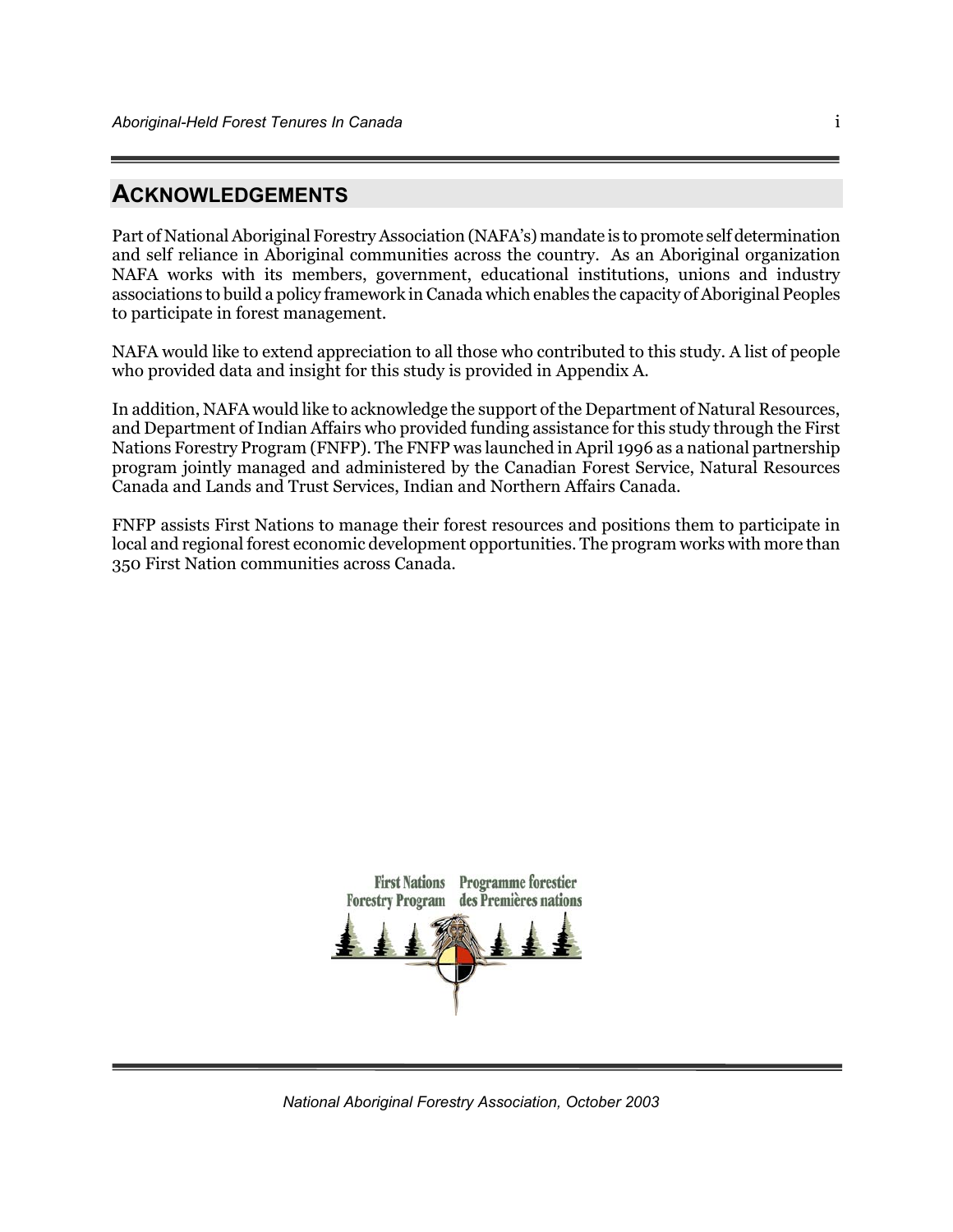## ACKNOWLEDGEMENTS

Part of National Aboriginal Forestry Association (NAFA's) mandate is to promote self determination and self reliance in Aboriginal communities across the country. As an Aboriginal organization NAFA works with its members, government, educational institutions, unions and industry associations to build a policy framework in Canada which enables the capacity of Aboriginal Peoples to participate in forest management.

NAFA would like to extend appreciation to all those who contributed to this study. A list of people who provided data and insight for this study is provided in Appendix A.

In addition, NAFA would like to acknowledge the support of the Department of Natural Resources, and Department of Indian Affairs who provided funding assistance for this study through the First Nations Forestry Program (FNFP). The FNFP was launched in April 1996 as a national partnership program jointly managed and administered by the Canadian Forest Service, Natural Resources Canada and Lands and Trust Services, Indian and Northern Affairs Canada.

FNFP assists First Nations to manage their forest resources and positions them to participate in local and regional forest economic development opportunities. The program works with more than 350 First Nation communities across Canada.

First Nations Forestry Program    Programme forestier des Premières nations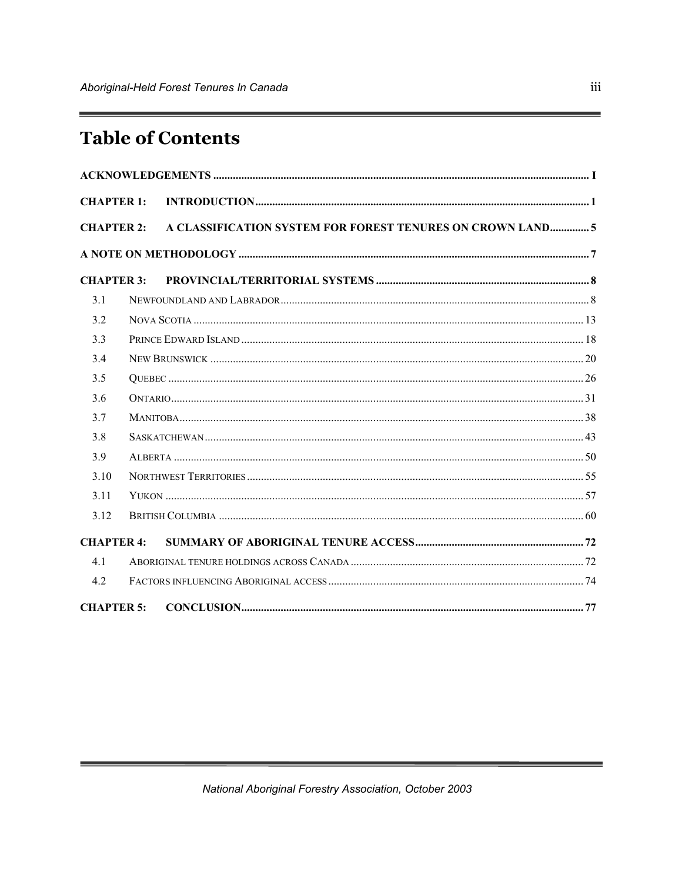# Table of Contents

| | | |
|---|---|---|
| **ACKNOWLEDGEMENTS** | | **I** |
| **CHAPTER 1:** | **INTRODUCTION** | **1** |
| **CHAPTER 2:** | **A CLASSIFICATION SYSTEM FOR FOREST TENURES ON CROWN LAND** | **5** |
| **A NOTE ON METHODOLOGY** | | **7** |
| **CHAPTER 3:** | **PROVINCIAL/TERRITORIAL SYSTEMS** | **8** |
| 3.1 | NEWFOUNDLAND AND LABRADOR | 8 |
| 3.2 | NOVA SCOTIA | 13 |
| 3.3 | PRINCE EDWARD ISLAND | 18 |
| 3.4 | NEW BRUNSWICK | 20 |
| 3.5 | QUEBEC | 26 |
| 3.6 | ONTARIO | 31 |
| 3.7 | MANITOBA | 38 |
| 3.8 | SASKATCHEWAN | 43 |
| 3.9 | ALBERTA | 50 |
| 3.10 | NORTHWEST TERRITORIES | 55 |
| 3.11 | YUKON | 57 |
| 3.12 | BRITISH COLUMBIA | 60 |
| **CHAPTER 4:** | **SUMMARY OF ABORIGINAL TENURE ACCESS** | **72** |
| 4.1 | ABORIGINAL TENURE HOLDINGS ACROSS CANADA | 72 |
| 4.2 | FACTORS INFLUENCING ABORIGINAL ACCESS | 74 |
| **CHAPTER 5:** | **CONCLUSION** | **77** |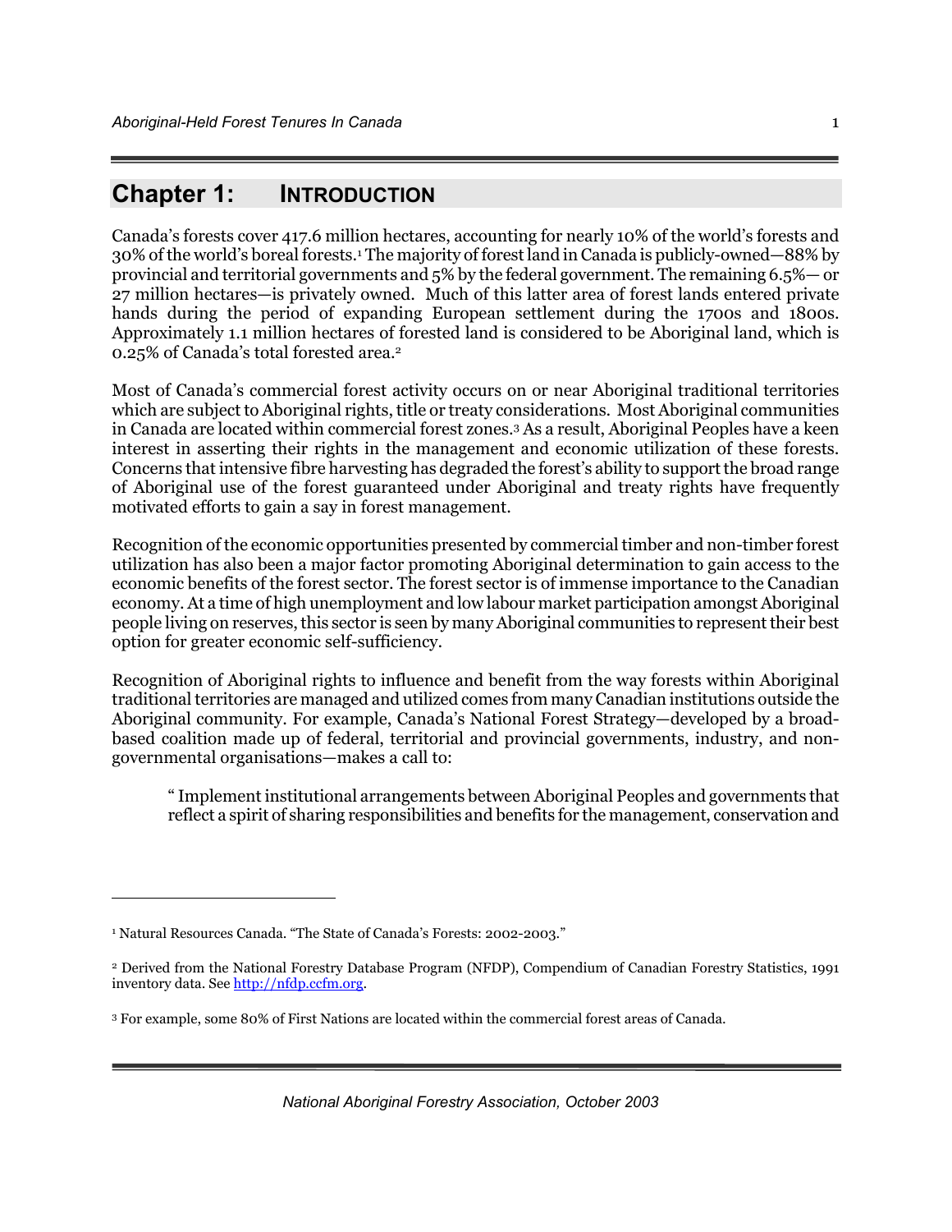# Chapter 1: INTRODUCTION

Canada's forests cover 417.6 million hectares, accounting for nearly 10% of the world's forests and 30% of the world's boreal forests.[1] The majority of forest land in Canada is publicly-owned—88% by provincial and territorial governments and 5% by the federal government. The remaining 6.5%— or 27 million hectares—is privately owned. Much of this latter area of forest lands entered private hands during the period of expanding European settlement during the 1700s and 1800s. Approximately 1.1 million hectares of forested land is considered to be Aboriginal land, which is 0.25% of Canada's total forested area.[2]

Most of Canada's commercial forest activity occurs on or near Aboriginal traditional territories which are subject to Aboriginal rights, title or treaty considerations. Most Aboriginal communities in Canada are located within commercial forest zones.[3] As a result, Aboriginal Peoples have a keen interest in asserting their rights in the management and economic utilization of these forests. Concerns that intensive fibre harvesting has degraded the forest's ability to support the broad range of Aboriginal use of the forest guaranteed under Aboriginal and treaty rights have frequently motivated efforts to gain a say in forest management.

Recognition of the economic opportunities presented by commercial timber and non-timber forest utilization has also been a major factor promoting Aboriginal determination to gain access to the economic benefits of the forest sector. The forest sector is of immense importance to the Canadian economy. At a time of high unemployment and low labour market participation amongst Aboriginal people living on reserves, this sector is seen by many Aboriginal communities to represent their best option for greater economic self-sufficiency.

Recognition of Aboriginal rights to influence and benefit from the way forests within Aboriginal traditional territories are managed and utilized comes from many Canadian institutions outside the Aboriginal community. For example, Canada's National Forest Strategy—developed by a broad-based coalition made up of federal, territorial and provincial governments, industry, and non-governmental organisations—makes a call to:

> " Implement institutional arrangements between Aboriginal Peoples and governments that reflect a spirit of sharing responsibilities and benefits for the management, conservation and

---

[1] Natural Resources Canada. "The State of Canada's Forests: 2002-2003."

[2] Derived from the National Forestry Database Program (NFDP), Compendium of Canadian Forestry Statistics, 1991 inventory data. See http://nfdp.ccfm.org.

[3] For example, some 80% of First Nations are located within the commercial forest areas of Canada.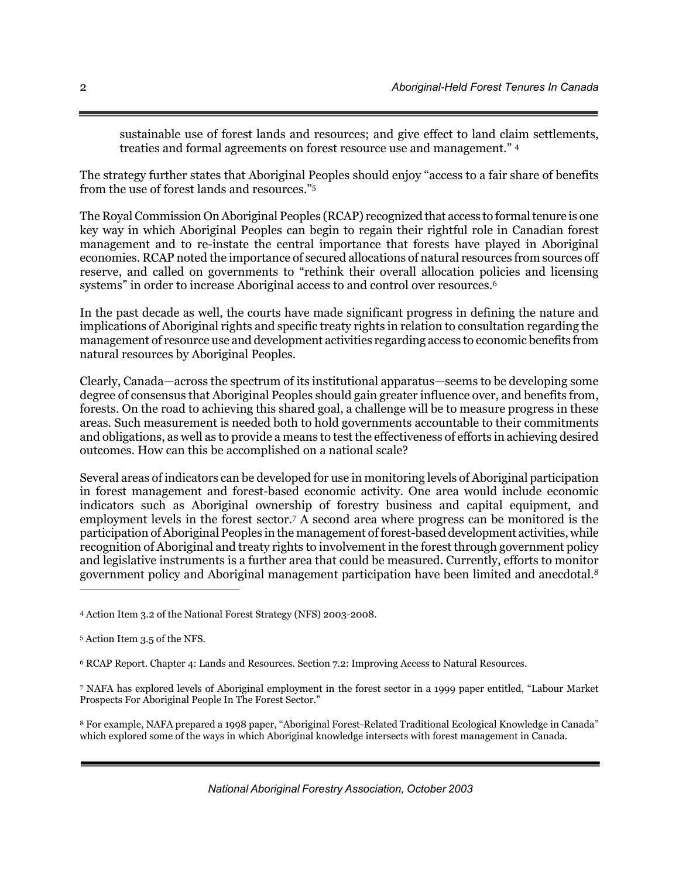sustainable use of forest lands and resources; and give effect to land claim settlements, treaties and formal agreements on forest resource use and management." [4]

The strategy further states that Aboriginal Peoples should enjoy "access to a fair share of benefits from the use of forest lands and resources."[5]

The Royal Commission On Aboriginal Peoples (RCAP) recognized that access to formal tenure is one key way in which Aboriginal Peoples can begin to regain their rightful role in Canadian forest management and to re-instate the central importance that forests have played in Aboriginal economies. RCAP noted the importance of secured allocations of natural resources from sources off reserve, and called on governments to "rethink their overall allocation policies and licensing systems" in order to increase Aboriginal access to and control over resources.[6]

In the past decade as well, the courts have made significant progress in defining the nature and implications of Aboriginal rights and specific treaty rights in relation to consultation regarding the management of resource use and development activities regarding access to economic benefits from natural resources by Aboriginal Peoples.

Clearly, Canada—across the spectrum of its institutional apparatus—seems to be developing some degree of consensus that Aboriginal Peoples should gain greater influence over, and benefits from, forests. On the road to achieving this shared goal, a challenge will be to measure progress in these areas. Such measurement is needed both to hold governments accountable to their commitments and obligations, as well as to provide a means to test the effectiveness of efforts in achieving desired outcomes. How can this be accomplished on a national scale?

Several areas of indicators can be developed for use in monitoring levels of Aboriginal participation in forest management and forest-based economic activity. One area would include economic indicators such as Aboriginal ownership of forestry business and capital equipment, and employment levels in the forest sector.[7] A second area where progress can be monitored is the participation of Aboriginal Peoples in the management of forest-based development activities, while recognition of Aboriginal and treaty rights to involvement in the forest through government policy and legislative instruments is a further area that could be measured. Currently, efforts to monitor government policy and Aboriginal management participation have been limited and anecdotal.[8]

---

[4] Action Item 3.2 of the National Forest Strategy (NFS) 2003-2008.

[5] Action Item 3.5 of the NFS.

[6] RCAP Report. Chapter 4: Lands and Resources. Section 7.2: Improving Access to Natural Resources.

[7] NAFA has explored levels of Aboriginal employment in the forest sector in a 1999 paper entitled, "Labour Market Prospects For Aboriginal People In The Forest Sector."

[8] For example, NAFA prepared a 1998 paper, "Aboriginal Forest-Related Traditional Ecological Knowledge in Canada" which explored some of the ways in which Aboriginal knowledge intersects with forest management in Canada.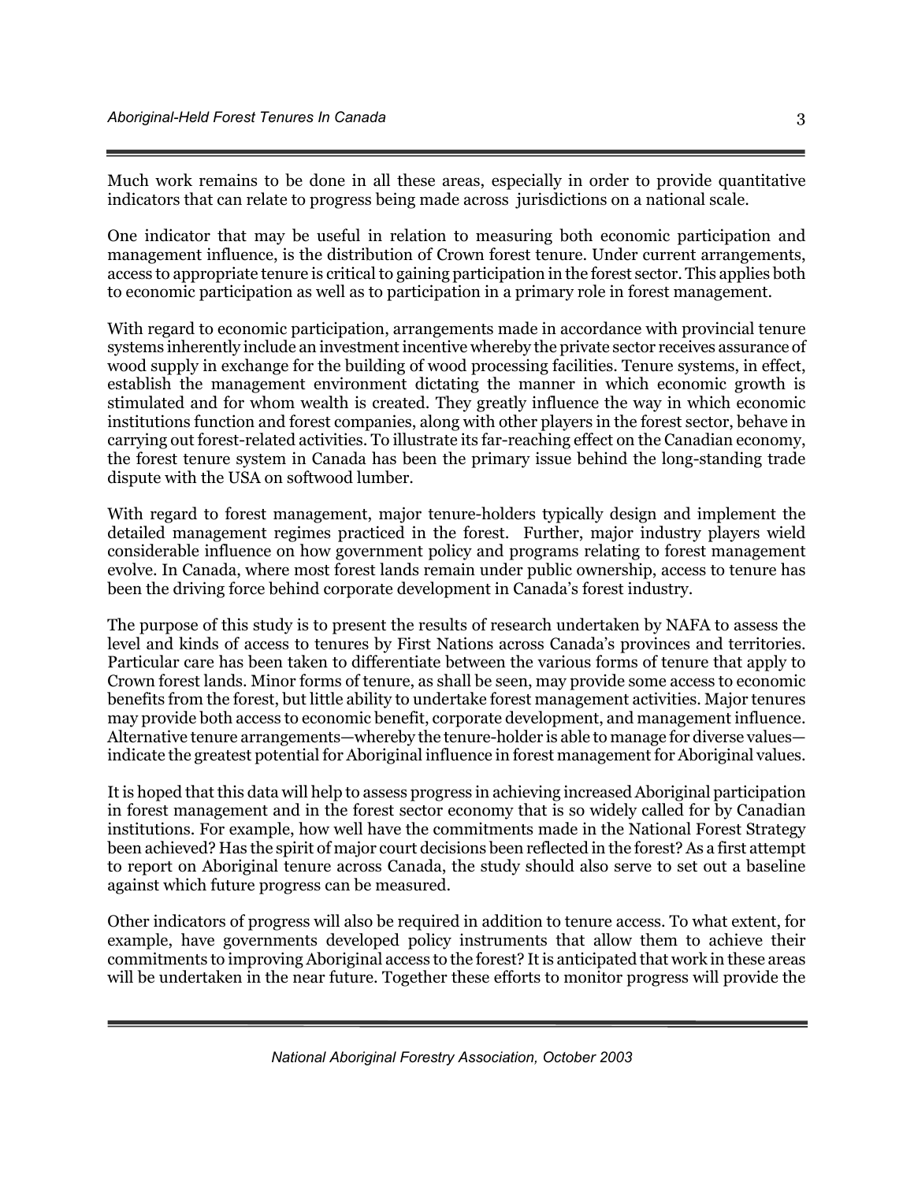Much work remains to be done in all these areas, especially in order to provide quantitative indicators that can relate to progress being made across jurisdictions on a national scale.

One indicator that may be useful in relation to measuring both economic participation and management influence, is the distribution of Crown forest tenure. Under current arrangements, access to appropriate tenure is critical to gaining participation in the forest sector. This applies both to economic participation as well as to participation in a primary role in forest management.

With regard to economic participation, arrangements made in accordance with provincial tenure systems inherently include an investment incentive whereby the private sector receives assurance of wood supply in exchange for the building of wood processing facilities. Tenure systems, in effect, establish the management environment dictating the manner in which economic growth is stimulated and for whom wealth is created. They greatly influence the way in which economic institutions function and forest companies, along with other players in the forest sector, behave in carrying out forest-related activities. To illustrate its far-reaching effect on the Canadian economy, the forest tenure system in Canada has been the primary issue behind the long-standing trade dispute with the USA on softwood lumber.

With regard to forest management, major tenure-holders typically design and implement the detailed management regimes practiced in the forest. Further, major industry players wield considerable influence on how government policy and programs relating to forest management evolve. In Canada, where most forest lands remain under public ownership, access to tenure has been the driving force behind corporate development in Canada's forest industry.

The purpose of this study is to present the results of research undertaken by NAFA to assess the level and kinds of access to tenures by First Nations across Canada's provinces and territories. Particular care has been taken to differentiate between the various forms of tenure that apply to Crown forest lands. Minor forms of tenure, as shall be seen, may provide some access to economic benefits from the forest, but little ability to undertake forest management activities. Major tenures may provide both access to economic benefit, corporate development, and management influence. Alternative tenure arrangements—whereby the tenure-holder is able to manage for diverse values—indicate the greatest potential for Aboriginal influence in forest management for Aboriginal values.

It is hoped that this data will help to assess progress in achieving increased Aboriginal participation in forest management and in the forest sector economy that is so widely called for by Canadian institutions. For example, how well have the commitments made in the National Forest Strategy been achieved? Has the spirit of major court decisions been reflected in the forest? As a first attempt to report on Aboriginal tenure across Canada, the study should also serve to set out a baseline against which future progress can be measured.

Other indicators of progress will also be required in addition to tenure access. To what extent, for example, have governments developed policy instruments that allow them to achieve their commitments to improving Aboriginal access to the forest? It is anticipated that work in these areas will be undertaken in the near future. Together these efforts to monitor progress will provide the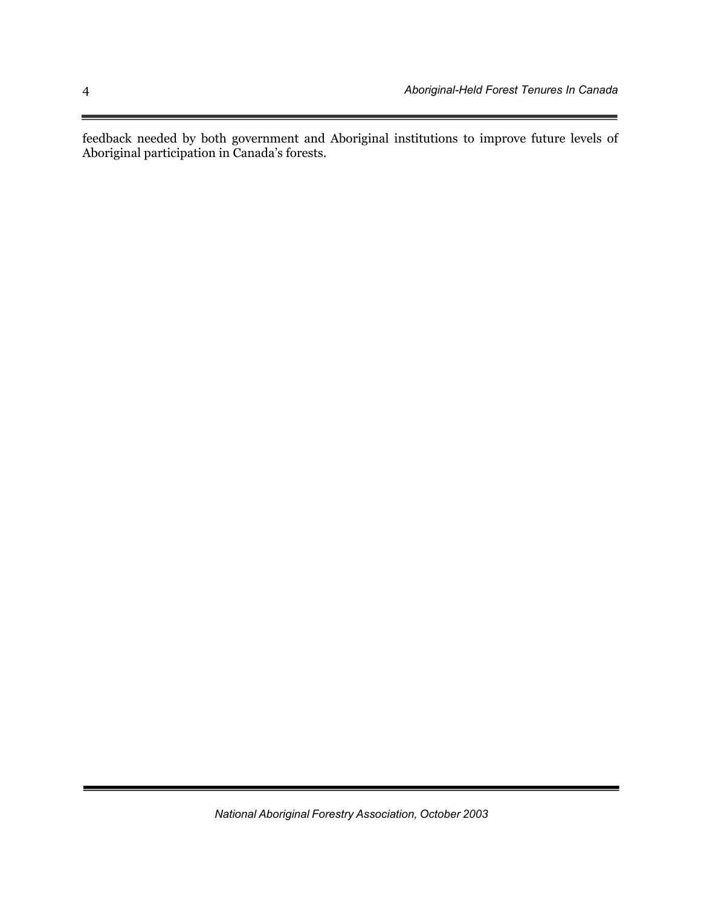feedback needed by both government and Aboriginal institutions to improve future levels of Aboriginal participation in Canada's forests.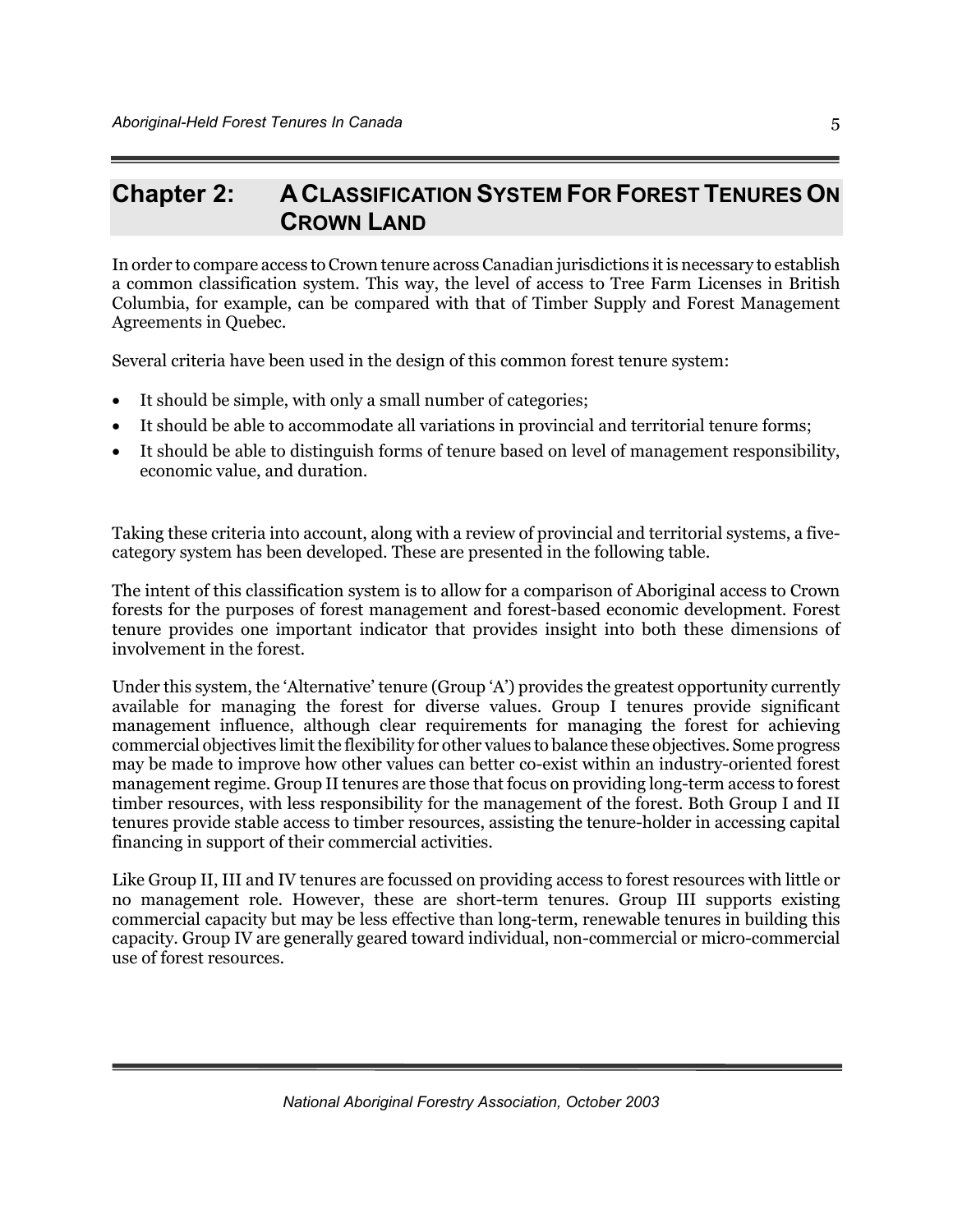## Chapter 2: A Classification System For Forest Tenures On Crown Land

In order to compare access to Crown tenure across Canadian jurisdictions it is necessary to establish a common classification system. This way, the level of access to Tree Farm Licenses in British Columbia, for example, can be compared with that of Timber Supply and Forest Management Agreements in Quebec.

Several criteria have been used in the design of this common forest tenure system:

- It should be simple, with only a small number of categories;
- It should be able to accommodate all variations in provincial and territorial tenure forms;
- It should be able to distinguish forms of tenure based on level of management responsibility, economic value, and duration.

Taking these criteria into account, along with a review of provincial and territorial systems, a five-category system has been developed. These are presented in the following table.

The intent of this classification system is to allow for a comparison of Aboriginal access to Crown forests for the purposes of forest management and forest-based economic development. Forest tenure provides one important indicator that provides insight into both these dimensions of involvement in the forest.

Under this system, the 'Alternative' tenure (Group 'A') provides the greatest opportunity currently available for managing the forest for diverse values. Group I tenures provide significant management influence, although clear requirements for managing the forest for achieving commercial objectives limit the flexibility for other values to balance these objectives. Some progress may be made to improve how other values can better co-exist within an industry-oriented forest management regime. Group II tenures are those that focus on providing long-term access to forest timber resources, with less responsibility for the management of the forest. Both Group I and II tenures provide stable access to timber resources, assisting the tenure-holder in accessing capital financing in support of their commercial activities.

Like Group II, III and IV tenures are focussed on providing access to forest resources with little or no management role. However, these are short-term tenures. Group III supports existing commercial capacity but may be less effective than long-term, renewable tenures in building this capacity. Group IV are generally geared toward individual, non-commercial or micro-commercial use of forest resources.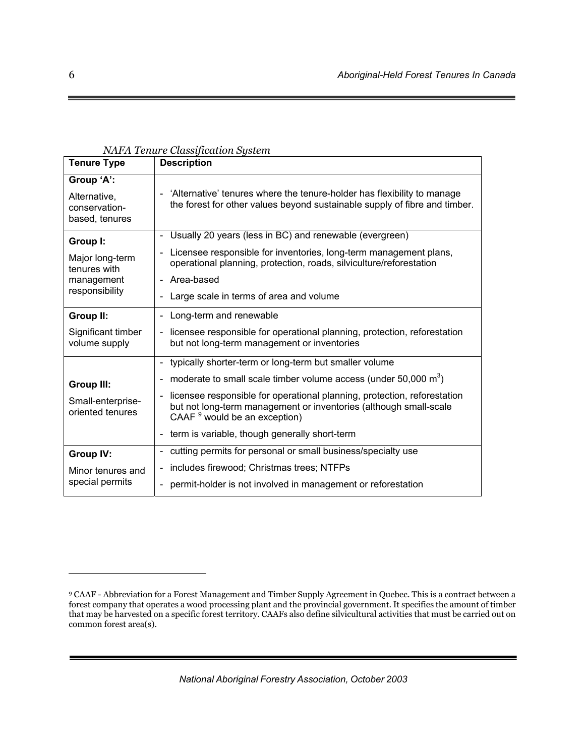*NAFA Tenure Classification System*

| Tenure Type | Description |
|---|---|
| **Group 'A':** Alternative, conservation-based, tenures | - 'Alternative' tenures where the tenure-holder has flexibility to manage the forest for other values beyond sustainable supply of fibre and timber. |
| **Group I:** Major long-term tenures with management responsibility | - Usually 20 years (less in BC) and renewable (evergreen)<br>- Licensee responsible for inventories, long-term management plans, operational planning, protection, roads, silviculture/reforestation<br>- Area-based<br>- Large scale in terms of area and volume |
| **Group II:** Significant timber volume supply | - Long-term and renewable<br>- licensee responsible for operational planning, protection, reforestation but not long-term management or inventories |
| **Group III:** Small-enterprise-oriented tenures | - typically shorter-term or long-term but smaller volume<br>- moderate to small scale timber volume access (under 50,000 $m^3$)<br>- licensee responsible for operational planning, protection, reforestation but not long-term management or inventories (although small-scale CAAF [9] would be an exception)<br>- term is variable, though generally short-term |
| **Group IV:** Minor tenures and special permits | - cutting permits for personal or small business/specialty use<br>- includes firewood; Christmas trees; NTFPs<br>- permit-holder is not involved in management or reforestation |

[9] CAAF - Abbreviation for a Forest Management and Timber Supply Agreement in Quebec. This is a contract between a forest company that operates a wood processing plant and the provincial government. It specifies the amount of timber that may be harvested on a specific forest territory. CAAFs also define silvicultural activities that must be carried out on common forest area(s).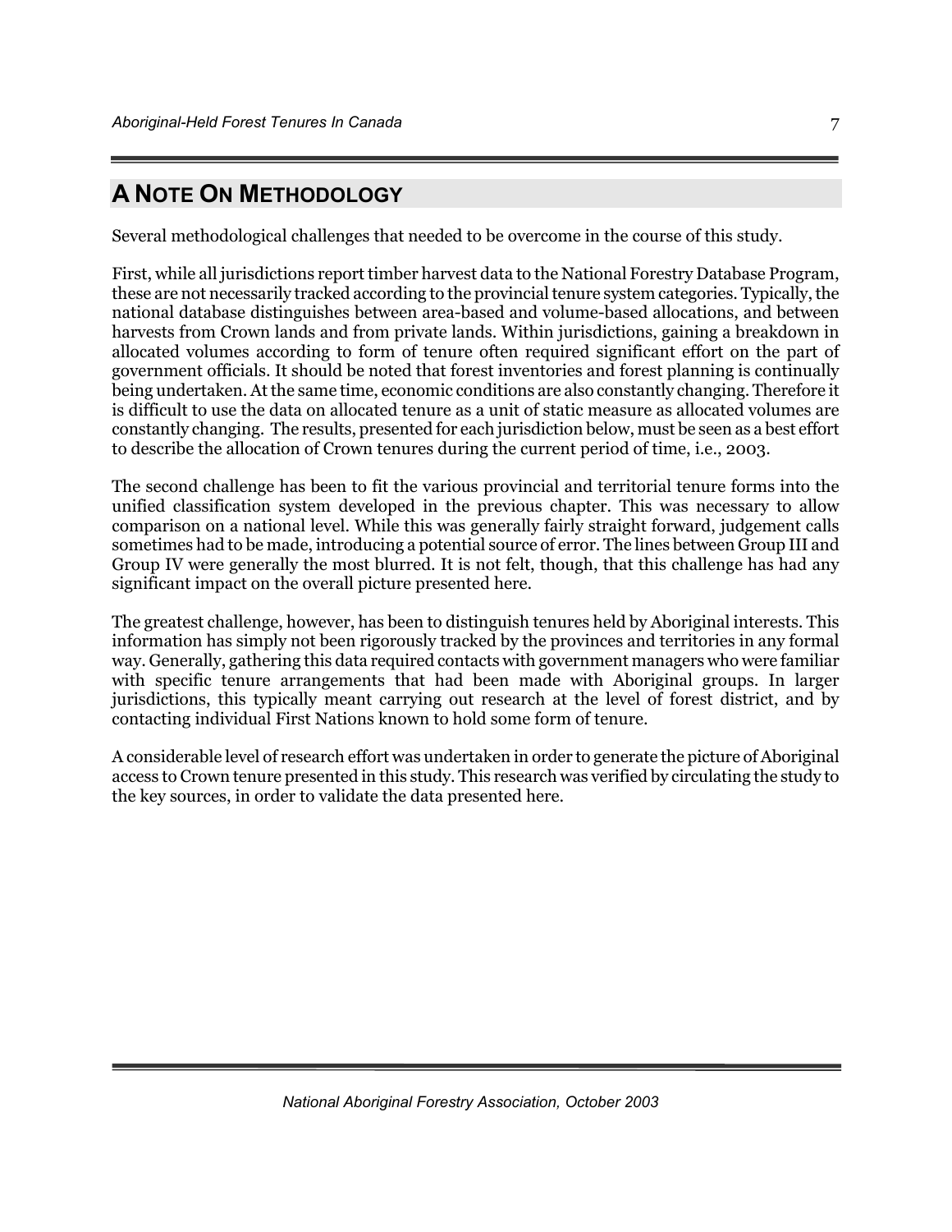## A NOTE ON METHODOLOGY

Several methodological challenges that needed to be overcome in the course of this study.

First, while all jurisdictions report timber harvest data to the National Forestry Database Program, these are not necessarily tracked according to the provincial tenure system categories. Typically, the national database distinguishes between area-based and volume-based allocations, and between harvests from Crown lands and from private lands. Within jurisdictions, gaining a breakdown in allocated volumes according to form of tenure often required significant effort on the part of government officials. It should be noted that forest inventories and forest planning is continually being undertaken. At the same time, economic conditions are also constantly changing. Therefore it is difficult to use the data on allocated tenure as a unit of static measure as allocated volumes are constantly changing. The results, presented for each jurisdiction below, must be seen as a best effort to describe the allocation of Crown tenures during the current period of time, i.e., 2003.

The second challenge has been to fit the various provincial and territorial tenure forms into the unified classification system developed in the previous chapter. This was necessary to allow comparison on a national level. While this was generally fairly straight forward, judgement calls sometimes had to be made, introducing a potential source of error. The lines between Group III and Group IV were generally the most blurred. It is not felt, though, that this challenge has had any significant impact on the overall picture presented here.

The greatest challenge, however, has been to distinguish tenures held by Aboriginal interests. This information has simply not been rigorously tracked by the provinces and territories in any formal way. Generally, gathering this data required contacts with government managers who were familiar with specific tenure arrangements that had been made with Aboriginal groups. In larger jurisdictions, this typically meant carrying out research at the level of forest district, and by contacting individual First Nations known to hold some form of tenure.

A considerable level of research effort was undertaken in order to generate the picture of Aboriginal access to Crown tenure presented in this study. This research was verified by circulating the study to the key sources, in order to validate the data presented here.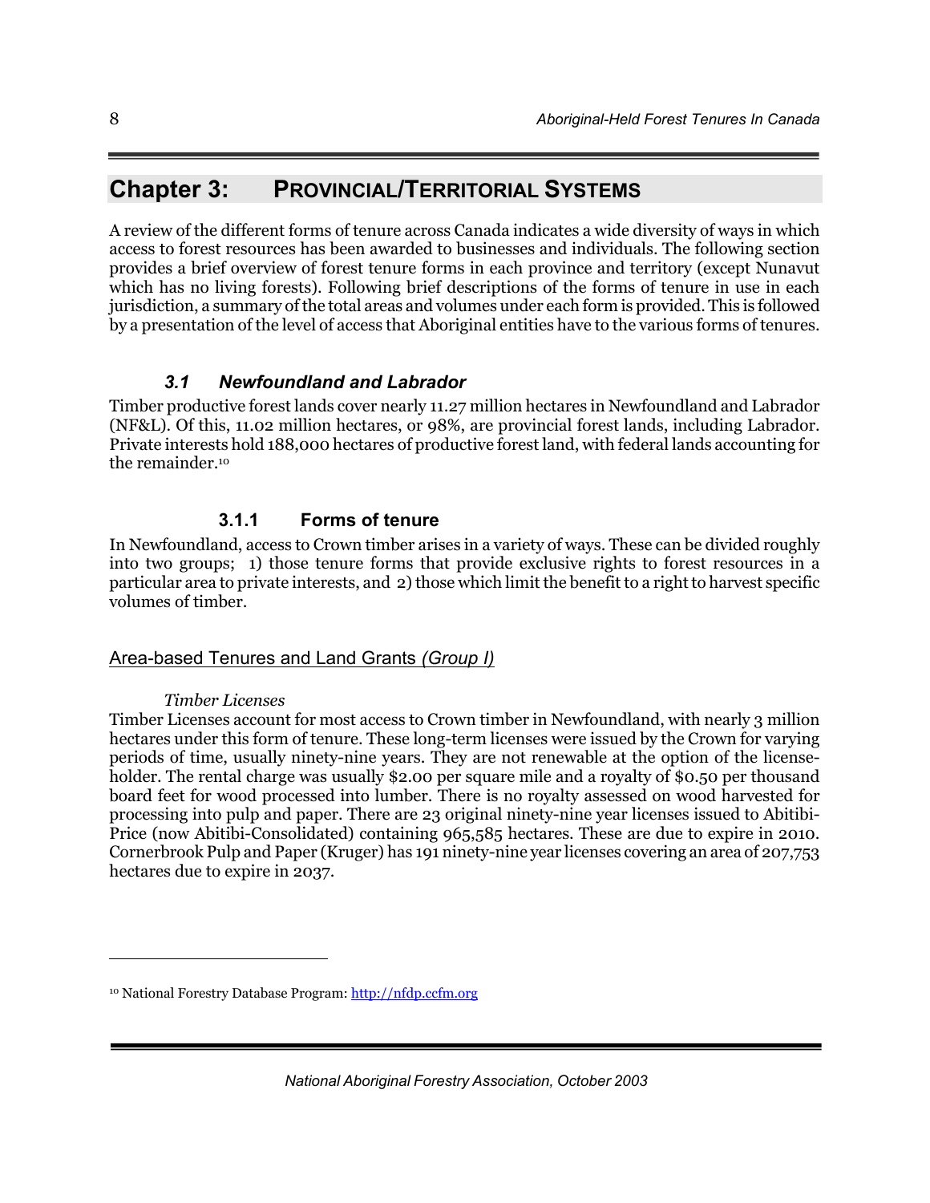# Chapter 3: PROVINCIAL/TERRITORIAL SYSTEMS

A review of the different forms of tenure across Canada indicates a wide diversity of ways in which access to forest resources has been awarded to businesses and individuals. The following section provides a brief overview of forest tenure forms in each province and territory (except Nunavut which has no living forests). Following brief descriptions of the forms of tenure in use in each jurisdiction, a summary of the total areas and volumes under each form is provided. This is followed by a presentation of the level of access that Aboriginal entities have to the various forms of tenures.

## *3.1 Newfoundland and Labrador*

Timber productive forest lands cover nearly 11.27 million hectares in Newfoundland and Labrador (NF&L). Of this, 11.02 million hectares, or 98%, are provincial forest lands, including Labrador. Private interests hold 188,000 hectares of productive forest land, with federal lands accounting for the remainder.[10]

### 3.1.1 Forms of tenure

In Newfoundland, access to Crown timber arises in a variety of ways. These can be divided roughly into two groups; 1) those tenure forms that provide exclusive rights to forest resources in a particular area to private interests, and 2) those which limit the benefit to a right to harvest specific volumes of timber.

Area-based Tenures and Land Grants *(Group I)*

*Timber Licenses*

Timber Licenses account for most access to Crown timber in Newfoundland, with nearly 3 million hectares under this form of tenure. These long-term licenses were issued by the Crown for varying periods of time, usually ninety-nine years. They are not renewable at the option of the license-holder. The rental charge was usually $2.00 per square mile and a royalty of $0.50 per thousand board feet for wood processed into lumber. There is no royalty assessed on wood harvested for processing into pulp and paper. There are 23 original ninety-nine year licenses issued to Abitibi-Price (now Abitibi-Consolidated) containing 965,585 hectares. These are due to expire in 2010. Cornerbrook Pulp and Paper (Kruger) has 191 ninety-nine year licenses covering an area of 207,753 hectares due to expire in 2037.

---

[10] National Forestry Database Program: http://nfdp.ccfm.org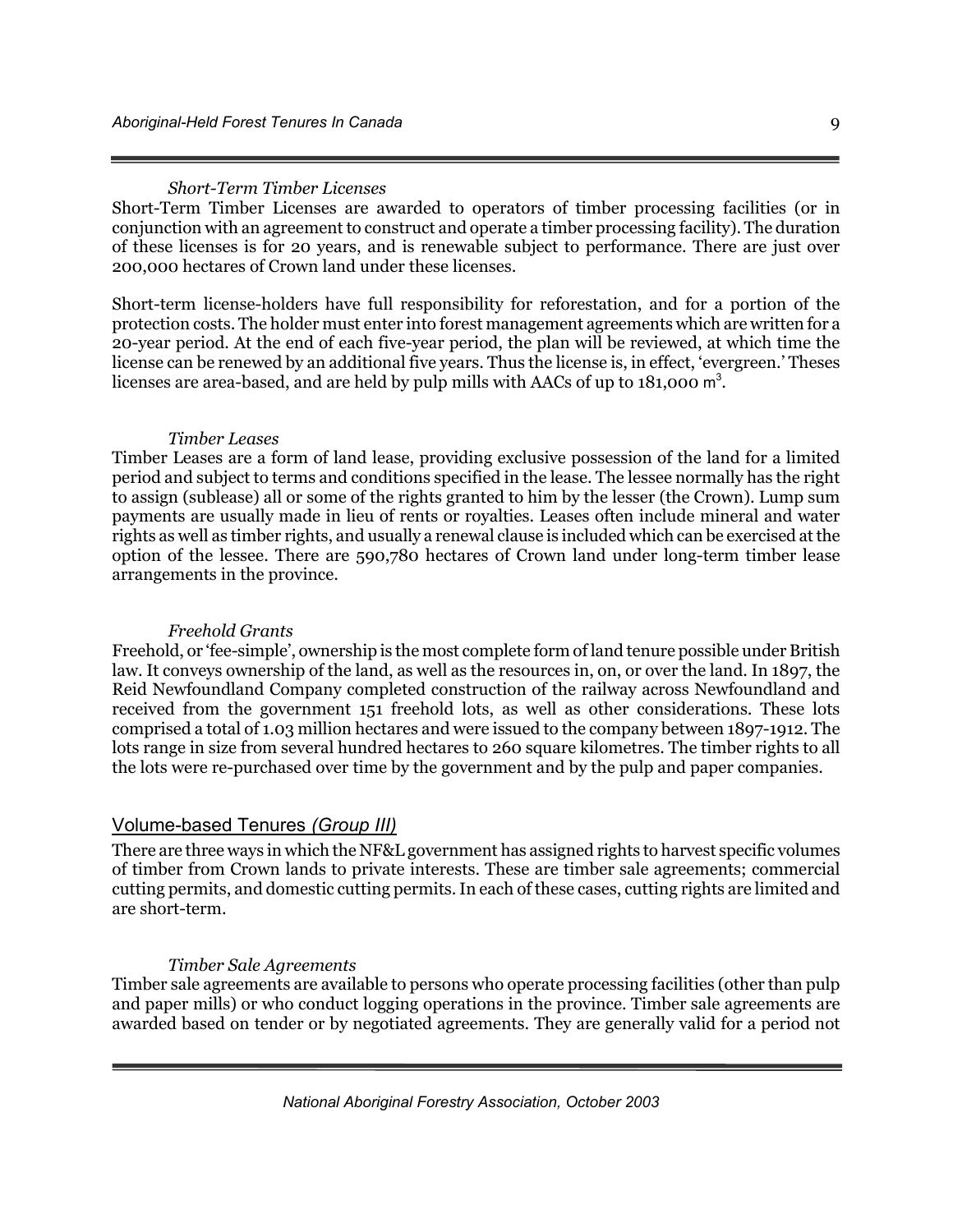#### *Short-Term Timber Licenses*

Short-Term Timber Licenses are awarded to operators of timber processing facilities (or in conjunction with an agreement to construct and operate a timber processing facility). The duration of these licenses is for 20 years, and is renewable subject to performance. There are just over 200,000 hectares of Crown land under these licenses.

Short-term license-holders have full responsibility for reforestation, and for a portion of the protection costs. The holder must enter into forest management agreements which are written for a 20-year period. At the end of each five-year period, the plan will be reviewed, at which time the license can be renewed by an additional five years. Thus the license is, in effect, 'evergreen.' Theses licenses are area-based, and are held by pulp mills with AACs of up to 181,000 $m^3$.

#### *Timber Leases*

Timber Leases are a form of land lease, providing exclusive possession of the land for a limited period and subject to terms and conditions specified in the lease. The lessee normally has the right to assign (sublease) all or some of the rights granted to him by the lesser (the Crown). Lump sum payments are usually made in lieu of rents or royalties. Leases often include mineral and water rights as well as timber rights, and usually a renewal clause is included which can be exercised at the option of the lessee. There are 590,780 hectares of Crown land under long-term timber lease arrangements in the province.

#### *Freehold Grants*

Freehold, or 'fee-simple', ownership is the most complete form of land tenure possible under British law. It conveys ownership of the land, as well as the resources in, on, or over the land. In 1897, the Reid Newfoundland Company completed construction of the railway across Newfoundland and received from the government 151 freehold lots, as well as other considerations. These lots comprised a total of 1.03 million hectares and were issued to the company between 1897-1912. The lots range in size from several hundred hectares to 260 square kilometres. The timber rights to all the lots were re-purchased over time by the government and by the pulp and paper companies.

### Volume-based Tenures *(Group III)*

There are three ways in which the NF&L government has assigned rights to harvest specific volumes of timber from Crown lands to private interests. These are timber sale agreements; commercial cutting permits, and domestic cutting permits. In each of these cases, cutting rights are limited and are short-term.

#### *Timber Sale Agreements*

Timber sale agreements are available to persons who operate processing facilities (other than pulp and paper mills) or who conduct logging operations in the province. Timber sale agreements are awarded based on tender or by negotiated agreements. They are generally valid for a period not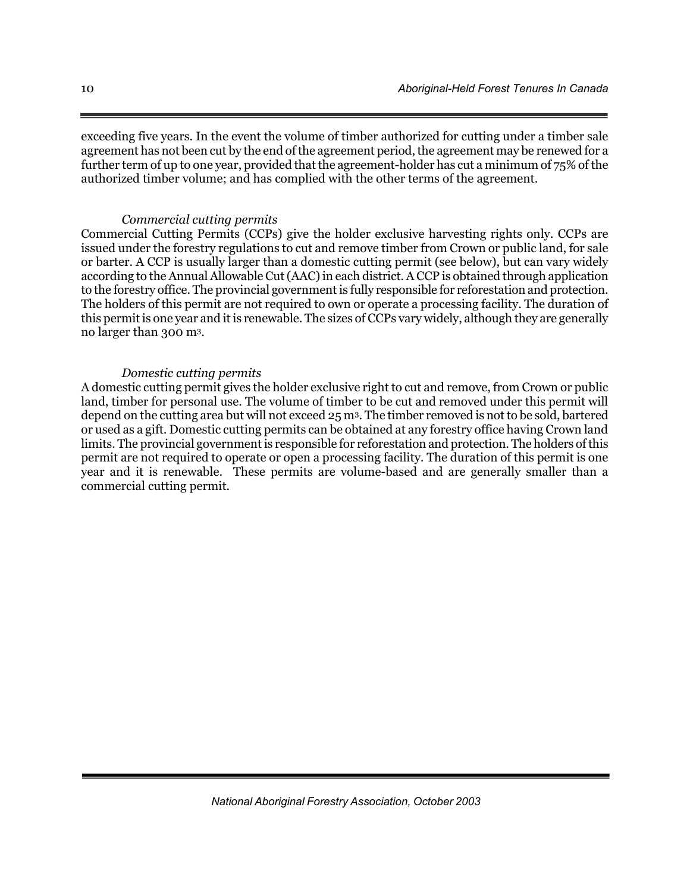exceeding five years. In the event the volume of timber authorized for cutting under a timber sale agreement has not been cut by the end of the agreement period, the agreement may be renewed for a further term of up to one year, provided that the agreement-holder has cut a minimum of 75% of the authorized timber volume; and has complied with the other terms of the agreement.

*Commercial cutting permits*

Commercial Cutting Permits (CCPs) give the holder exclusive harvesting rights only. CCPs are issued under the forestry regulations to cut and remove timber from Crown or public land, for sale or barter. A CCP is usually larger than a domestic cutting permit (see below), but can vary widely according to the Annual Allowable Cut (AAC) in each district. A CCP is obtained through application to the forestry office. The provincial government is fully responsible for reforestation and protection. The holders of this permit are not required to own or operate a processing facility. The duration of this permit is one year and it is renewable. The sizes of CCPs vary widely, although they are generally no larger than 300 $m^3$.

*Domestic cutting permits*

A domestic cutting permit gives the holder exclusive right to cut and remove, from Crown or public land, timber for personal use. The volume of timber to be cut and removed under this permit will depend on the cutting area but will not exceed 25 $m^3$. The timber removed is not to be sold, bartered or used as a gift. Domestic cutting permits can be obtained at any forestry office having Crown land limits. The provincial government is responsible for reforestation and protection. The holders of this permit are not required to operate or open a processing facility. The duration of this permit is one year and it is renewable. These permits are volume-based and are generally smaller than a commercial cutting permit.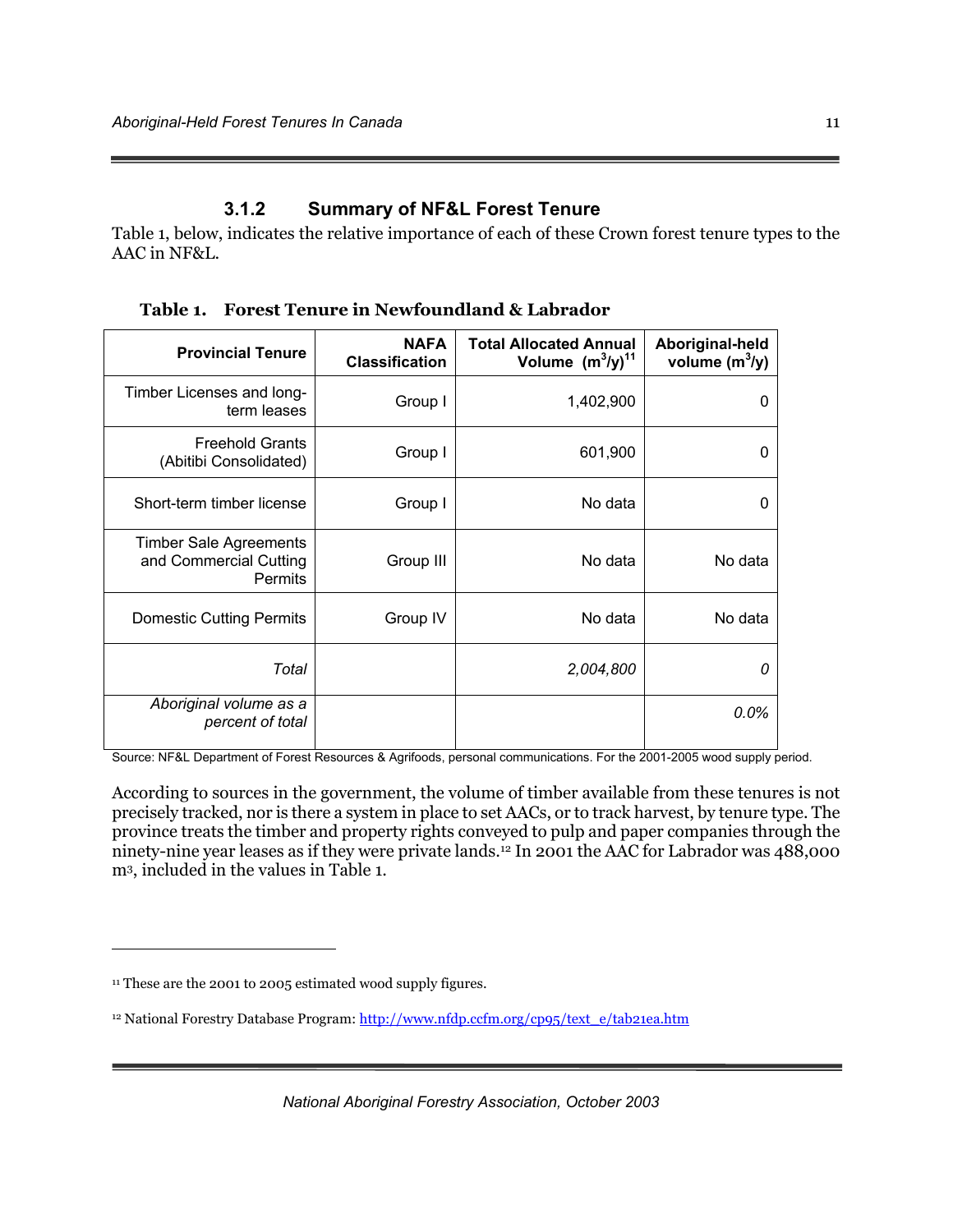### 3.1.2 Summary of NF&L Forest Tenure

Table 1, below, indicates the relative importance of each of these Crown forest tenure types to the AAC in NF&L.

**Table 1. Forest Tenure in Newfoundland & Labrador**

| Provincial Tenure | NAFA Classification | Total Allocated Annual Volume ($m^3/y$)[11] | Aboriginal-held volume ($m^3/y$) |
|---|---|---|---|
| Timber Licenses and long-term leases | Group I | 1,402,900 | 0 |
| Freehold Grants (Abitibi Consolidated) | Group I | 601,900 | 0 |
| Short-term timber license | Group I | No data | 0 |
| Timber Sale Agreements and Commercial Cutting Permits | Group III | No data | No data |
| Domestic Cutting Permits | Group IV | No data | No data |
| *Total* | | *2,004,800* | *0* |
| *Aboriginal volume as a percent of total* | | | *0.0%* |

Source: NF&L Department of Forest Resources & Agrifoods, personal communications. For the 2001-2005 wood supply period.

According to sources in the government, the volume of timber available from these tenures is not precisely tracked, nor is there a system in place to set AACs, or to track harvest, by tenure type. The province treats the timber and property rights conveyed to pulp and paper companies through the ninety-nine year leases as if they were private lands.[12] In 2001 the AAC for Labrador was 488,000 $m^3$, included in the values in Table 1.

---

[11] These are the 2001 to 2005 estimated wood supply figures.

[12] National Forestry Database Program: http://www.nfdp.ccfm.org/cp95/text_e/tab21ea.htm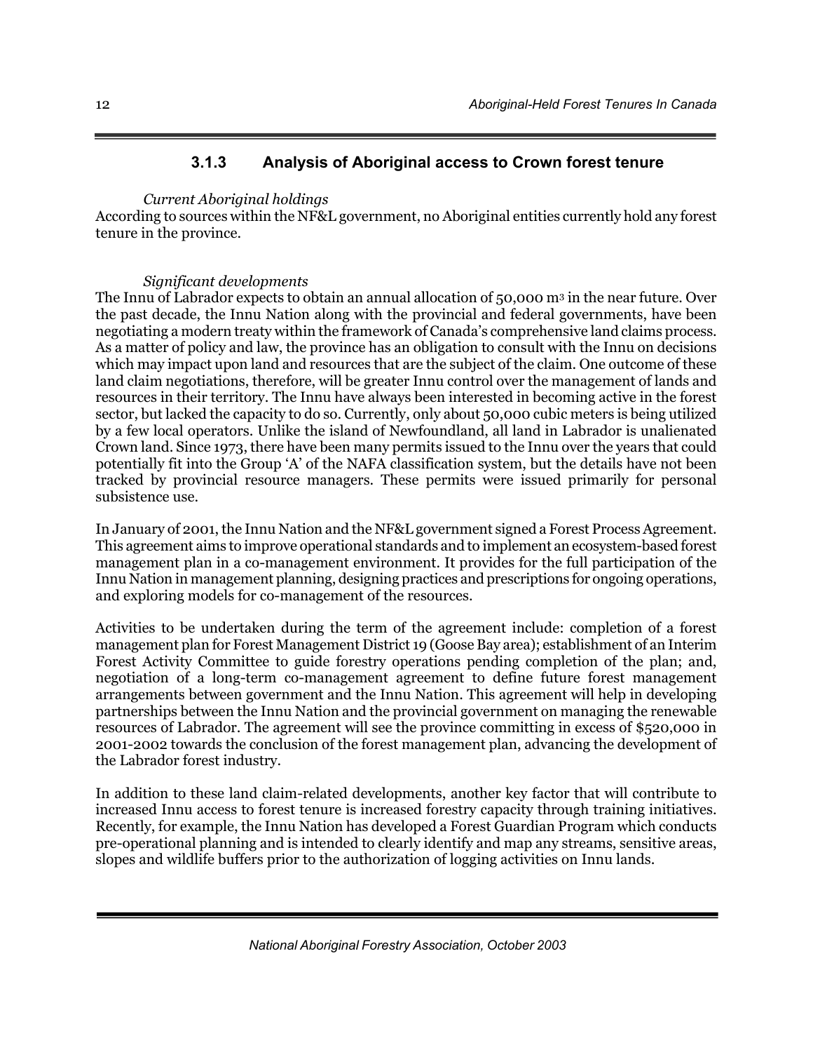### 3.1.3 Analysis of Aboriginal access to Crown forest tenure

*Current Aboriginal holdings*

According to sources within the NF&L government, no Aboriginal entities currently hold any forest tenure in the province.

*Significant developments*

The Innu of Labrador expects to obtain an annual allocation of 50,000 $m^3$ in the near future. Over the past decade, the Innu Nation along with the provincial and federal governments, have been negotiating a modern treaty within the framework of Canada's comprehensive land claims process. As a matter of policy and law, the province has an obligation to consult with the Innu on decisions which may impact upon land and resources that are the subject of the claim. One outcome of these land claim negotiations, therefore, will be greater Innu control over the management of lands and resources in their territory. The Innu have always been interested in becoming active in the forest sector, but lacked the capacity to do so. Currently, only about 50,000 cubic meters is being utilized by a few local operators. Unlike the island of Newfoundland, all land in Labrador is unalienated Crown land. Since 1973, there have been many permits issued to the Innu over the years that could potentially fit into the Group 'A' of the NAFA classification system, but the details have not been tracked by provincial resource managers. These permits were issued primarily for personal subsistence use.

In January of 2001, the Innu Nation and the NF&L government signed a Forest Process Agreement. This agreement aims to improve operational standards and to implement an ecosystem-based forest management plan in a co-management environment. It provides for the full participation of the Innu Nation in management planning, designing practices and prescriptions for ongoing operations, and exploring models for co-management of the resources.

Activities to be undertaken during the term of the agreement include: completion of a forest management plan for Forest Management District 19 (Goose Bay area); establishment of an Interim Forest Activity Committee to guide forestry operations pending completion of the plan; and, negotiation of a long-term co-management agreement to define future forest management arrangements between government and the Innu Nation. This agreement will help in developing partnerships between the Innu Nation and the provincial government on managing the renewable resources of Labrador. The agreement will see the province committing in excess of $520,000 in 2001-2002 towards the conclusion of the forest management plan, advancing the development of the Labrador forest industry.

In addition to these land claim-related developments, another key factor that will contribute to increased Innu access to forest tenure is increased forestry capacity through training initiatives. Recently, for example, the Innu Nation has developed a Forest Guardian Program which conducts pre-operational planning and is intended to clearly identify and map any streams, sensitive areas, slopes and wildlife buffers prior to the authorization of logging activities on Innu lands.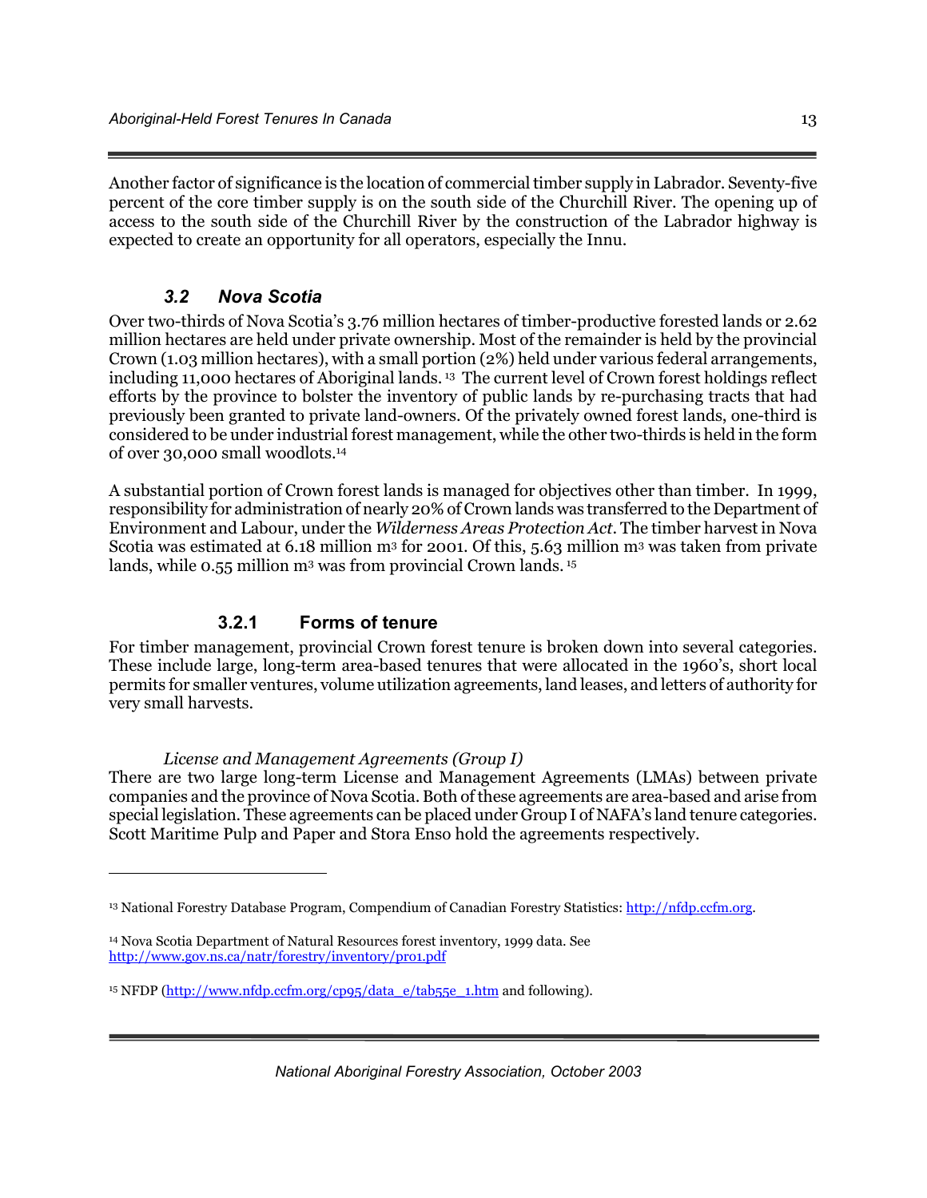Another factor of significance is the location of commercial timber supply in Labrador. Seventy-five percent of the core timber supply is on the south side of the Churchill River. The opening up of access to the south side of the Churchill River by the construction of the Labrador highway is expected to create an opportunity for all operators, especially the Innu.

## *3.2 Nova Scotia*

Over two-thirds of Nova Scotia's 3.76 million hectares of timber-productive forested lands or 2.62 million hectares are held under private ownership. Most of the remainder is held by the provincial Crown (1.03 million hectares), with a small portion (2%) held under various federal arrangements, including 11,000 hectares of Aboriginal lands. [13] The current level of Crown forest holdings reflect efforts by the province to bolster the inventory of public lands by re-purchasing tracts that had previously been granted to private land-owners. Of the privately owned forest lands, one-third is considered to be under industrial forest management, while the other two-thirds is held in the form of over 30,000 small woodlots.[14]

A substantial portion of Crown forest lands is managed for objectives other than timber. In 1999, responsibility for administration of nearly 20% of Crown lands was transferred to the Department of Environment and Labour, under the *Wilderness Areas Protection Act*. The timber harvest in Nova Scotia was estimated at 6.18 million $m^3$ for 2001. Of this, 5.63 million $m^3$ was taken from private lands, while 0.55 million $m^3$ was from provincial Crown lands. [15]

### 3.2.1 Forms of tenure

For timber management, provincial Crown forest tenure is broken down into several categories. These include large, long-term area-based tenures that were allocated in the 1960's, short local permits for smaller ventures, volume utilization agreements, land leases, and letters of authority for very small harvests.

*License and Management Agreements (Group I)*

There are two large long-term License and Management Agreements (LMAs) between private companies and the province of Nova Scotia. Both of these agreements are area-based and arise from special legislation. These agreements can be placed under Group I of NAFA's land tenure categories. Scott Maritime Pulp and Paper and Stora Enso hold the agreements respectively.

---

[13] National Forestry Database Program, Compendium of Canadian Forestry Statistics: http://nfdp.ccfm.org.

[14] Nova Scotia Department of Natural Resources forest inventory, 1999 data. See http://www.gov.ns.ca/natr/forestry/inventory/pro1.pdf

[15] NFDP (http://www.nfdp.ccfm.org/cp95/data_e/tab55e_1.htm and following).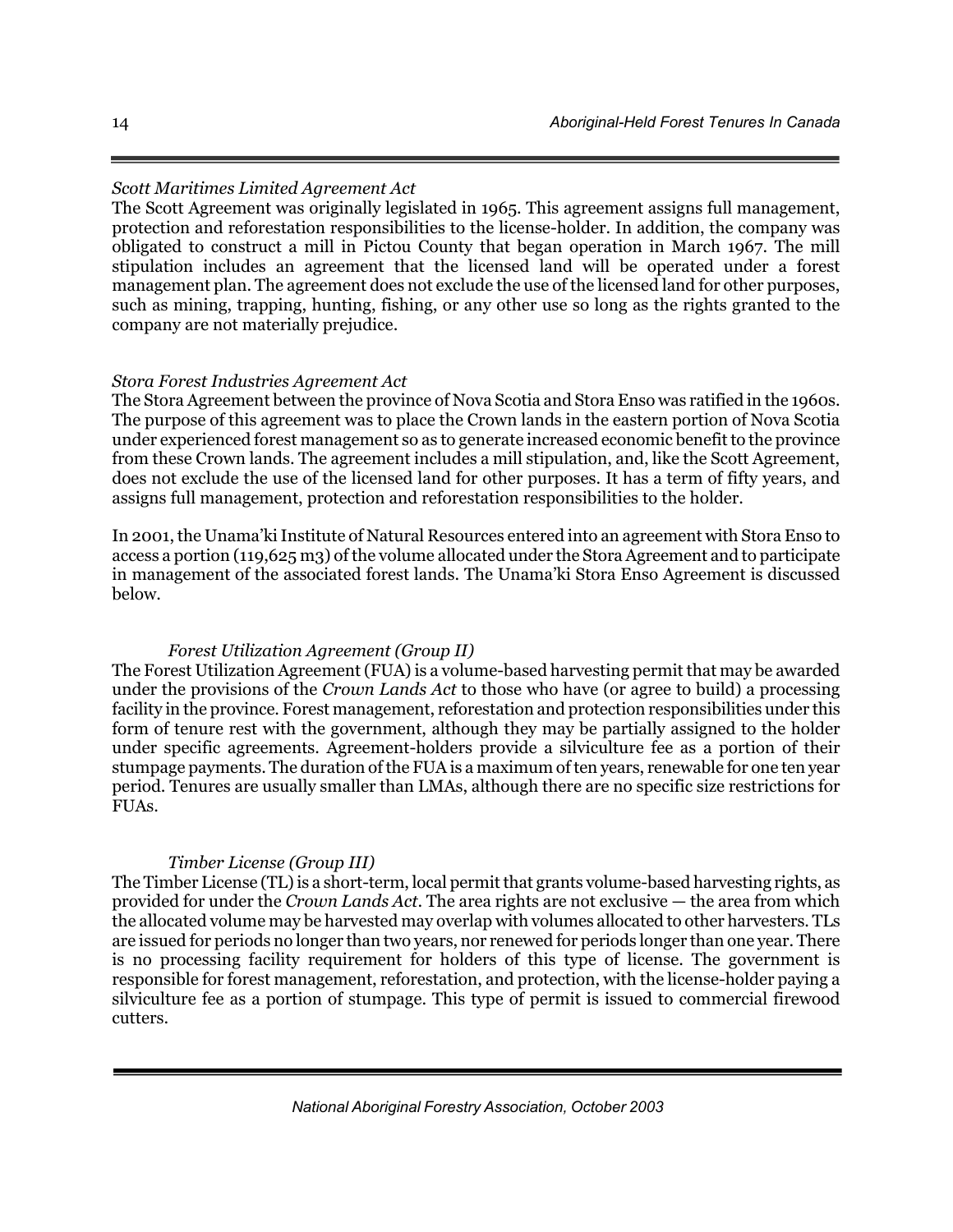*Scott Maritimes Limited Agreement Act*

The Scott Agreement was originally legislated in 1965. This agreement assigns full management, protection and reforestation responsibilities to the license-holder. In addition, the company was obligated to construct a mill in Pictou County that began operation in March 1967. The mill stipulation includes an agreement that the licensed land will be operated under a forest management plan. The agreement does not exclude the use of the licensed land for other purposes, such as mining, trapping, hunting, fishing, or any other use so long as the rights granted to the company are not materially prejudice.

*Stora Forest Industries Agreement Act*

The Stora Agreement between the province of Nova Scotia and Stora Enso was ratified in the 1960s. The purpose of this agreement was to place the Crown lands in the eastern portion of Nova Scotia under experienced forest management so as to generate increased economic benefit to the province from these Crown lands. The agreement includes a mill stipulation, and, like the Scott Agreement, does not exclude the use of the licensed land for other purposes. It has a term of fifty years, and assigns full management, protection and reforestation responsibilities to the holder.

In 2001, the Unama'ki Institute of Natural Resources entered into an agreement with Stora Enso to access a portion (119,625 m3) of the volume allocated under the Stora Agreement and to participate in management of the associated forest lands. The Unama'ki Stora Enso Agreement is discussed below.

*Forest Utilization Agreement (Group II)*

The Forest Utilization Agreement (FUA) is a volume-based harvesting permit that may be awarded under the provisions of the *Crown Lands Act* to those who have (or agree to build) a processing facility in the province. Forest management, reforestation and protection responsibilities under this form of tenure rest with the government, although they may be partially assigned to the holder under specific agreements. Agreement-holders provide a silviculture fee as a portion of their stumpage payments. The duration of the FUA is a maximum of ten years, renewable for one ten year period. Tenures are usually smaller than LMAs, although there are no specific size restrictions for FUAs.

*Timber License (Group III)*

The Timber License (TL) is a short-term, local permit that grants volume-based harvesting rights, as provided for under the *Crown Lands Act*. The area rights are not exclusive — the area from which the allocated volume may be harvested may overlap with volumes allocated to other harvesters. TLs are issued for periods no longer than two years, nor renewed for periods longer than one year. There is no processing facility requirement for holders of this type of license. The government is responsible for forest management, reforestation, and protection, with the license-holder paying a silviculture fee as a portion of stumpage. This type of permit is issued to commercial firewood cutters.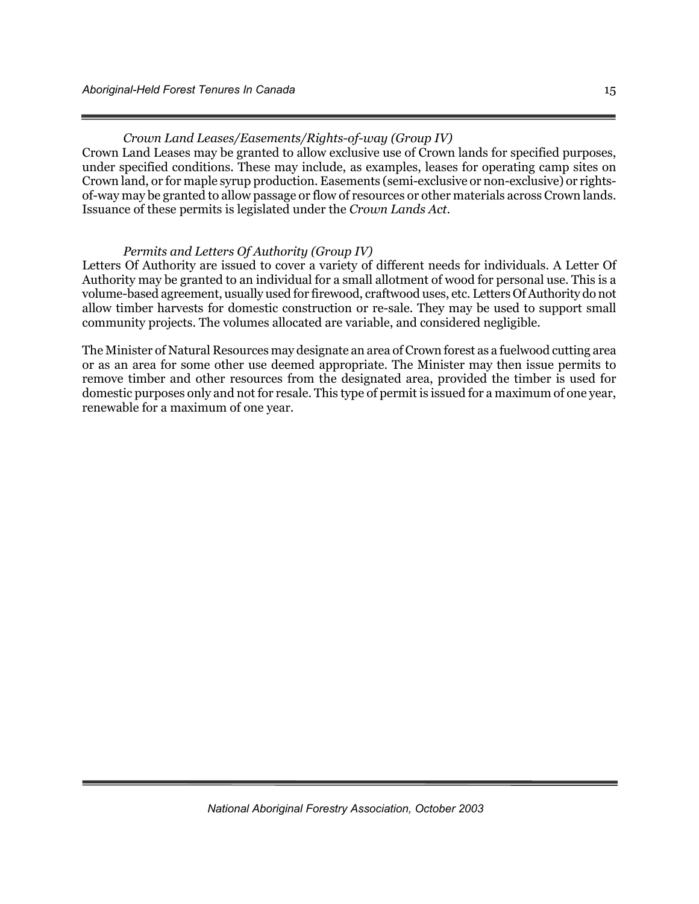*Crown Land Leases/Easements/Rights-of-way (Group IV)*

Crown Land Leases may be granted to allow exclusive use of Crown lands for specified purposes, under specified conditions. These may include, as examples, leases for operating camp sites on Crown land, or for maple syrup production. Easements (semi-exclusive or non-exclusive) or rights-of-way may be granted to allow passage or flow of resources or other materials across Crown lands. Issuance of these permits is legislated under the *Crown Lands Act*.

*Permits and Letters Of Authority (Group IV)*

Letters Of Authority are issued to cover a variety of different needs for individuals. A Letter Of Authority may be granted to an individual for a small allotment of wood for personal use. This is a volume-based agreement, usually used for firewood, craftwood uses, etc. Letters Of Authority do not allow timber harvests for domestic construction or re-sale. They may be used to support small community projects. The volumes allocated are variable, and considered negligible.

The Minister of Natural Resources may designate an area of Crown forest as a fuelwood cutting area or as an area for some other use deemed appropriate. The Minister may then issue permits to remove timber and other resources from the designated area, provided the timber is used for domestic purposes only and not for resale. This type of permit is issued for a maximum of one year, renewable for a maximum of one year.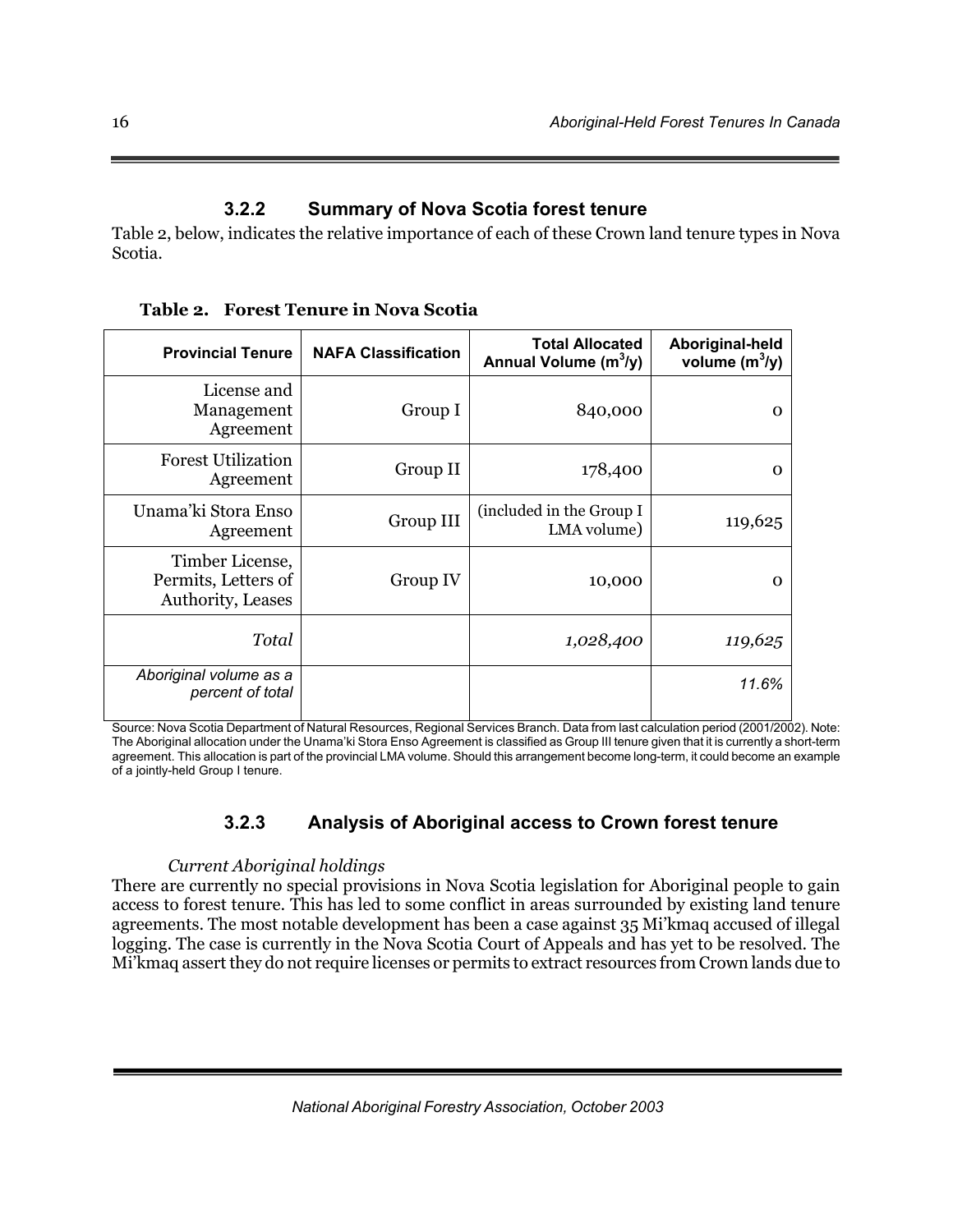### 3.2.2 Summary of Nova Scotia forest tenure

Table 2, below, indicates the relative importance of each of these Crown land tenure types in Nova Scotia.

**Table 2. Forest Tenure in Nova Scotia**

| Provincial Tenure | NAFA Classification | Total Allocated Annual Volume ($m^3$/y) | Aboriginal-held volume ($m^3$/y) |
|---|---|---|---|
| License and Management Agreement | Group I | 840,000 | 0 |
| Forest Utilization Agreement | Group II | 178,400 | 0 |
| Unama'ki Stora Enso Agreement | Group III | (included in the Group I LMA volume) | 119,625 |
| Timber License, Permits, Letters of Authority, Leases | Group IV | 10,000 | 0 |
| *Total* | | *1,028,400* | *119,625* |
| *Aboriginal volume as a percent of total* | | | *11.6%* |

Source: Nova Scotia Department of Natural Resources, Regional Services Branch. Data from last calculation period (2001/2002). Note: The Aboriginal allocation under the Unama'ki Stora Enso Agreement is classified as Group III tenure given that it is currently a short-term agreement. This allocation is part of the provincial LMA volume. Should this arrangement become long-term, it could become an example of a jointly-held Group I tenure.

### 3.2.3 Analysis of Aboriginal access to Crown forest tenure

*Current Aboriginal holdings*

There are currently no special provisions in Nova Scotia legislation for Aboriginal people to gain access to forest tenure. This has led to some conflict in areas surrounded by existing land tenure agreements. The most notable development has been a case against 35 Mi'kmaq accused of illegal logging. The case is currently in the Nova Scotia Court of Appeals and has yet to be resolved. The Mi'kmaq assert they do not require licenses or permits to extract resources from Crown lands due to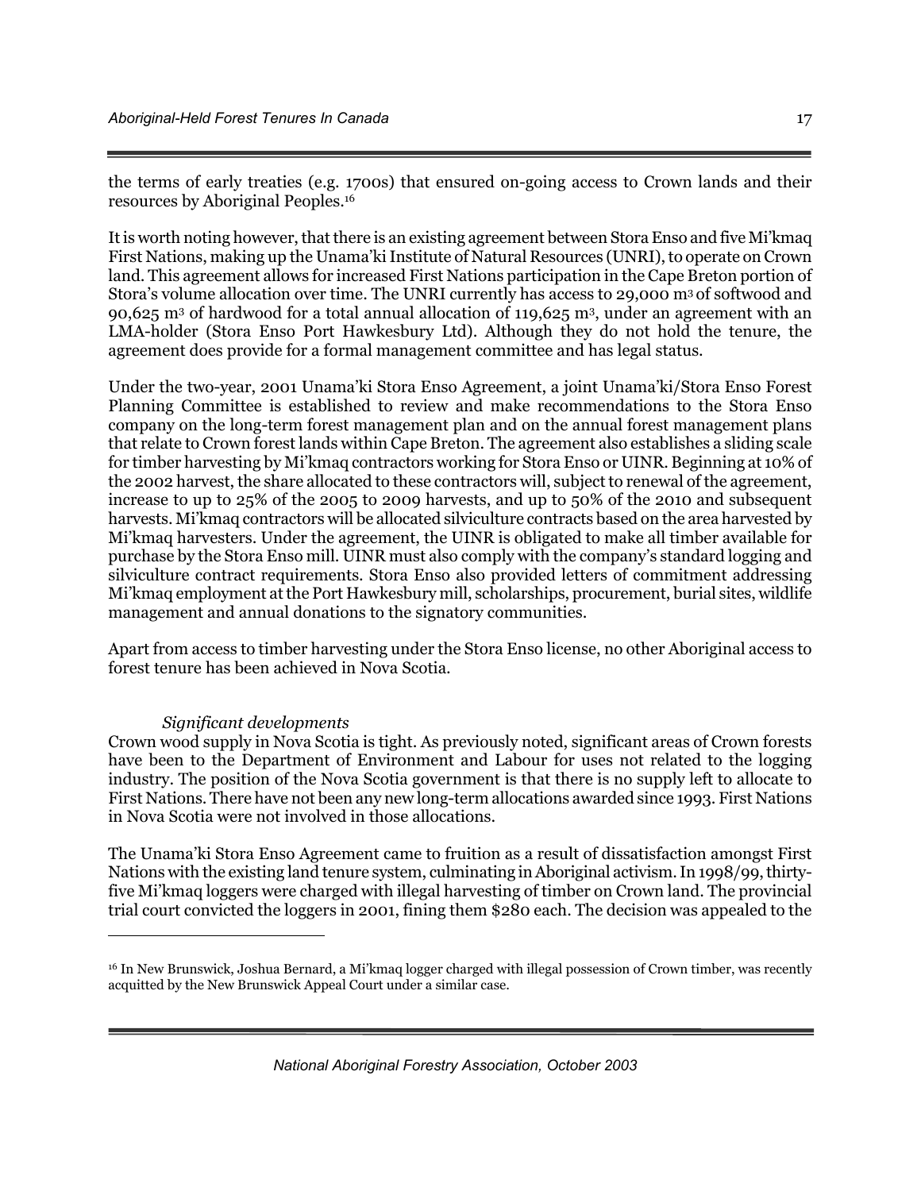the terms of early treaties (e.g. 1700s) that ensured on-going access to Crown lands and their resources by Aboriginal Peoples.[16]

It is worth noting however, that there is an existing agreement between Stora Enso and five Mi'kmaq First Nations, making up the Unama'ki Institute of Natural Resources (UNRI), to operate on Crown land. This agreement allows for increased First Nations participation in the Cape Breton portion of Stora's volume allocation over time. The UNRI currently has access to 29,000 m$^3$ of softwood and 90,625 m$^3$ of hardwood for a total annual allocation of 119,625 m$^3$, under an agreement with an LMA-holder (Stora Enso Port Hawkesbury Ltd). Although they do not hold the tenure, the agreement does provide for a formal management committee and has legal status.

Under the two-year, 2001 Unama'ki Stora Enso Agreement, a joint Unama'ki/Stora Enso Forest Planning Committee is established to review and make recommendations to the Stora Enso company on the long-term forest management plan and on the annual forest management plans that relate to Crown forest lands within Cape Breton. The agreement also establishes a sliding scale for timber harvesting by Mi'kmaq contractors working for Stora Enso or UINR. Beginning at 10% of the 2002 harvest, the share allocated to these contractors will, subject to renewal of the agreement, increase to up to 25% of the 2005 to 2009 harvests, and up to 50% of the 2010 and subsequent harvests. Mi'kmaq contractors will be allocated silviculture contracts based on the area harvested by Mi'kmaq harvesters. Under the agreement, the UINR is obligated to make all timber available for purchase by the Stora Enso mill. UINR must also comply with the company's standard logging and silviculture contract requirements. Stora Enso also provided letters of commitment addressing Mi'kmaq employment at the Port Hawkesbury mill, scholarships, procurement, burial sites, wildlife management and annual donations to the signatory communities.

Apart from access to timber harvesting under the Stora Enso license, no other Aboriginal access to forest tenure has been achieved in Nova Scotia.

*Significant developments*

Crown wood supply in Nova Scotia is tight. As previously noted, significant areas of Crown forests have been to the Department of Environment and Labour for uses not related to the logging industry. The position of the Nova Scotia government is that there is no supply left to allocate to First Nations. There have not been any new long-term allocations awarded since 1993. First Nations in Nova Scotia were not involved in those allocations.

The Unama'ki Stora Enso Agreement came to fruition as a result of dissatisfaction amongst First Nations with the existing land tenure system, culminating in Aboriginal activism. In 1998/99, thirty-five Mi'kmaq loggers were charged with illegal harvesting of timber on Crown land. The provincial trial court convicted the loggers in 2001, fining them $280 each. The decision was appealed to the

[16] In New Brunswick, Joshua Bernard, a Mi'kmaq logger charged with illegal possession of Crown timber, was recently acquitted by the New Brunswick Appeal Court under a similar case.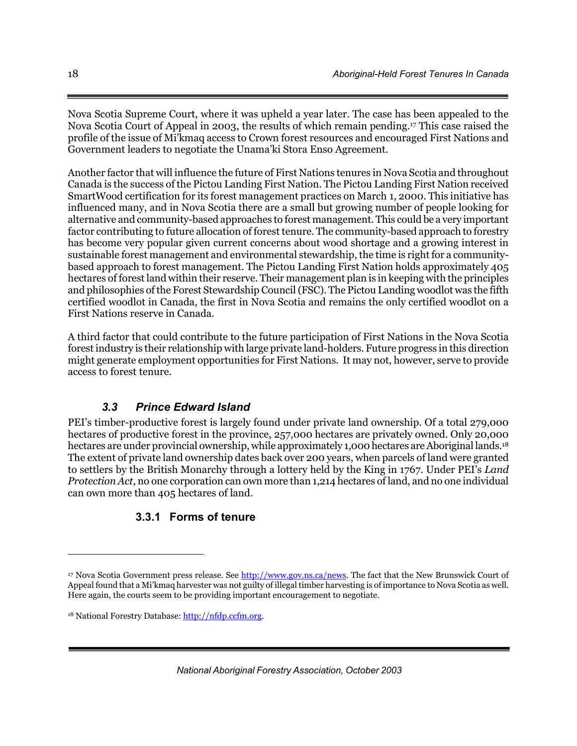Nova Scotia Supreme Court, where it was upheld a year later. The case has been appealed to the Nova Scotia Court of Appeal in 2003, the results of which remain pending.[17] This case raised the profile of the issue of Mi'kmaq access to Crown forest resources and encouraged First Nations and Government leaders to negotiate the Unama'ki Stora Enso Agreement.

Another factor that will influence the future of First Nations tenures in Nova Scotia and throughout Canada is the success of the Pictou Landing First Nation. The Pictou Landing First Nation received SmartWood certification for its forest management practices on March 1, 2000. This initiative has influenced many, and in Nova Scotia there are a small but growing number of people looking for alternative and community-based approaches to forest management. This could be a very important factor contributing to future allocation of forest tenure. The community-based approach to forestry has become very popular given current concerns about wood shortage and a growing interest in sustainable forest management and environmental stewardship, the time is right for a community-based approach to forest management. The Pictou Landing First Nation holds approximately 405 hectares of forest land within their reserve. Their management plan is in keeping with the principles and philosophies of the Forest Stewardship Council (FSC). The Pictou Landing woodlot was the fifth certified woodlot in Canada, the first in Nova Scotia and remains the only certified woodlot on a First Nations reserve in Canada.

A third factor that could contribute to the future participation of First Nations in the Nova Scotia forest industry is their relationship with large private land-holders. Future progress in this direction might generate employment opportunities for First Nations. It may not, however, serve to provide access to forest tenure.

## *3.3 Prince Edward Island*

PEI's timber-productive forest is largely found under private land ownership. Of a total 279,000 hectares of productive forest in the province, 257,000 hectares are privately owned. Only 20,000 hectares are under provincial ownership, while approximately 1,000 hectares are Aboriginal lands.[18] The extent of private land ownership dates back over 200 years, when parcels of land were granted to settlers by the British Monarchy through a lottery held by the King in 1767. Under PEI's *Land Protection Act*, no one corporation can own more than 1,214 hectares of land, and no one individual can own more than 405 hectares of land.

### 3.3.1 Forms of tenure

---

[17] Nova Scotia Government press release. See http://www.gov.ns.ca/news. The fact that the New Brunswick Court of Appeal found that a Mi'kmaq harvester was not guilty of illegal timber harvesting is of importance to Nova Scotia as well. Here again, the courts seem to be providing important encouragement to negotiate.

[18] National Forestry Database: http://nfdp.ccfm.org.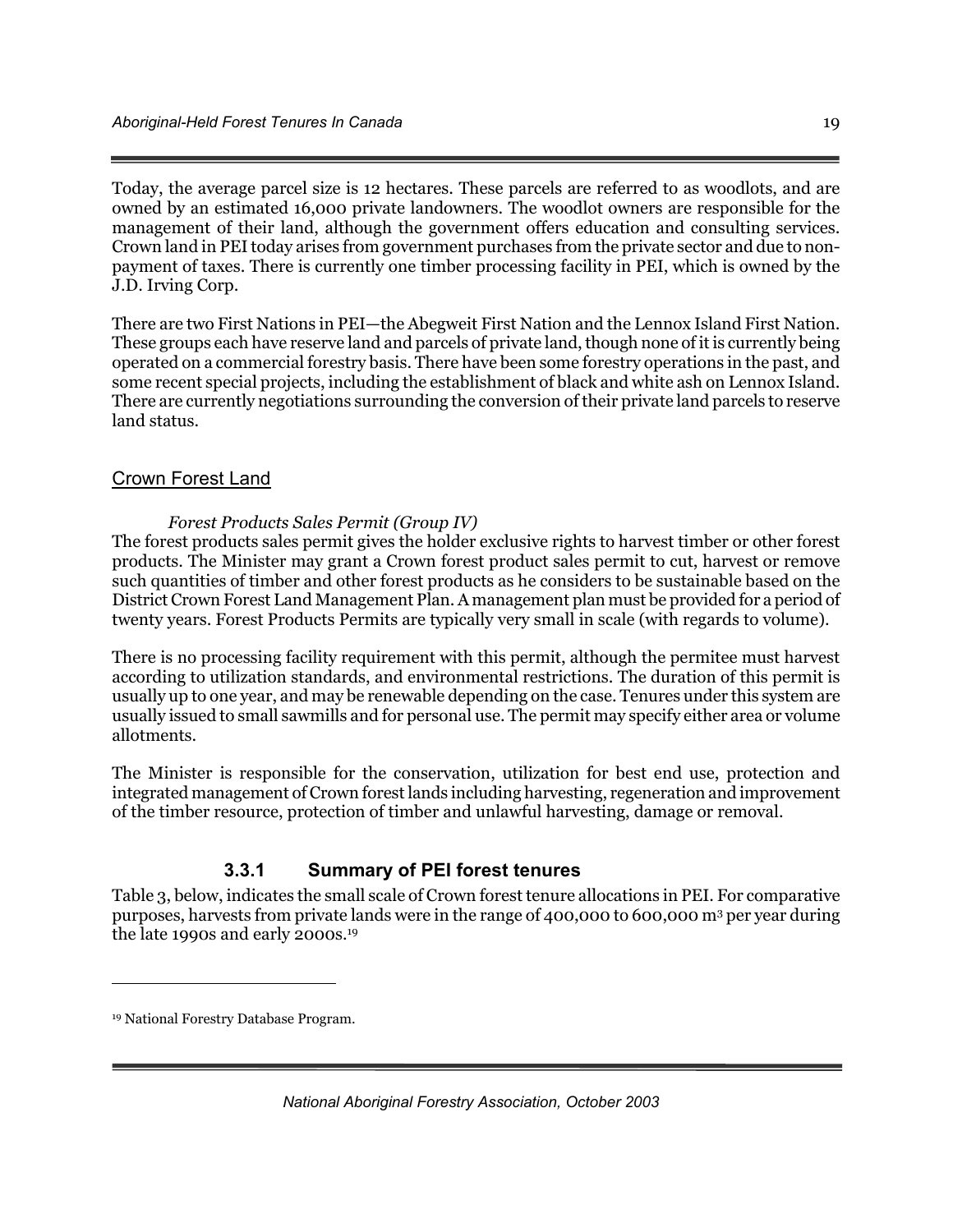Today, the average parcel size is 12 hectares. These parcels are referred to as woodlots, and are owned by an estimated 16,000 private landowners. The woodlot owners are responsible for the management of their land, although the government offers education and consulting services. Crown land in PEI today arises from government purchases from the private sector and due to non-payment of taxes. There is currently one timber processing facility in PEI, which is owned by the J.D. Irving Corp.

There are two First Nations in PEI—the Abegweit First Nation and the Lennox Island First Nation. These groups each have reserve land and parcels of private land, though none of it is currently being operated on a commercial forestry basis. There have been some forestry operations in the past, and some recent special projects, including the establishment of black and white ash on Lennox Island. There are currently negotiations surrounding the conversion of their private land parcels to reserve land status.

## Crown Forest Land

*Forest Products Sales Permit (Group IV)*

The forest products sales permit gives the holder exclusive rights to harvest timber or other forest products. The Minister may grant a Crown forest product sales permit to cut, harvest or remove such quantities of timber and other forest products as he considers to be sustainable based on the District Crown Forest Land Management Plan. A management plan must be provided for a period of twenty years. Forest Products Permits are typically very small in scale (with regards to volume).

There is no processing facility requirement with this permit, although the permitee must harvest according to utilization standards, and environmental restrictions. The duration of this permit is usually up to one year, and may be renewable depending on the case. Tenures under this system are usually issued to small sawmills and for personal use. The permit may specify either area or volume allotments.

The Minister is responsible for the conservation, utilization for best end use, protection and integrated management of Crown forest lands including harvesting, regeneration and improvement of the timber resource, protection of timber and unlawful harvesting, damage or removal.

### 3.3.1 Summary of PEI forest tenures

Table 3, below, indicates the small scale of Crown forest tenure allocations in PEI. For comparative purposes, harvests from private lands were in the range of 400,000 to 600,000 $m^3$ per year during the late 1990s and early 2000s.[19]

[19] National Forestry Database Program.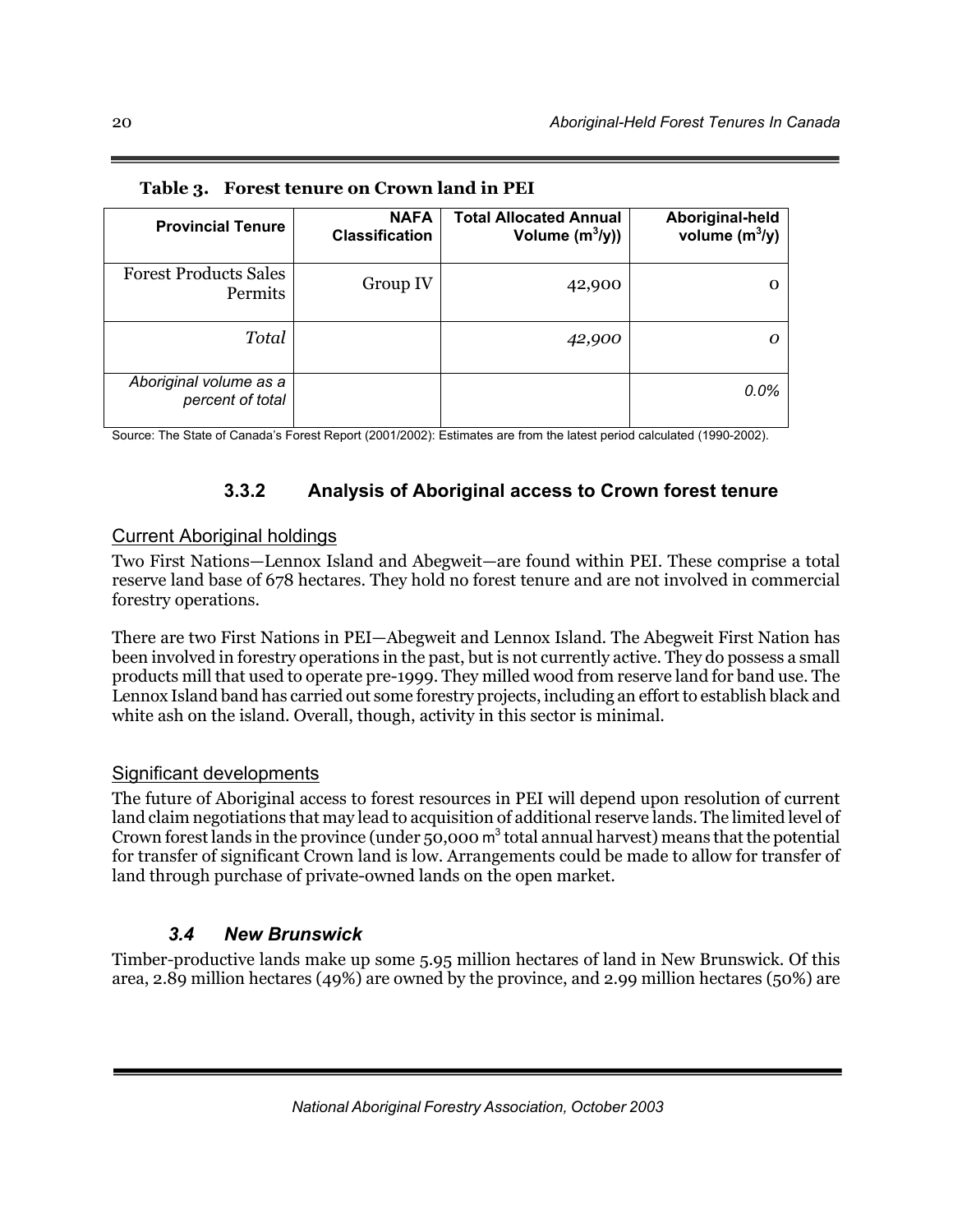**Table 3. Forest tenure on Crown land in PEI**

| Provincial Tenure | NAFA Classification | Total Allocated Annual Volume ($m^3$/y)) | Aboriginal-held volume ($m^3$/y) |
|---|---|---|---|
| Forest Products Sales Permits | Group IV | 42,900 | 0 |
| *Total* | | *42,900* | *0* |
| *Aboriginal volume as a percent of total* | | | *0.0%* |

Source: The State of Canada's Forest Report (2001/2002): Estimates are from the latest period calculated (1990-2002).

### 3.3.2 Analysis of Aboriginal access to Crown forest tenure

Current Aboriginal holdings

Two First Nations—Lennox Island and Abegweit—are found within PEI. These comprise a total reserve land base of 678 hectares. They hold no forest tenure and are not involved in commercial forestry operations.

There are two First Nations in PEI—Abegweit and Lennox Island. The Abegweit First Nation has been involved in forestry operations in the past, but is not currently active. They do possess a small products mill that used to operate pre-1999. They milled wood from reserve land for band use. The Lennox Island band has carried out some forestry projects, including an effort to establish black and white ash on the island. Overall, though, activity in this sector is minimal.

Significant developments

The future of Aboriginal access to forest resources in PEI will depend upon resolution of current land claim negotiations that may lead to acquisition of additional reserve lands. The limited level of Crown forest lands in the province (under 50,000 $m^3$ total annual harvest) means that the potential for transfer of significant Crown land is low. Arrangements could be made to allow for transfer of land through purchase of private-owned lands on the open market.

## *3.4 New Brunswick*

Timber-productive lands make up some 5.95 million hectares of land in New Brunswick. Of this area, 2.89 million hectares (49%) are owned by the province, and 2.99 million hectares (50%) are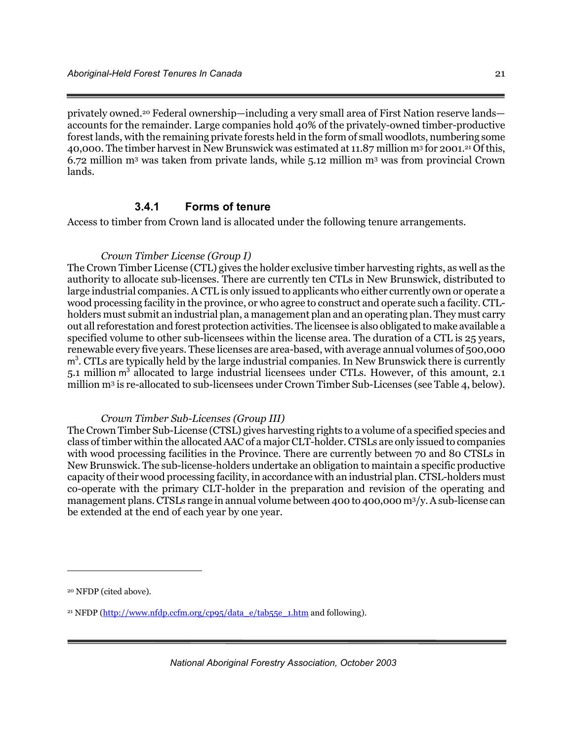privately owned.[20] Federal ownership—including a very small area of First Nation reserve lands—accounts for the remainder. Large companies hold 40% of the privately-owned timber-productive forest lands, with the remaining private forests held in the form of small woodlots, numbering some 40,000. The timber harvest in New Brunswick was estimated at 11.87 million $m^3$ for 2001.[21] Of this, 6.72 million $m^3$ was taken from private lands, while 5.12 million $m^3$ was from provincial Crown lands.

### 3.4.1 Forms of tenure

Access to timber from Crown land is allocated under the following tenure arrangements.

*Crown Timber License (Group I)*

The Crown Timber License (CTL) gives the holder exclusive timber harvesting rights, as well as the authority to allocate sub-licenses. There are currently ten CTLs in New Brunswick, distributed to large industrial companies. A CTL is only issued to applicants who either currently own or operate a wood processing facility in the province, or who agree to construct and operate such a facility. CTL-holders must submit an industrial plan, a management plan and an operating plan. They must carry out all reforestation and forest protection activities. The licensee is also obligated to make available a specified volume to other sub-licensees within the license area. The duration of a CTL is 25 years, renewable every five years. These licenses are area-based, with average annual volumes of 500,000 $m^3$. CTLs are typically held by the large industrial companies. In New Brunswick there is currently 5.1 million $m^3$ allocated to large industrial licensees under CTLs. However, of this amount, 2.1 million $m^3$ is re-allocated to sub-licensees under Crown Timber Sub-Licenses (see Table 4, below).

*Crown Timber Sub-Licenses (Group III)*

The Crown Timber Sub-License (CTSL) gives harvesting rights to a volume of a specified species and class of timber within the allocated AAC of a major CLT-holder. CTSLs are only issued to companies with wood processing facilities in the Province. There are currently between 70 and 80 CTSLs in New Brunswick. The sub-license-holders undertake an obligation to maintain a specific productive capacity of their wood processing facility, in accordance with an industrial plan. CTSL-holders must co-operate with the primary CLT-holder in the preparation and revision of the operating and management plans. CTSLs range in annual volume between 400 to 400,000 $m^3/y$. A sub-license can be extended at the end of each year by one year.

---

[20] NFDP (cited above).

[21] NFDP (http://www.nfdp.ccfm.org/cp95/data_e/tab55e_1.htm and following).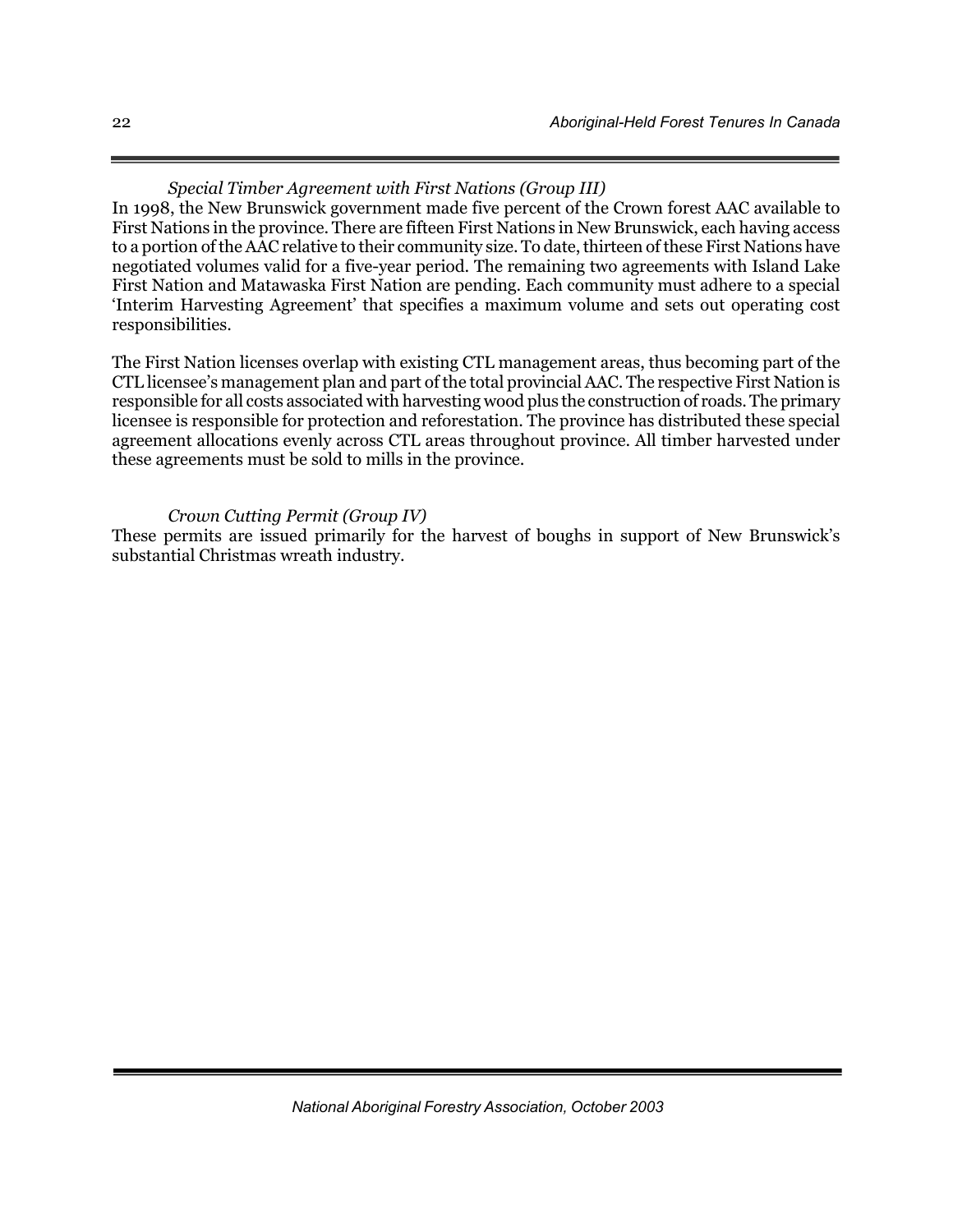*Special Timber Agreement with First Nations (Group III)*

In 1998, the New Brunswick government made five percent of the Crown forest AAC available to First Nations in the province. There are fifteen First Nations in New Brunswick, each having access to a portion of the AAC relative to their community size. To date, thirteen of these First Nations have negotiated volumes valid for a five-year period. The remaining two agreements with Island Lake First Nation and Matawaska First Nation are pending. Each community must adhere to a special 'Interim Harvesting Agreement' that specifies a maximum volume and sets out operating cost responsibilities.

The First Nation licenses overlap with existing CTL management areas, thus becoming part of the CTL licensee's management plan and part of the total provincial AAC. The respective First Nation is responsible for all costs associated with harvesting wood plus the construction of roads. The primary licensee is responsible for protection and reforestation. The province has distributed these special agreement allocations evenly across CTL areas throughout province. All timber harvested under these agreements must be sold to mills in the province.

*Crown Cutting Permit (Group IV)*

These permits are issued primarily for the harvest of boughs in support of New Brunswick's substantial Christmas wreath industry.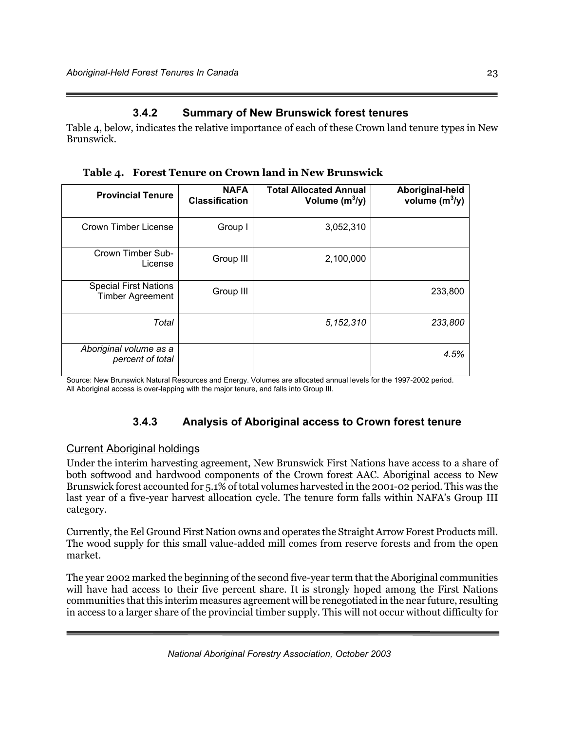### 3.4.2 Summary of New Brunswick forest tenures

Table 4, below, indicates the relative importance of each of these Crown land tenure types in New Brunswick.

**Table 4. Forest Tenure on Crown land in New Brunswick**

| Provincial Tenure | NAFA Classification | Total Allocated Annual Volume ($m^3$/y) | Aboriginal-held volume ($m^3$/y) |
|---|---|---|---|
| Crown Timber License | Group I | 3,052,310 | |
| Crown Timber Sub-License | Group III | 2,100,000 | |
| Special First Nations Timber Agreement | Group III | | 233,800 |
| *Total* | | *5,152,310* | *233,800* |
| *Aboriginal volume as a percent of total* | | | *4.5%* |

Source: New Brunswick Natural Resources and Energy. Volumes are allocated annual levels for the 1997-2002 period. All Aboriginal access is over-lapping with the major tenure, and falls into Group III.

### 3.4.3 Analysis of Aboriginal access to Crown forest tenure

Current Aboriginal holdings

Under the interim harvesting agreement, New Brunswick First Nations have access to a share of both softwood and hardwood components of the Crown forest AAC. Aboriginal access to New Brunswick forest accounted for 5.1% of total volumes harvested in the 2001-02 period. This was the last year of a five-year harvest allocation cycle. The tenure form falls within NAFA's Group III category.

Currently, the Eel Ground First Nation owns and operates the Straight Arrow Forest Products mill. The wood supply for this small value-added mill comes from reserve forests and from the open market.

The year 2002 marked the beginning of the second five-year term that the Aboriginal communities will have had access to their five percent share. It is strongly hoped among the First Nations communities that this interim measures agreement will be renegotiated in the near future, resulting in access to a larger share of the provincial timber supply. This will not occur without difficulty for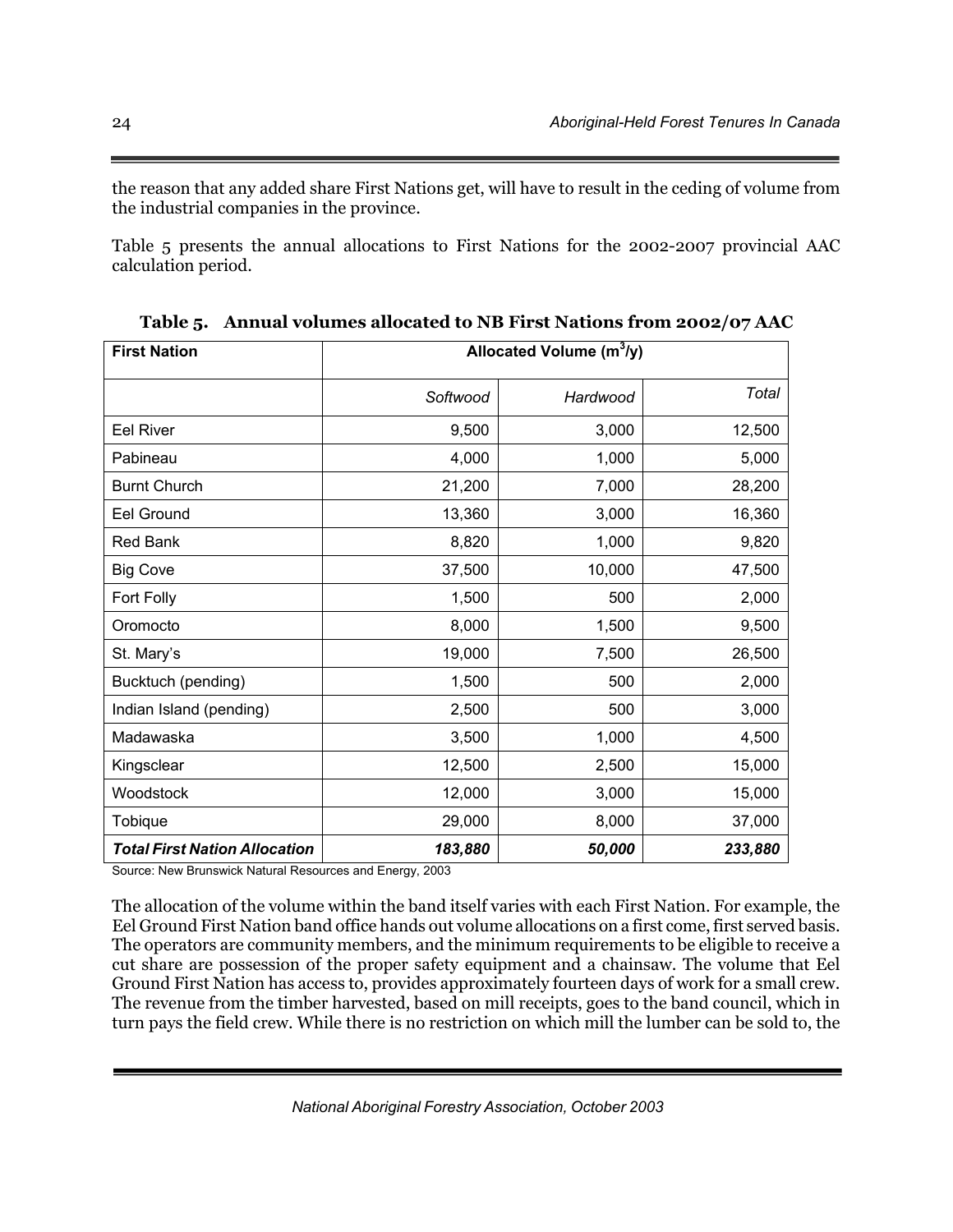the reason that any added share First Nations get, will have to result in the ceding of volume from the industrial companies in the province.

Table 5 presents the annual allocations to First Nations for the 2002-2007 provincial AAC calculation period.

**Table 5. Annual volumes allocated to NB First Nations from 2002/07 AAC**

| First Nation | Allocated Volume ($m^3$/y) | | |
|---|---|---|---|
| | *Softwood* | *Hardwood* | *Total* |
| Eel River | 9,500 | 3,000 | 12,500 |
| Pabineau | 4,000 | 1,000 | 5,000 |
| Burnt Church | 21,200 | 7,000 | 28,200 |
| Eel Ground | 13,360 | 3,000 | 16,360 |
| Red Bank | 8,820 | 1,000 | 9,820 |
| Big Cove | 37,500 | 10,000 | 47,500 |
| Fort Folly | 1,500 | 500 | 2,000 |
| Oromocto | 8,000 | 1,500 | 9,500 |
| St. Mary's | 19,000 | 7,500 | 26,500 |
| Bucktuch (pending) | 1,500 | 500 | 2,000 |
| Indian Island (pending) | 2,500 | 500 | 3,000 |
| Madawaska | 3,500 | 1,000 | 4,500 |
| Kingsclear | 12,500 | 2,500 | 15,000 |
| Woodstock | 12,000 | 3,000 | 15,000 |
| Tobique | 29,000 | 8,000 | 37,000 |
| ***Total First Nation Allocation*** | ***183,880*** | ***50,000*** | ***233,880*** |

Source: New Brunswick Natural Resources and Energy, 2003

The allocation of the volume within the band itself varies with each First Nation. For example, the Eel Ground First Nation band office hands out volume allocations on a first come, first served basis. The operators are community members, and the minimum requirements to be eligible to receive a cut share are possession of the proper safety equipment and a chainsaw. The volume that Eel Ground First Nation has access to, provides approximately fourteen days of work for a small crew. The revenue from the timber harvested, based on mill receipts, goes to the band council, which in turn pays the field crew. While there is no restriction on which mill the lumber can be sold to, the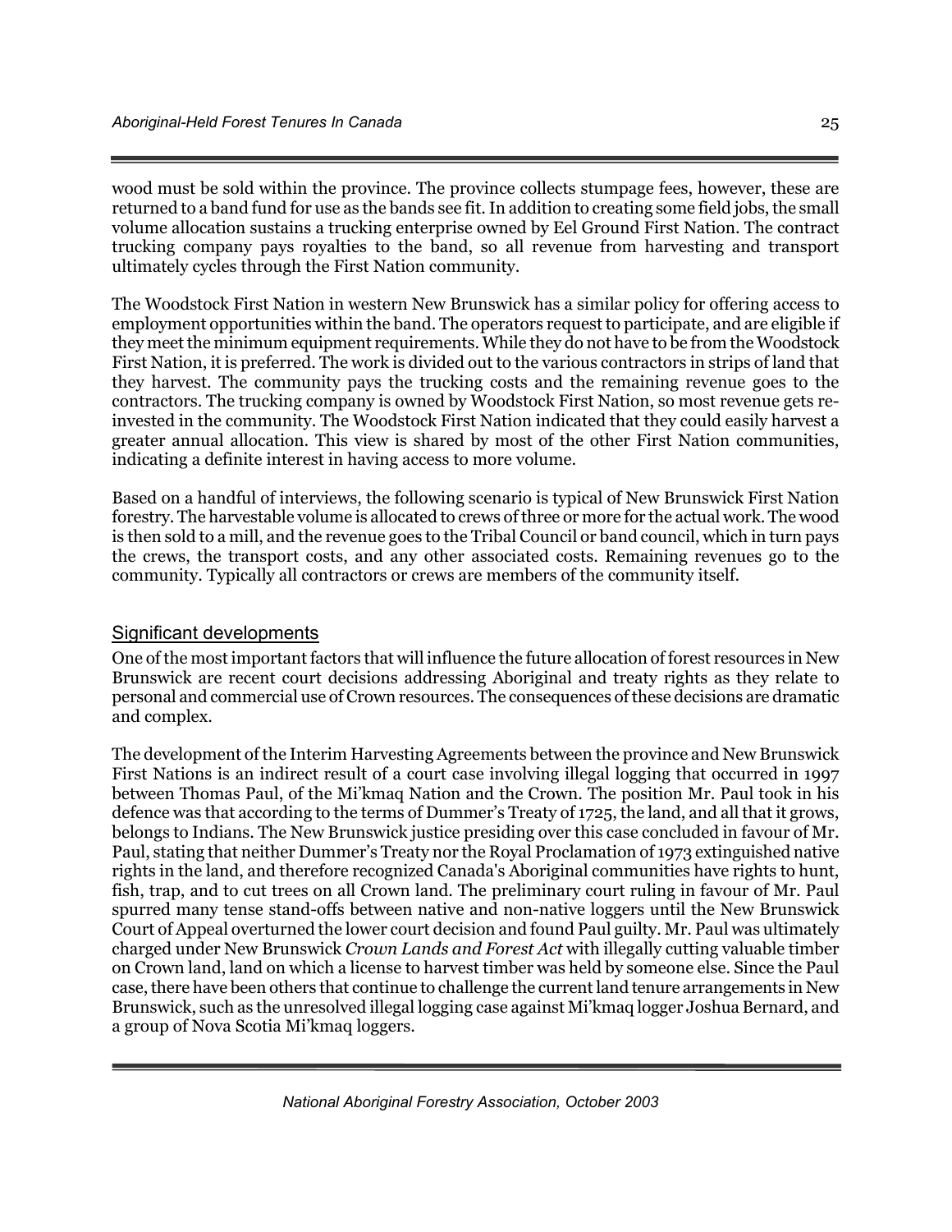wood must be sold within the province. The province collects stumpage fees, however, these are returned to a band fund for use as the bands see fit. In addition to creating some field jobs, the small volume allocation sustains a trucking enterprise owned by Eel Ground First Nation. The contract trucking company pays royalties to the band, so all revenue from harvesting and transport ultimately cycles through the First Nation community.

The Woodstock First Nation in western New Brunswick has a similar policy for offering access to employment opportunities within the band. The operators request to participate, and are eligible if they meet the minimum equipment requirements. While they do not have to be from the Woodstock First Nation, it is preferred. The work is divided out to the various contractors in strips of land that they harvest. The community pays the trucking costs and the remaining revenue goes to the contractors. The trucking company is owned by Woodstock First Nation, so most revenue gets re-invested in the community. The Woodstock First Nation indicated that they could easily harvest a greater annual allocation. This view is shared by most of the other First Nation communities, indicating a definite interest in having access to more volume.

Based on a handful of interviews, the following scenario is typical of New Brunswick First Nation forestry. The harvestable volume is allocated to crews of three or more for the actual work. The wood is then sold to a mill, and the revenue goes to the Tribal Council or band council, which in turn pays the crews, the transport costs, and any other associated costs. Remaining revenues go to the community. Typically all contractors or crews are members of the community itself.

## Significant developments

One of the most important factors that will influence the future allocation of forest resources in New Brunswick are recent court decisions addressing Aboriginal and treaty rights as they relate to personal and commercial use of Crown resources. The consequences of these decisions are dramatic and complex.

The development of the Interim Harvesting Agreements between the province and New Brunswick First Nations is an indirect result of a court case involving illegal logging that occurred in 1997 between Thomas Paul, of the Mi'kmaq Nation and the Crown. The position Mr. Paul took in his defence was that according to the terms of Dummer's Treaty of 1725, the land, and all that it grows, belongs to Indians. The New Brunswick justice presiding over this case concluded in favour of Mr. Paul, stating that neither Dummer's Treaty nor the Royal Proclamation of 1973 extinguished native rights in the land, and therefore recognized Canada's Aboriginal communities have rights to hunt, fish, trap, and to cut trees on all Crown land. The preliminary court ruling in favour of Mr. Paul spurred many tense stand-offs between native and non-native loggers until the New Brunswick Court of Appeal overturned the lower court decision and found Paul guilty. Mr. Paul was ultimately charged under New Brunswick *Crown Lands and Forest Act* with illegally cutting valuable timber on Crown land, land on which a license to harvest timber was held by someone else. Since the Paul case, there have been others that continue to challenge the current land tenure arrangements in New Brunswick, such as the unresolved illegal logging case against Mi'kmaq logger Joshua Bernard, and a group of Nova Scotia Mi'kmaq loggers.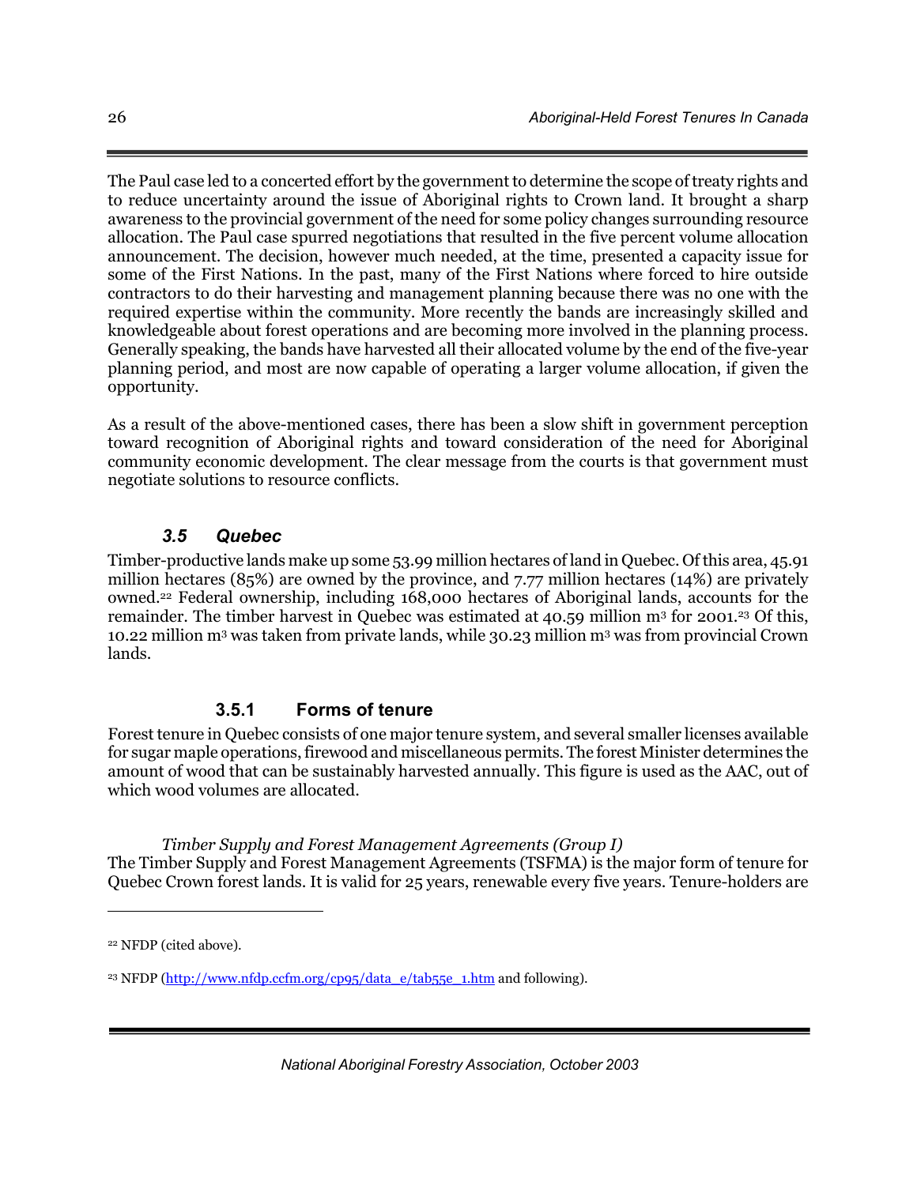The Paul case led to a concerted effort by the government to determine the scope of treaty rights and to reduce uncertainty around the issue of Aboriginal rights to Crown land. It brought a sharp awareness to the provincial government of the need for some policy changes surrounding resource allocation. The Paul case spurred negotiations that resulted in the five percent volume allocation announcement. The decision, however much needed, at the time, presented a capacity issue for some of the First Nations. In the past, many of the First Nations where forced to hire outside contractors to do their harvesting and management planning because there was no one with the required expertise within the community. More recently the bands are increasingly skilled and knowledgeable about forest operations and are becoming more involved in the planning process. Generally speaking, the bands have harvested all their allocated volume by the end of the five-year planning period, and most are now capable of operating a larger volume allocation, if given the opportunity.

As a result of the above-mentioned cases, there has been a slow shift in government perception toward recognition of Aboriginal rights and toward consideration of the need for Aboriginal community economic development. The clear message from the courts is that government must negotiate solutions to resource conflicts.

## *3.5 Quebec*

Timber-productive lands make up some 53.99 million hectares of land in Quebec. Of this area, 45.91 million hectares (85%) are owned by the province, and 7.77 million hectares (14%) are privately owned.[22] Federal ownership, including 168,000 hectares of Aboriginal lands, accounts for the remainder. The timber harvest in Quebec was estimated at 40.59 million m$^3$ for 2001.[23] Of this, 10.22 million m$^3$ was taken from private lands, while 30.23 million m$^3$ was from provincial Crown lands.

### 3.5.1 Forms of tenure

Forest tenure in Quebec consists of one major tenure system, and several smaller licenses available for sugar maple operations, firewood and miscellaneous permits. The forest Minister determines the amount of wood that can be sustainably harvested annually. This figure is used as the AAC, out of which wood volumes are allocated.

*Timber Supply and Forest Management Agreements (Group I)*

The Timber Supply and Forest Management Agreements (TSFMA) is the major form of tenure for Quebec Crown forest lands. It is valid for 25 years, renewable every five years. Tenure-holders are

---

[22] NFDP (cited above).

[23] NFDP (http://www.nfdp.ccfm.org/cp95/data_e/tab55e_1.htm and following).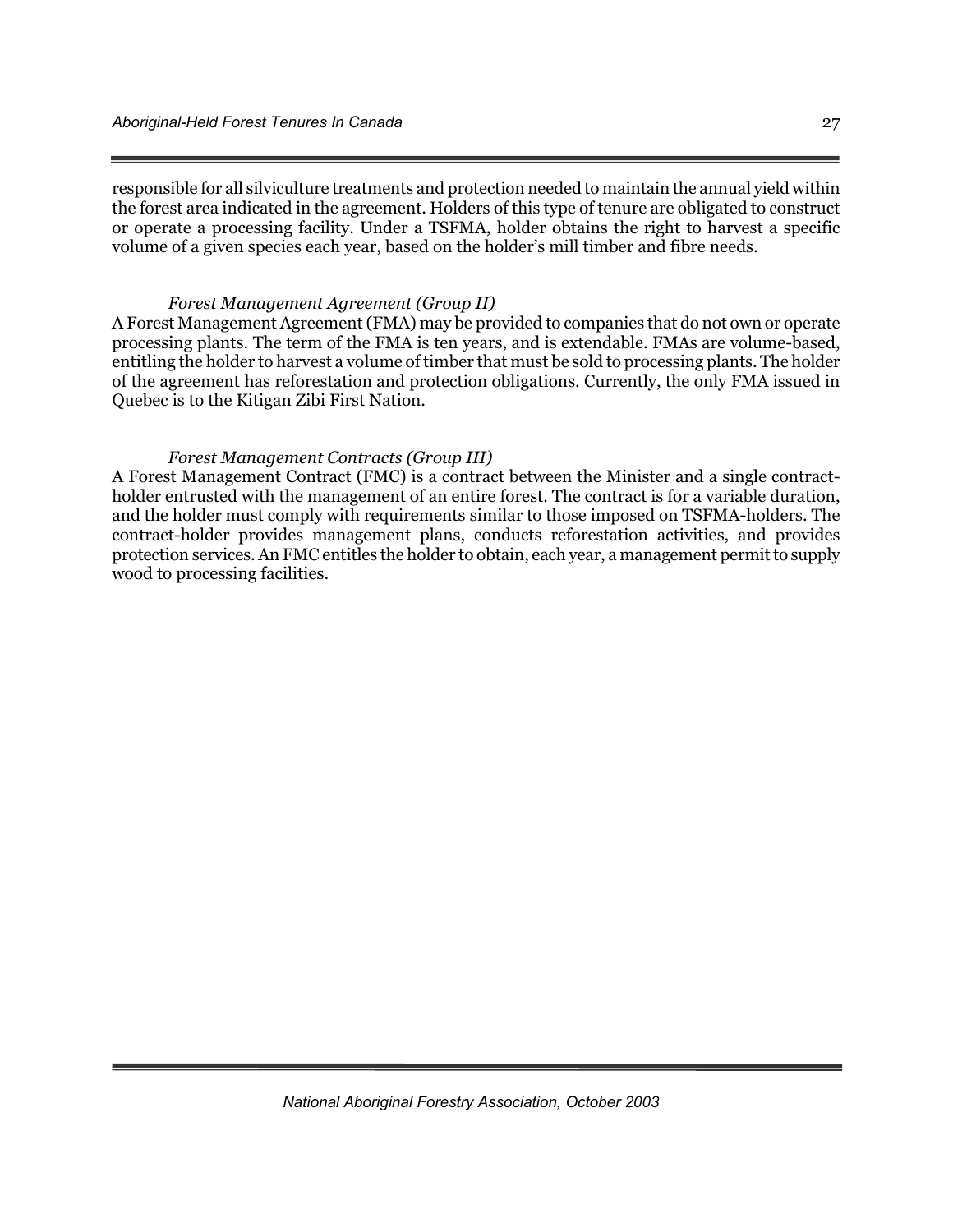responsible for all silviculture treatments and protection needed to maintain the annual yield within the forest area indicated in the agreement. Holders of this type of tenure are obligated to construct or operate a processing facility. Under a TSFMA, holder obtains the right to harvest a specific volume of a given species each year, based on the holder's mill timber and fibre needs.

*Forest Management Agreement (Group II)*

A Forest Management Agreement (FMA) may be provided to companies that do not own or operate processing plants. The term of the FMA is ten years, and is extendable. FMAs are volume-based, entitling the holder to harvest a volume of timber that must be sold to processing plants. The holder of the agreement has reforestation and protection obligations. Currently, the only FMA issued in Quebec is to the Kitigan Zibi First Nation.

*Forest Management Contracts (Group III)*

A Forest Management Contract (FMC) is a contract between the Minister and a single contract-holder entrusted with the management of an entire forest. The contract is for a variable duration, and the holder must comply with requirements similar to those imposed on TSFMA-holders. The contract-holder provides management plans, conducts reforestation activities, and provides protection services. An FMC entitles the holder to obtain, each year, a management permit to supply wood to processing facilities.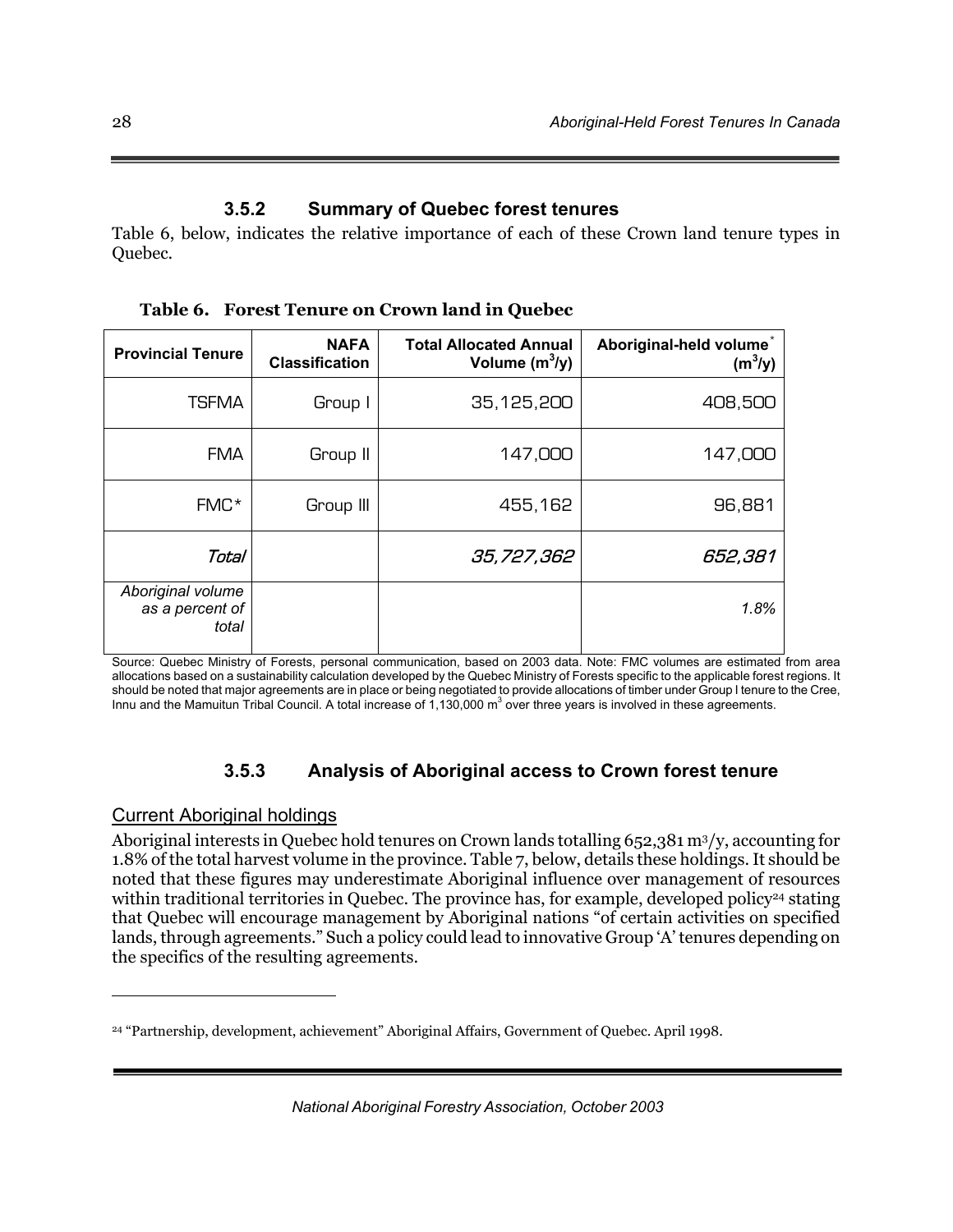### 3.5.2 Summary of Quebec forest tenures

Table 6, below, indicates the relative importance of each of these Crown land tenure types in Quebec.

**Table 6. Forest Tenure on Crown land in Quebec**

| Provincial Tenure | NAFA Classification | Total Allocated Annual Volume ($m^3$/y) | Aboriginal-held volume* ($m^3$/y) |
|---|---|---|---|
| TSFMA | Group I | 35,125,200 | 408,500 |
| FMA | Group II | 147,000 | 147,000 |
| FMC* | Group III | 455,162 | 96,881 |
| *Total* | | *35,727,362* | *652,381* |
| *Aboriginal volume as a percent of total* | | | *1.8%* |

Source: Quebec Ministry of Forests, personal communication, based on 2003 data. Note: FMC volumes are estimated from area allocations based on a sustainability calculation developed by the Quebec Ministry of Forests specific to the applicable forest regions. It should be noted that major agreements are in place or being negotiated to provide allocations of timber under Group I tenure to the Cree, Innu and the Mamuitun Tribal Council. A total increase of 1,130,000 $m^3$ over three years is involved in these agreements.

### 3.5.3 Analysis of Aboriginal access to Crown forest tenure

Current Aboriginal holdings

Aboriginal interests in Quebec hold tenures on Crown lands totalling 652,381 $m^3$/y, accounting for 1.8% of the total harvest volume in the province. Table 7, below, details these holdings. It should be noted that these figures may underestimate Aboriginal influence over management of resources within traditional territories in Quebec. The province has, for example, developed policy[24] stating that Quebec will encourage management by Aboriginal nations "of certain activities on specified lands, through agreements." Such a policy could lead to innovative Group 'A' tenures depending on the specifics of the resulting agreements.

[24] "Partnership, development, achievement" Aboriginal Affairs, Government of Quebec. April 1998.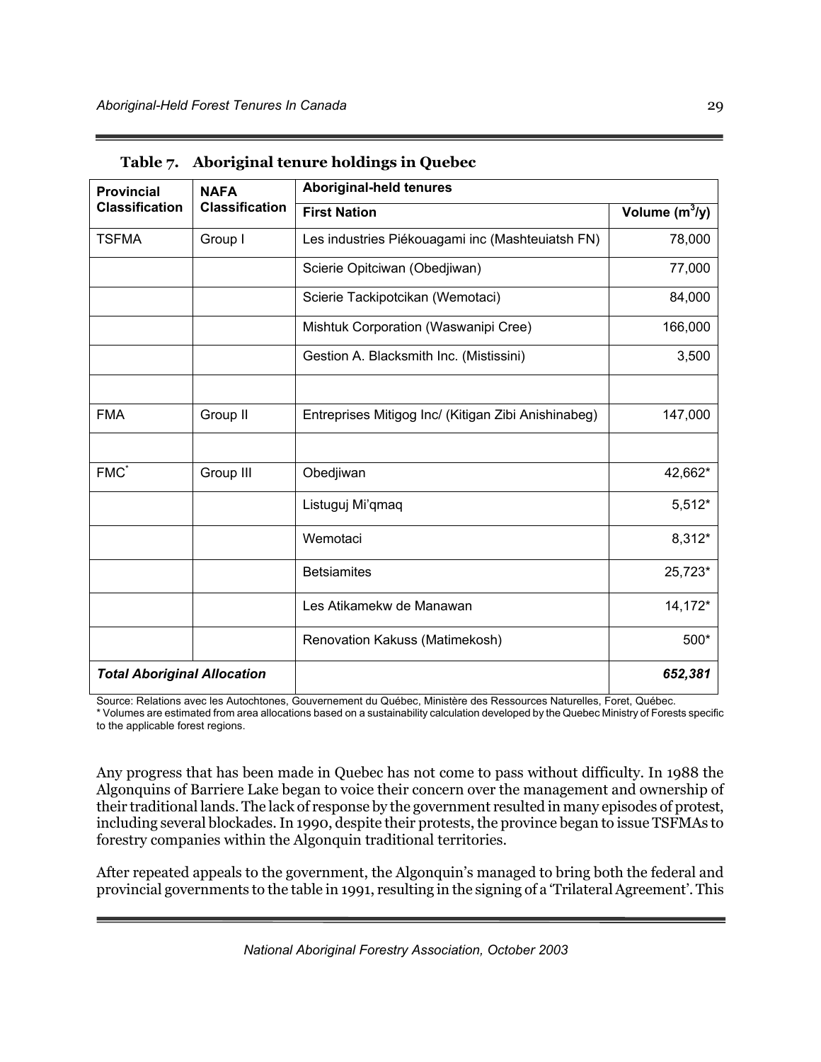**Table 7. Aboriginal tenure holdings in Quebec**

| Provincial Classification | NAFA Classification | Aboriginal-held tenures | |
|---|---|---|---|
| | | **First Nation** | **Volume ($m^3$/y)** |
| TSFMA | Group I | Les industries Piékouagami inc (Mashteuiatsh FN) | 78,000 |
| | | Scierie Opitciwan (Obedjiwan) | 77,000 |
| | | Scierie Tackipotcikan (Wemotaci) | 84,000 |
| | | Mishtuk Corporation (Waswanipi Cree) | 166,000 |
| | | Gestion A. Blacksmith Inc. (Mistissini) | 3,500 |
| | | | |
| FMA | Group II | Entreprises Mitigog Inc/ (Kitigan Zibi Anishinabeg) | 147,000 |
| | | | |
| FMC* | Group III | Obedjiwan | 42,662* |
| | | Listuguj Mi'qmaq | 5,512* |
| | | Wemotaci | 8,312* |
| | | Betsiamites | 25,723* |
| | | Les Atikamekw de Manawan | 14,172* |
| | | Renovation Kakuss (Matimekosh) | 500* |
| ***Total Aboriginal Allocation*** | | | ***652,381*** |

Source: Relations avec les Autochtones, Gouvernement du Québec, Ministère des Ressources Naturelles, Foret, Québec.
* Volumes are estimated from area allocations based on a sustainability calculation developed by the Quebec Ministry of Forests specific to the applicable forest regions.

Any progress that has been made in Quebec has not come to pass without difficulty. In 1988 the Algonquins of Barriere Lake began to voice their concern over the management and ownership of their traditional lands. The lack of response by the government resulted in many episodes of protest, including several blockades. In 1990, despite their protests, the province began to issue TSFMAs to forestry companies within the Algonquin traditional territories.

After repeated appeals to the government, the Algonquin's managed to bring both the federal and provincial governments to the table in 1991, resulting in the signing of a 'Trilateral Agreement'. This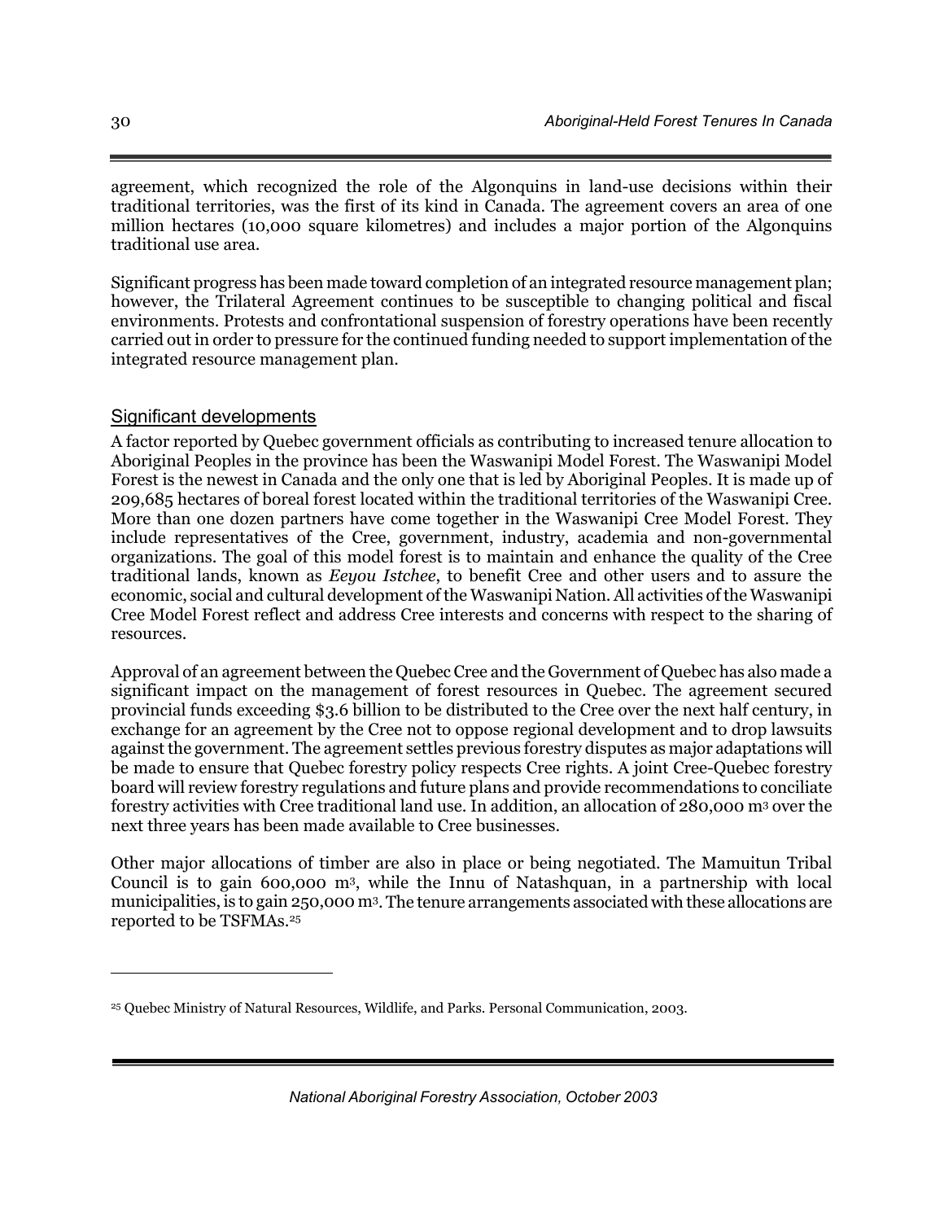agreement, which recognized the role of the Algonquins in land-use decisions within their traditional territories, was the first of its kind in Canada. The agreement covers an area of one million hectares (10,000 square kilometres) and includes a major portion of the Algonquins traditional use area.

Significant progress has been made toward completion of an integrated resource management plan; however, the Trilateral Agreement continues to be susceptible to changing political and fiscal environments. Protests and confrontational suspension of forestry operations have been recently carried out in order to pressure for the continued funding needed to support implementation of the integrated resource management plan.

### Significant developments

A factor reported by Quebec government officials as contributing to increased tenure allocation to Aboriginal Peoples in the province has been the Waswanipi Model Forest. The Waswanipi Model Forest is the newest in Canada and the only one that is led by Aboriginal Peoples. It is made up of 209,685 hectares of boreal forest located within the traditional territories of the Waswanipi Cree. More than one dozen partners have come together in the Waswanipi Cree Model Forest. They include representatives of the Cree, government, industry, academia and non-governmental organizations. The goal of this model forest is to maintain and enhance the quality of the Cree traditional lands, known as *Eeyou Istchee*, to benefit Cree and other users and to assure the economic, social and cultural development of the Waswanipi Nation. All activities of the Waswanipi Cree Model Forest reflect and address Cree interests and concerns with respect to the sharing of resources.

Approval of an agreement between the Quebec Cree and the Government of Quebec has also made a significant impact on the management of forest resources in Quebec. The agreement secured provincial funds exceeding $3.6 billion to be distributed to the Cree over the next half century, in exchange for an agreement by the Cree not to oppose regional development and to drop lawsuits against the government. The agreement settles previous forestry disputes as major adaptations will be made to ensure that Quebec forestry policy respects Cree rights. A joint Cree-Quebec forestry board will review forestry regulations and future plans and provide recommendations to conciliate forestry activities with Cree traditional land use. In addition, an allocation of 280,000 $m^3$ over the next three years has been made available to Cree businesses.

Other major allocations of timber are also in place or being negotiated. The Mamuitun Tribal Council is to gain 600,000 $m^3$, while the Innu of Natashquan, in a partnership with local municipalities, is to gain 250,000 $m^3$. The tenure arrangements associated with these allocations are reported to be TSFMAs.[25]

---

[25] Quebec Ministry of Natural Resources, Wildlife, and Parks. Personal Communication, 2003.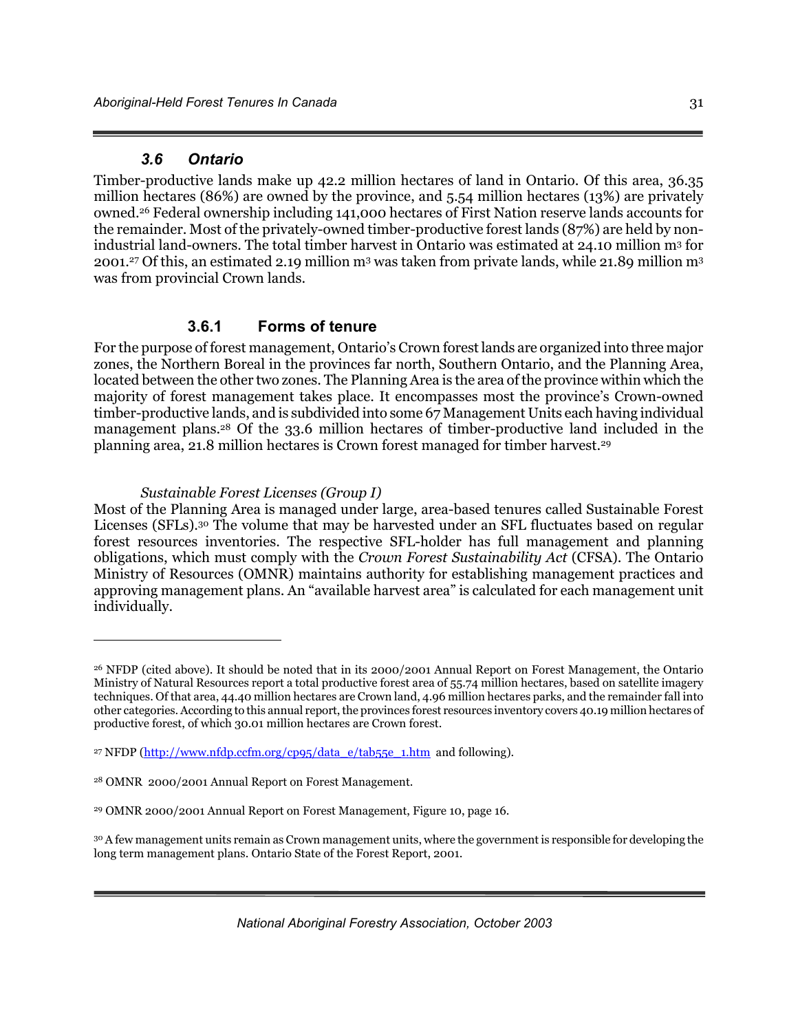### 3.6 Ontario

Timber-productive lands make up 42.2 million hectares of land in Ontario. Of this area, 36.35 million hectares (86%) are owned by the province, and 5.54 million hectares (13%) are privately owned.[26] Federal ownership including 141,000 hectares of First Nation reserve lands accounts for the remainder. Most of the privately-owned timber-productive forest lands (87%) are held by non-industrial land-owners. The total timber harvest in Ontario was estimated at 24.10 million $m^3$ for 2001.[27] Of this, an estimated 2.19 million $m^3$ was taken from private lands, while 21.89 million $m^3$ was from provincial Crown lands.

#### 3.6.1 Forms of tenure

For the purpose of forest management, Ontario's Crown forest lands are organized into three major zones, the Northern Boreal in the provinces far north, Southern Ontario, and the Planning Area, located between the other two zones. The Planning Area is the area of the province within which the majority of forest management takes place. It encompasses most the province's Crown-owned timber-productive lands, and is subdivided into some 67 Management Units each having individual management plans.[28] Of the 33.6 million hectares of timber-productive land included in the planning area, 21.8 million hectares is Crown forest managed for timber harvest.[29]

*Sustainable Forest Licenses (Group I)*

Most of the Planning Area is managed under large, area-based tenures called Sustainable Forest Licenses (SFLs).[30] The volume that may be harvested under an SFL fluctuates based on regular forest resources inventories. The respective SFL-holder has full management and planning obligations, which must comply with the *Crown Forest Sustainability Act* (CFSA). The Ontario Ministry of Resources (OMNR) maintains authority for establishing management practices and approving management plans. An "available harvest area" is calculated for each management unit individually.

---

[26] NFDP (cited above). It should be noted that in its 2000/2001 Annual Report on Forest Management, the Ontario Ministry of Natural Resources report a total productive forest area of 55.74 million hectares, based on satellite imagery techniques. Of that area, 44.40 million hectares are Crown land, 4.96 million hectares parks, and the remainder fall into other categories. According to this annual report, the provinces forest resources inventory covers 40.19 million hectares of productive forest, of which 30.01 million hectares are Crown forest.

[27] NFDP (http://www.nfdp.ccfm.org/cp95/data_e/tab55e_1.htm and following).

[28] OMNR 2000/2001 Annual Report on Forest Management.

[29] OMNR 2000/2001 Annual Report on Forest Management, Figure 10, page 16.

[30] A few management units remain as Crown management units, where the government is responsible for developing the long term management plans. Ontario State of the Forest Report, 2001.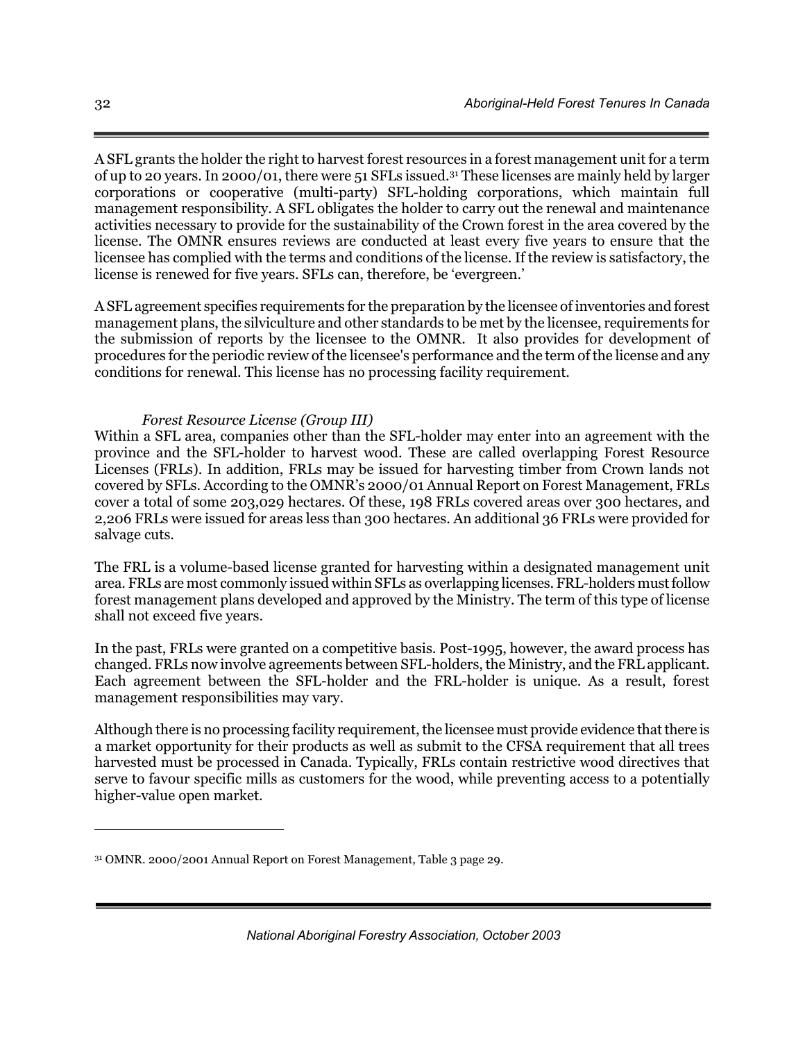A SFL grants the holder the right to harvest forest resources in a forest management unit for a term of up to 20 years. In 2000/01, there were 51 SFLs issued.[31] These licenses are mainly held by larger corporations or cooperative (multi-party) SFL-holding corporations, which maintain full management responsibility. A SFL obligates the holder to carry out the renewal and maintenance activities necessary to provide for the sustainability of the Crown forest in the area covered by the license. The OMNR ensures reviews are conducted at least every five years to ensure that the licensee has complied with the terms and conditions of the license. If the review is satisfactory, the license is renewed for five years. SFLs can, therefore, be 'evergreen.'

A SFL agreement specifies requirements for the preparation by the licensee of inventories and forest management plans, the silviculture and other standards to be met by the licensee, requirements for the submission of reports by the licensee to the OMNR. It also provides for development of procedures for the periodic review of the licensee's performance and the term of the license and any conditions for renewal. This license has no processing facility requirement.

*Forest Resource License (Group III)*

Within a SFL area, companies other than the SFL-holder may enter into an agreement with the province and the SFL-holder to harvest wood. These are called overlapping Forest Resource Licenses (FRLs). In addition, FRLs may be issued for harvesting timber from Crown lands not covered by SFLs. According to the OMNR's 2000/01 Annual Report on Forest Management, FRLs cover a total of some 203,029 hectares. Of these, 198 FRLs covered areas over 300 hectares, and 2,206 FRLs were issued for areas less than 300 hectares. An additional 36 FRLs were provided for salvage cuts.

The FRL is a volume-based license granted for harvesting within a designated management unit area. FRLs are most commonly issued within SFLs as overlapping licenses. FRL-holders must follow forest management plans developed and approved by the Ministry. The term of this type of license shall not exceed five years.

In the past, FRLs were granted on a competitive basis. Post-1995, however, the award process has changed. FRLs now involve agreements between SFL-holders, the Ministry, and the FRL applicant. Each agreement between the SFL-holder and the FRL-holder is unique. As a result, forest management responsibilities may vary.

Although there is no processing facility requirement, the licensee must provide evidence that there is a market opportunity for their products as well as submit to the CFSA requirement that all trees harvested must be processed in Canada. Typically, FRLs contain restrictive wood directives that serve to favour specific mills as customers for the wood, while preventing access to a potentially higher-value open market.

[31] OMNR. 2000/2001 Annual Report on Forest Management, Table 3 page 29.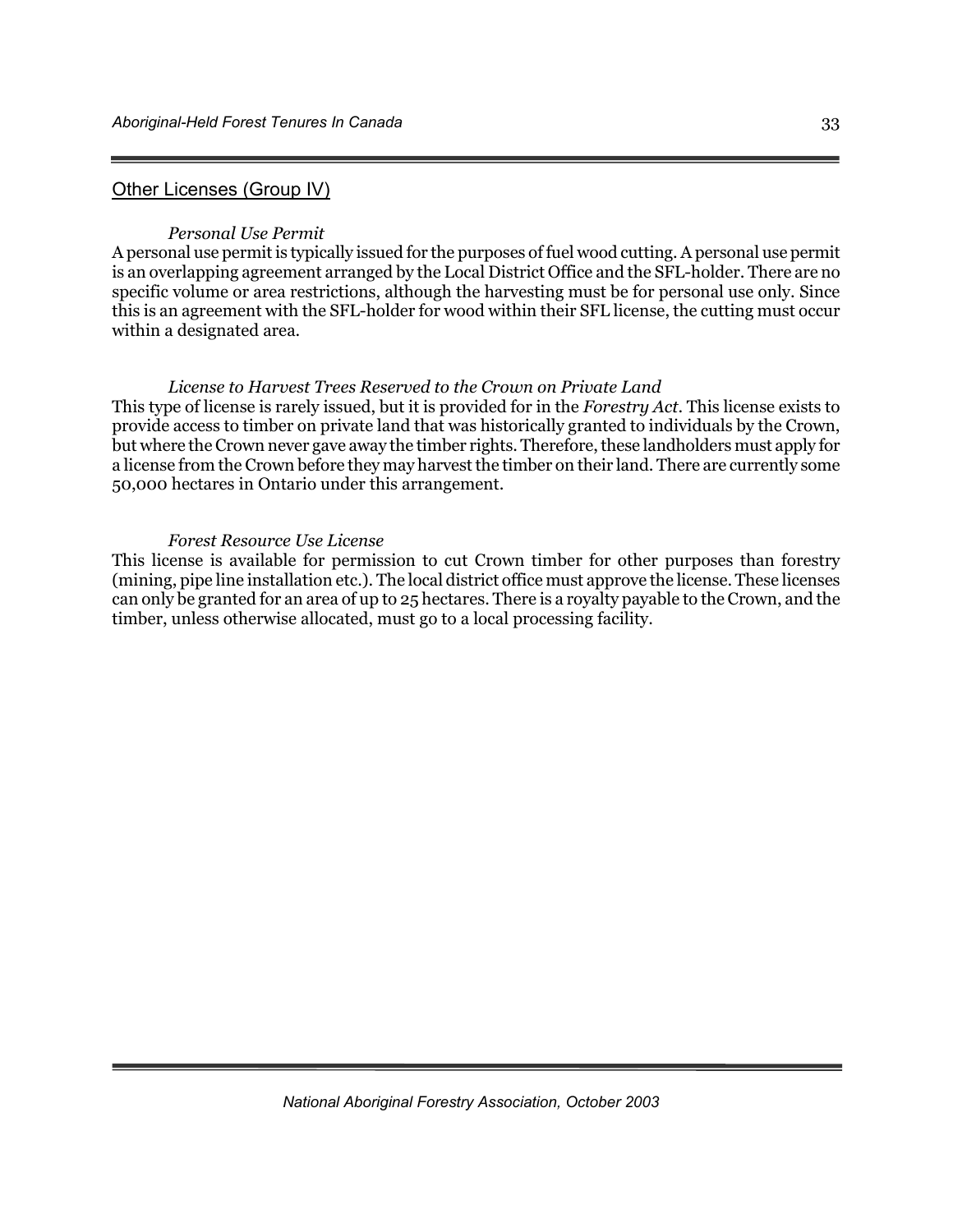## Other Licenses (Group IV)

*Personal Use Permit*

A personal use permit is typically issued for the purposes of fuel wood cutting. A personal use permit is an overlapping agreement arranged by the Local District Office and the SFL-holder. There are no specific volume or area restrictions, although the harvesting must be for personal use only. Since this is an agreement with the SFL-holder for wood within their SFL license, the cutting must occur within a designated area.

*License to Harvest Trees Reserved to the Crown on Private Land*

This type of license is rarely issued, but it is provided for in the *Forestry Act*. This license exists to provide access to timber on private land that was historically granted to individuals by the Crown, but where the Crown never gave away the timber rights. Therefore, these landholders must apply for a license from the Crown before they may harvest the timber on their land. There are currently some 50,000 hectares in Ontario under this arrangement.

*Forest Resource Use License*

This license is available for permission to cut Crown timber for other purposes than forestry (mining, pipe line installation etc.). The local district office must approve the license. These licenses can only be granted for an area of up to 25 hectares. There is a royalty payable to the Crown, and the timber, unless otherwise allocated, must go to a local processing facility.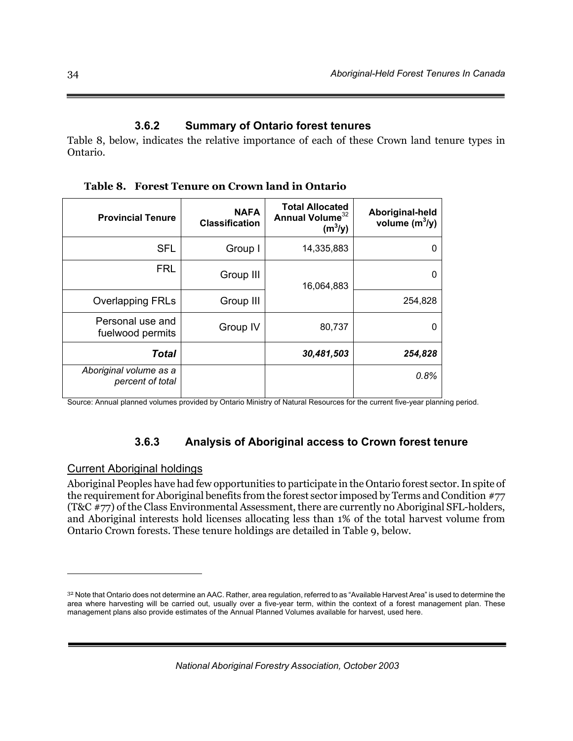### 3.6.2 Summary of Ontario forest tenures

Table 8, below, indicates the relative importance of each of these Crown land tenure types in Ontario.

**Table 8. Forest Tenure on Crown land in Ontario**

| Provincial Tenure | NAFA Classification | Total Allocated Annual Volume[32] ($m^3$/y) | Aboriginal-held volume ($m^3$/y) |
|---|---|---|---|
| SFL | Group I | 14,335,883 | 0 |
| FRL | Group III | 16,064,883 | 0 |
| Overlapping FRLs | Group III | | 254,828 |
| Personal use and fuelwood permits | Group IV | 80,737 | 0 |
| ***Total*** | | ***30,481,503*** | ***254,828*** |
| *Aboriginal volume as a percent of total* | | | *0.8%* |

Source: Annual planned volumes provided by Ontario Ministry of Natural Resources for the current five-year planning period.

### 3.6.3 Analysis of Aboriginal access to Crown forest tenure

Current Aboriginal holdings

Aboriginal Peoples have had few opportunities to participate in the Ontario forest sector. In spite of the requirement for Aboriginal benefits from the forest sector imposed by Terms and Condition #77 (T&C #77) of the Class Environmental Assessment, there are currently no Aboriginal SFL-holders, and Aboriginal interests hold licenses allocating less than 1% of the total harvest volume from Ontario Crown forests. These tenure holdings are detailed in Table 9, below.

---

[32] Note that Ontario does not determine an AAC. Rather, area regulation, referred to as "Available Harvest Area" is used to determine the area where harvesting will be carried out, usually over a five-year term, within the context of a forest management plan. These management plans also provide estimates of the Annual Planned Volumes available for harvest, used here.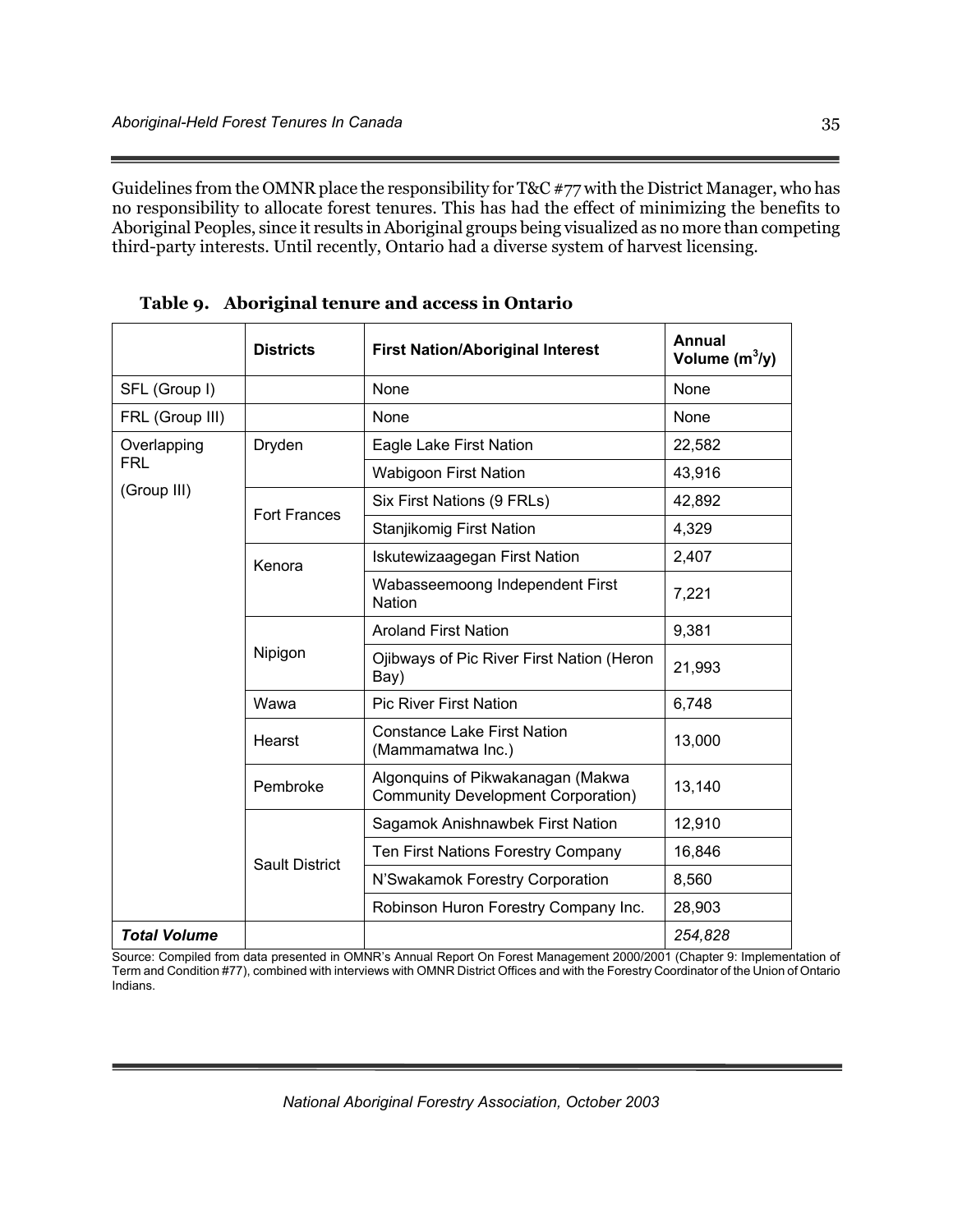Guidelines from the OMNR place the responsibility for T&C #77 with the District Manager, who has no responsibility to allocate forest tenures. This has had the effect of minimizing the benefits to Aboriginal Peoples, since it results in Aboriginal groups being visualized as no more than competing third-party interests. Until recently, Ontario had a diverse system of harvest licensing.

**Table 9. Aboriginal tenure and access in Ontario**

| | Districts | First Nation/Aboriginal Interest | Annual Volume ($m^3/y$) |
|---|---|---|---|
| SFL (Group I) | | None | None |
| FRL (Group III) | | None | None |
| Overlapping FRL (Group III) | Dryden | Eagle Lake First Nation | 22,582 |
| | | Wabigoon First Nation | 43,916 |
| | Fort Frances | Six First Nations (9 FRLs) | 42,892 |
| | | Stanjikomig First Nation | 4,329 |
| | Kenora | Iskutewizaagegan First Nation | 2,407 |
| | | Wabasseemoong Independent First Nation | 7,221 |
| | Nipigon | Aroland First Nation | 9,381 |
| | | Ojibways of Pic River First Nation (Heron Bay) | 21,993 |
| | Wawa | Pic River First Nation | 6,748 |
| | Hearst | Constance Lake First Nation (Mammamatwa Inc.) | 13,000 |
| | Pembroke | Algonquins of Pikwakanagan (Makwa Community Development Corporation) | 13,140 |
| | Sault District | Sagamok Anishnawbek First Nation | 12,910 |
| | | Ten First Nations Forestry Company | 16,846 |
| | | N'Swakamok Forestry Corporation | 8,560 |
| | | Robinson Huron Forestry Company Inc. | 28,903 |
| ***Total Volume*** | | | *254,828* |

Source: Compiled from data presented in OMNR's Annual Report On Forest Management 2000/2001 (Chapter 9: Implementation of Term and Condition #77), combined with interviews with OMNR District Offices and with the Forestry Coordinator of the Union of Ontario Indians.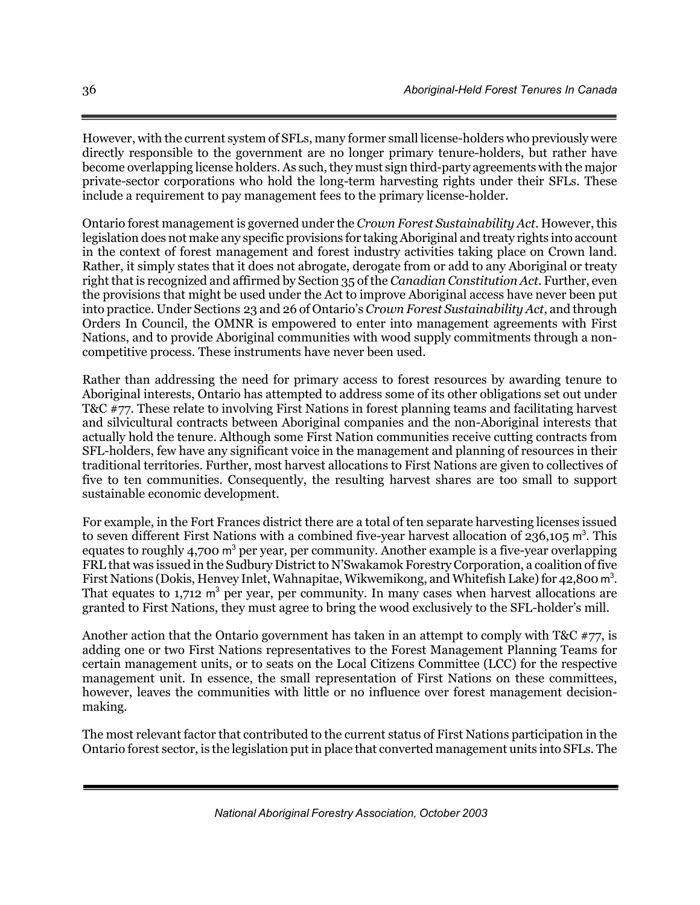However, with the current system of SFLs, many former small license-holders who previously were directly responsible to the government are no longer primary tenure-holders, but rather have become overlapping license holders. As such, they must sign third-party agreements with the major private-sector corporations who hold the long-term harvesting rights under their SFLs. These include a requirement to pay management fees to the primary license-holder.

Ontario forest management is governed under the *Crown Forest Sustainability Act*. However, this legislation does not make any specific provisions for taking Aboriginal and treaty rights into account in the context of forest management and forest industry activities taking place on Crown land. Rather, it simply states that it does not abrogate, derogate from or add to any Aboriginal or treaty right that is recognized and affirmed by Section 35 of the *Canadian Constitution Act*. Further, even the provisions that might be used under the Act to improve Aboriginal access have never been put into practice. Under Sections 23 and 26 of Ontario's *Crown Forest Sustainability Act*, and through Orders In Council, the OMNR is empowered to enter into management agreements with First Nations, and to provide Aboriginal communities with wood supply commitments through a non-competitive process. These instruments have never been used.

Rather than addressing the need for primary access to forest resources by awarding tenure to Aboriginal interests, Ontario has attempted to address some of its other obligations set out under T&C #77. These relate to involving First Nations in forest planning teams and facilitating harvest and silvicultural contracts between Aboriginal companies and the non-Aboriginal interests that actually hold the tenure. Although some First Nation communities receive cutting contracts from SFL-holders, few have any significant voice in the management and planning of resources in their traditional territories. Further, most harvest allocations to First Nations are given to collectives of five to ten communities. Consequently, the resulting harvest shares are too small to support sustainable economic development.

For example, in the Fort Frances district there are a total of ten separate harvesting licenses issued to seven different First Nations with a combined five-year harvest allocation of 236,105 $m^3$. This equates to roughly 4,700 $m^3$ per year, per community. Another example is a five-year overlapping FRL that was issued in the Sudbury District to N'Swakamok Forestry Corporation, a coalition of five First Nations (Dokis, Henvey Inlet, Wahnapitae, Wikwemikong, and Whitefish Lake) for 42,800 $m^3$. That equates to 1,712 $m^3$ per year, per community. In many cases when harvest allocations are granted to First Nations, they must agree to bring the wood exclusively to the SFL-holder's mill.

Another action that the Ontario government has taken in an attempt to comply with T&C #77, is adding one or two First Nations representatives to the Forest Management Planning Teams for certain management units, or to seats on the Local Citizens Committee (LCC) for the respective management unit. In essence, the small representation of First Nations on these committees, however, leaves the communities with little or no influence over forest management decision-making.

The most relevant factor that contributed to the current status of First Nations participation in the Ontario forest sector, is the legislation put in place that converted management units into SFLs. The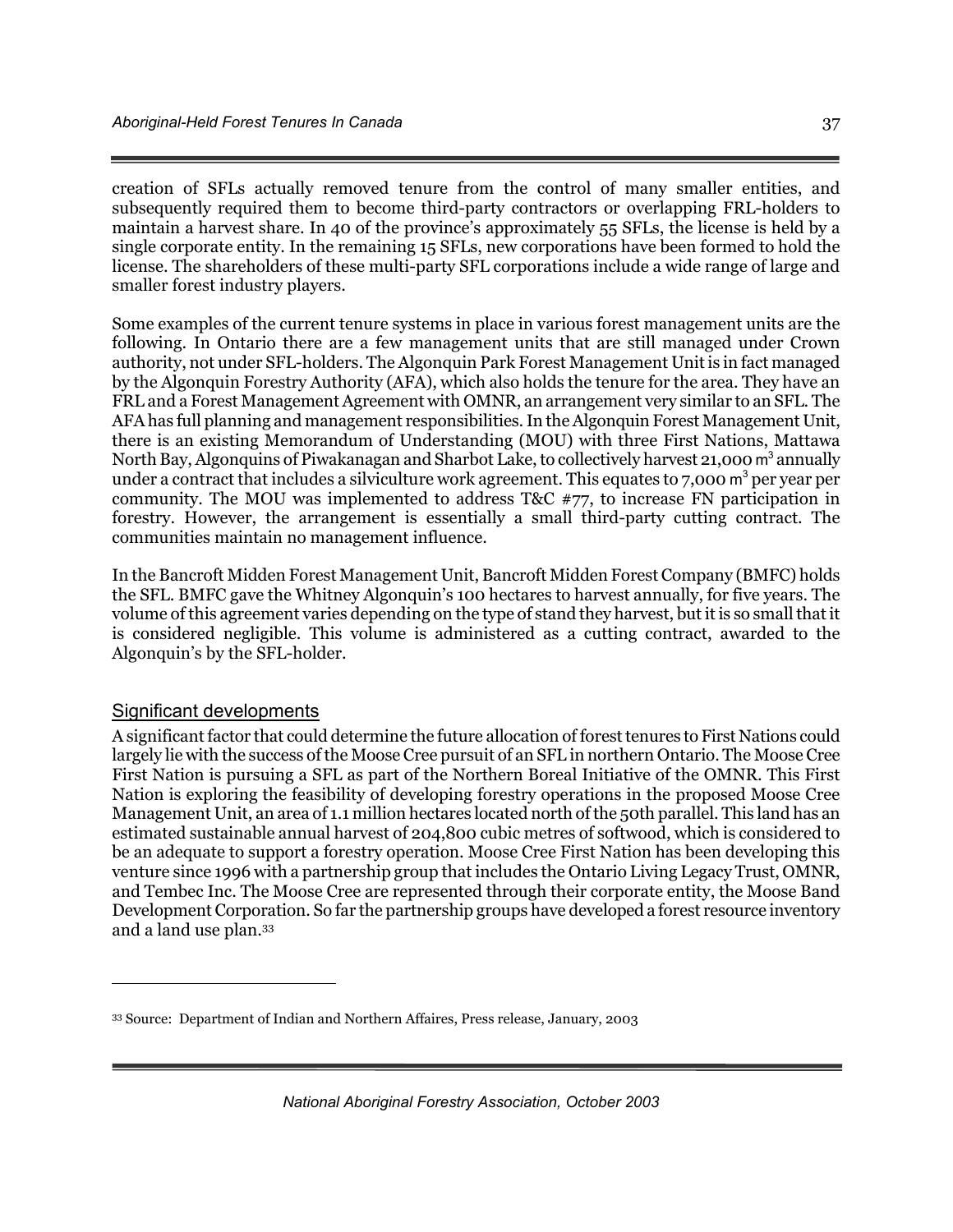creation of SFLs actually removed tenure from the control of many smaller entities, and subsequently required them to become third-party contractors or overlapping FRL-holders to maintain a harvest share. In 40 of the province's approximately 55 SFLs, the license is held by a single corporate entity. In the remaining 15 SFLs, new corporations have been formed to hold the license. The shareholders of these multi-party SFL corporations include a wide range of large and smaller forest industry players.

Some examples of the current tenure systems in place in various forest management units are the following. In Ontario there are a few management units that are still managed under Crown authority, not under SFL-holders. The Algonquin Park Forest Management Unit is in fact managed by the Algonquin Forestry Authority (AFA), which also holds the tenure for the area. They have an FRL and a Forest Management Agreement with OMNR, an arrangement very similar to an SFL. The AFA has full planning and management responsibilities. In the Algonquin Forest Management Unit, there is an existing Memorandum of Understanding (MOU) with three First Nations, Mattawa North Bay, Algonquins of Piwakanagan and Sharbot Lake, to collectively harvest 21,000 $m^3$ annually under a contract that includes a silviculture work agreement. This equates to 7,000 $m^3$ per year per community. The MOU was implemented to address T&C #77, to increase FN participation in forestry. However, the arrangement is essentially a small third-party cutting contract. The communities maintain no management influence.

In the Bancroft Midden Forest Management Unit, Bancroft Midden Forest Company (BMFC) holds the SFL. BMFC gave the Whitney Algonquin's 100 hectares to harvest annually, for five years. The volume of this agreement varies depending on the type of stand they harvest, but it is so small that it is considered negligible. This volume is administered as a cutting contract, awarded to the Algonquin's by the SFL-holder.

## Significant developments

A significant factor that could determine the future allocation of forest tenures to First Nations could largely lie with the success of the Moose Cree pursuit of an SFL in northern Ontario. The Moose Cree First Nation is pursuing a SFL as part of the Northern Boreal Initiative of the OMNR. This First Nation is exploring the feasibility of developing forestry operations in the proposed Moose Cree Management Unit, an area of 1.1 million hectares located north of the 50th parallel. This land has an estimated sustainable annual harvest of 204,800 cubic metres of softwood, which is considered to be an adequate to support a forestry operation. Moose Cree First Nation has been developing this venture since 1996 with a partnership group that includes the Ontario Living Legacy Trust, OMNR, and Tembec Inc. The Moose Cree are represented through their corporate entity, the Moose Band Development Corporation. So far the partnership groups have developed a forest resource inventory and a land use plan.[33]

---

[33] Source: Department of Indian and Northern Affaires, Press release, January, 2003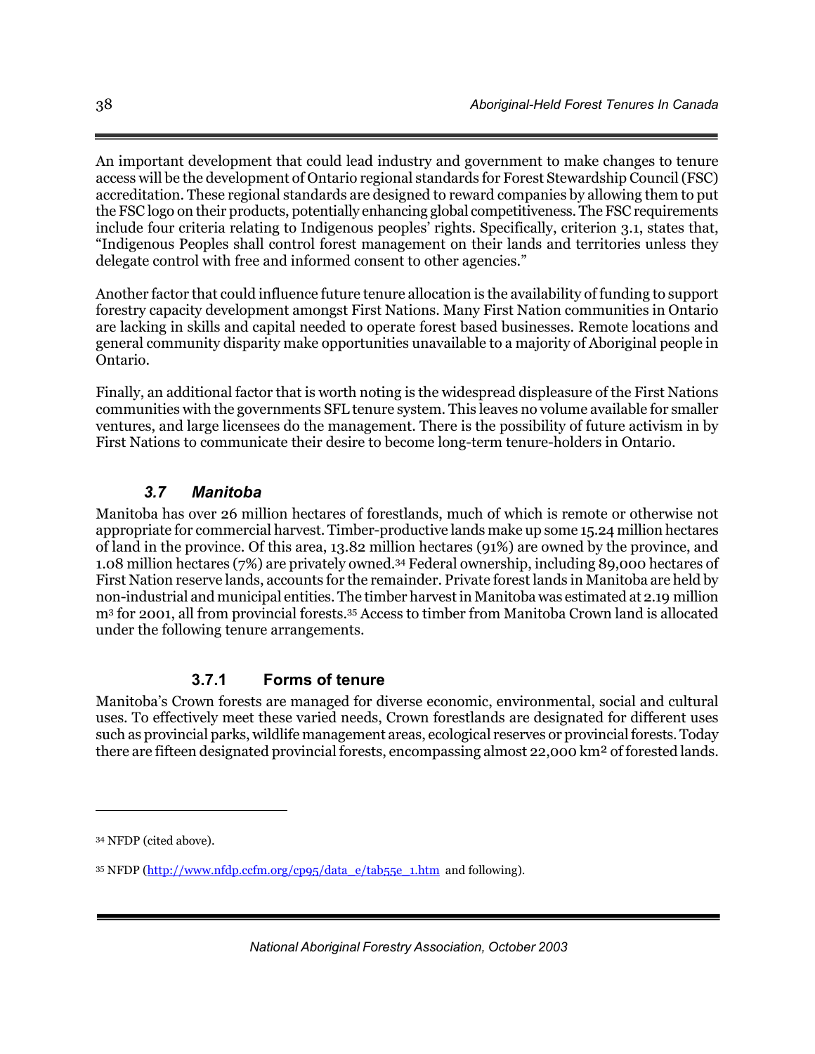An important development that could lead industry and government to make changes to tenure access will be the development of Ontario regional standards for Forest Stewardship Council (FSC) accreditation. These regional standards are designed to reward companies by allowing them to put the FSC logo on their products, potentially enhancing global competitiveness. The FSC requirements include four criteria relating to Indigenous peoples' rights. Specifically, criterion 3.1, states that, "Indigenous Peoples shall control forest management on their lands and territories unless they delegate control with free and informed consent to other agencies."

Another factor that could influence future tenure allocation is the availability of funding to support forestry capacity development amongst First Nations. Many First Nation communities in Ontario are lacking in skills and capital needed to operate forest based businesses. Remote locations and general community disparity make opportunities unavailable to a majority of Aboriginal people in Ontario.

Finally, an additional factor that is worth noting is the widespread displeasure of the First Nations communities with the governments SFL tenure system. This leaves no volume available for smaller ventures, and large licensees do the management. There is the possibility of future activism in by First Nations to communicate their desire to become long-term tenure-holders in Ontario.

## *3.7 Manitoba*

Manitoba has over 26 million hectares of forestlands, much of which is remote or otherwise not appropriate for commercial harvest. Timber-productive lands make up some 15.24 million hectares of land in the province. Of this area, 13.82 million hectares (91%) are owned by the province, and 1.08 million hectares (7%) are privately owned.[34] Federal ownership, including 89,000 hectares of First Nation reserve lands, accounts for the remainder. Private forest lands in Manitoba are held by non-industrial and municipal entities. The timber harvest in Manitoba was estimated at 2.19 million $m^3$ for 2001, all from provincial forests.[35] Access to timber from Manitoba Crown land is allocated under the following tenure arrangements.

### 3.7.1 Forms of tenure

Manitoba's Crown forests are managed for diverse economic, environmental, social and cultural uses. To effectively meet these varied needs, Crown forestlands are designated for different uses such as provincial parks, wildlife management areas, ecological reserves or provincial forests. Today there are fifteen designated provincial forests, encompassing almost 22,000 $km^2$ of forested lands.

---

[34] NFDP (cited above).

[35] NFDP (http://www.nfdp.ccfm.org/cp95/data_e/tab55e_1.htm and following).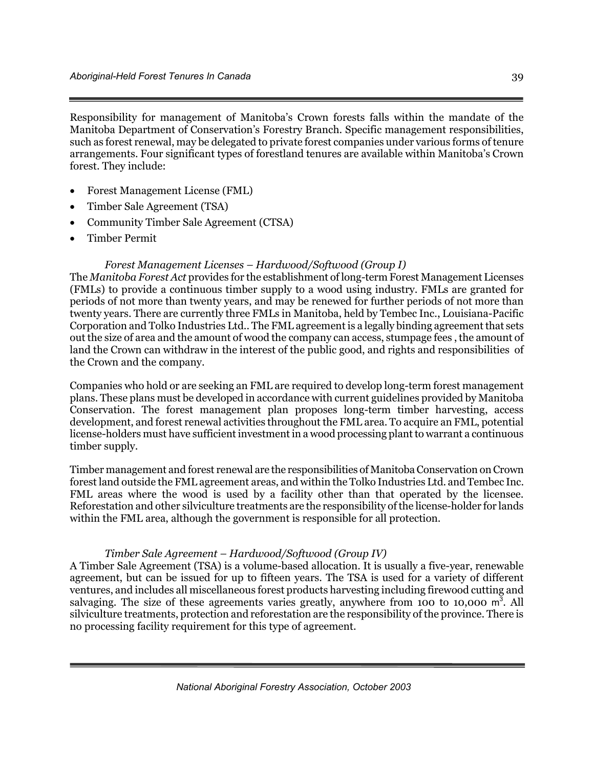Responsibility for management of Manitoba's Crown forests falls within the mandate of the Manitoba Department of Conservation's Forestry Branch. Specific management responsibilities, such as forest renewal, may be delegated to private forest companies under various forms of tenure arrangements. Four significant types of forestland tenures are available within Manitoba's Crown forest. They include:

- Forest Management License (FML)
- Timber Sale Agreement (TSA)
- Community Timber Sale Agreement (CTSA)
- Timber Permit

*Forest Management Licenses – Hardwood/Softwood (Group I)*

The *Manitoba Forest Act* provides for the establishment of long-term Forest Management Licenses (FMLs) to provide a continuous timber supply to a wood using industry. FMLs are granted for periods of not more than twenty years, and may be renewed for further periods of not more than twenty years. There are currently three FMLs in Manitoba, held by Tembec Inc., Louisiana-Pacific Corporation and Tolko Industries Ltd.. The FML agreement is a legally binding agreement that sets out the size of area and the amount of wood the company can access, stumpage fees , the amount of land the Crown can withdraw in the interest of the public good, and rights and responsibilities of the Crown and the company.

Companies who hold or are seeking an FML are required to develop long-term forest management plans. These plans must be developed in accordance with current guidelines provided by Manitoba Conservation. The forest management plan proposes long-term timber harvesting, access development, and forest renewal activities throughout the FML area. To acquire an FML, potential license-holders must have sufficient investment in a wood processing plant to warrant a continuous timber supply.

Timber management and forest renewal are the responsibilities of Manitoba Conservation on Crown forest land outside the FML agreement areas, and within the Tolko Industries Ltd. and Tembec Inc. FML areas where the wood is used by a facility other than that operated by the licensee. Reforestation and other silviculture treatments are the responsibility of the license-holder for lands within the FML area, although the government is responsible for all protection.

*Timber Sale Agreement – Hardwood/Softwood (Group IV)*

A Timber Sale Agreement (TSA) is a volume-based allocation. It is usually a five-year, renewable agreement, but can be issued for up to fifteen years. The TSA is used for a variety of different ventures, and includes all miscellaneous forest products harvesting including firewood cutting and salvaging. The size of these agreements varies greatly, anywhere from 100 to 10,000 $m^3$. All silviculture treatments, protection and reforestation are the responsibility of the province. There is no processing facility requirement for this type of agreement.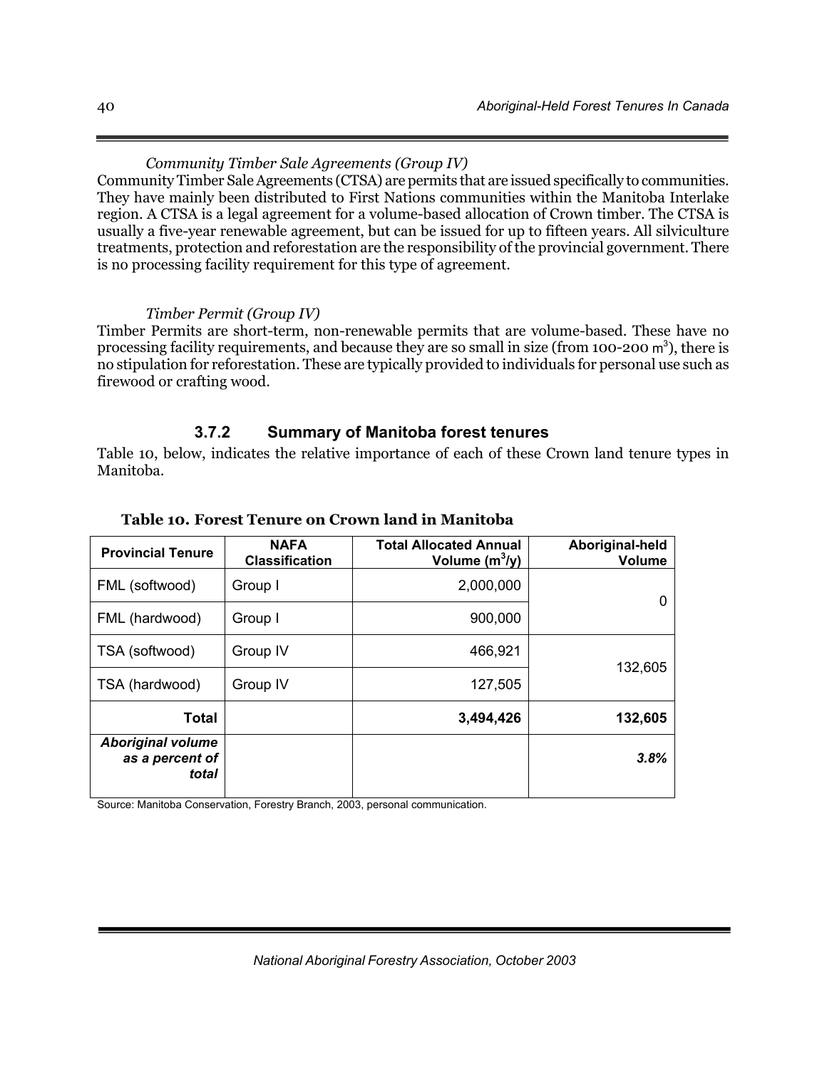*Community Timber Sale Agreements (Group IV)*

Community Timber Sale Agreements (CTSA) are permits that are issued specifically to communities. They have mainly been distributed to First Nations communities within the Manitoba Interlake region. A CTSA is a legal agreement for a volume-based allocation of Crown timber. The CTSA is usually a five-year renewable agreement, but can be issued for up to fifteen years. All silviculture treatments, protection and reforestation are the responsibility of the provincial government. There is no processing facility requirement for this type of agreement.

*Timber Permit (Group IV)*

Timber Permits are short-term, non-renewable permits that are volume-based. These have no processing facility requirements, and because they are so small in size (from 100-200 $m^3$), there is no stipulation for reforestation. These are typically provided to individuals for personal use such as firewood or crafting wood.

### 3.7.2 Summary of Manitoba forest tenures

Table 10, below, indicates the relative importance of each of these Crown land tenure types in Manitoba.

**Table 10. Forest Tenure on Crown land in Manitoba**

| Provincial Tenure | NAFA Classification | Total Allocated Annual Volume ($m^3$/y) | Aboriginal-held Volume |
|---|---|---|---|
| FML (softwood) | Group I | 2,000,000 | 0 |
| FML (hardwood) | Group I | 900,000 | |
| TSA (softwood) | Group IV | 466,921 | 132,605 |
| TSA (hardwood) | Group IV | 127,505 | |
| **Total** | | **3,494,426** | **132,605** |
| ***Aboriginal volume as a percent of total*** | | | ***3.8%*** |

Source: Manitoba Conservation, Forestry Branch, 2003, personal communication.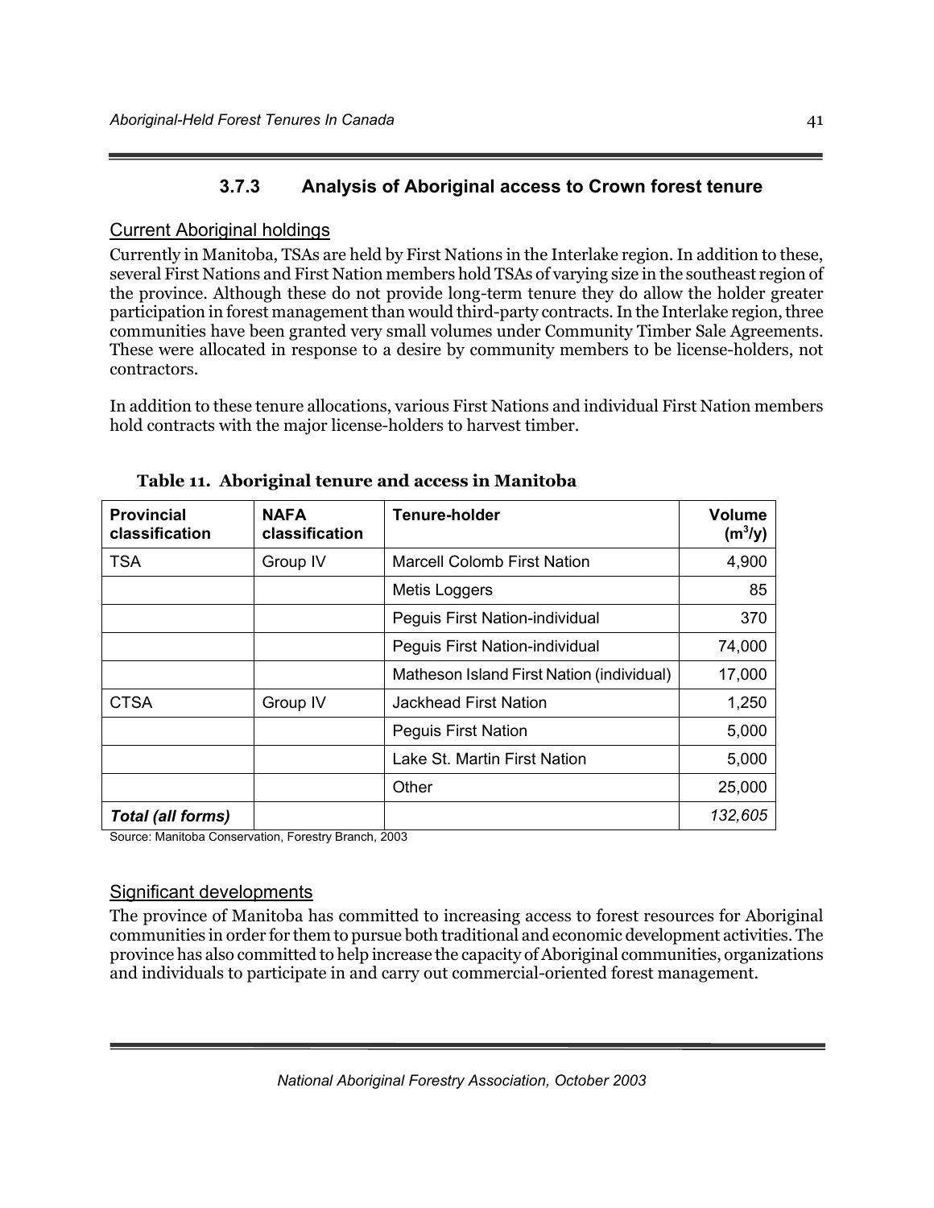### 3.7.3 Analysis of Aboriginal access to Crown forest tenure

Current Aboriginal holdings

Currently in Manitoba, TSAs are held by First Nations in the Interlake region. In addition to these, several First Nations and First Nation members hold TSAs of varying size in the southeast region of the province. Although these do not provide long-term tenure they do allow the holder greater participation in forest management than would third-party contracts. In the Interlake region, three communities have been granted very small volumes under Community Timber Sale Agreements. These were allocated in response to a desire by community members to be license-holders, not contractors.

In addition to these tenure allocations, various First Nations and individual First Nation members hold contracts with the major license-holders to harvest timber.

**Table 11. Aboriginal tenure and access in Manitoba**

| Provincial classification | NAFA classification | Tenure-holder | Volume ($m^3$/y) |
|---|---|---|---|
| TSA | Group IV | Marcell Colomb First Nation | 4,900 |
| | | Metis Loggers | 85 |
| | | Peguis First Nation-individual | 370 |
| | | Peguis First Nation-individual | 74,000 |
| | | Matheson Island First Nation (individual) | 17,000 |
| CTSA | Group IV | Jackhead First Nation | 1,250 |
| | | Peguis First Nation | 5,000 |
| | | Lake St. Martin First Nation | 5,000 |
| | | Other | 25,000 |
| ***Total (all forms)*** | | | *132,605* |

Source: Manitoba Conservation, Forestry Branch, 2003

Significant developments

The province of Manitoba has committed to increasing access to forest resources for Aboriginal communities in order for them to pursue both traditional and economic development activities. The province has also committed to help increase the capacity of Aboriginal communities, organizations and individuals to participate in and carry out commercial-oriented forest management.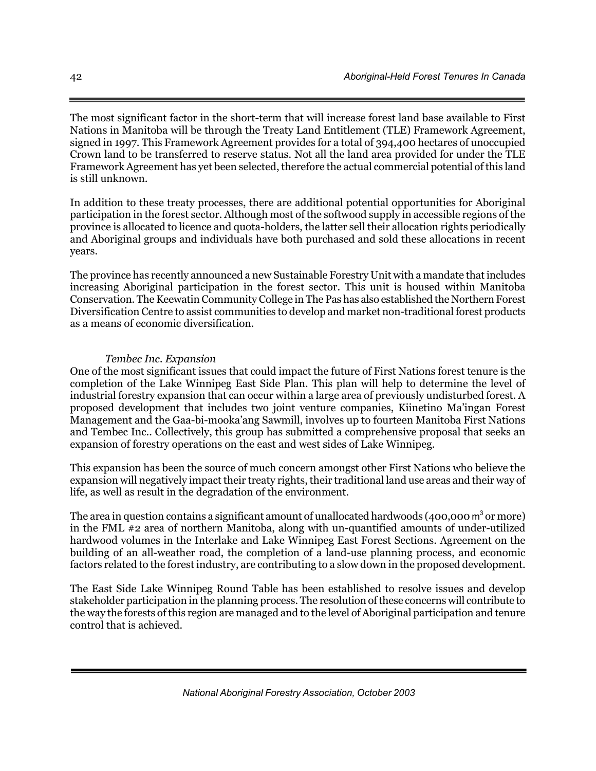The most significant factor in the short-term that will increase forest land base available to First Nations in Manitoba will be through the Treaty Land Entitlement (TLE) Framework Agreement, signed in 1997. This Framework Agreement provides for a total of 394,400 hectares of unoccupied Crown land to be transferred to reserve status. Not all the land area provided for under the TLE Framework Agreement has yet been selected, therefore the actual commercial potential of this land is still unknown.

In addition to these treaty processes, there are additional potential opportunities for Aboriginal participation in the forest sector. Although most of the softwood supply in accessible regions of the province is allocated to licence and quota-holders, the latter sell their allocation rights periodically and Aboriginal groups and individuals have both purchased and sold these allocations in recent years.

The province has recently announced a new Sustainable Forestry Unit with a mandate that includes increasing Aboriginal participation in the forest sector. This unit is housed within Manitoba Conservation. The Keewatin Community College in The Pas has also established the Northern Forest Diversification Centre to assist communities to develop and market non-traditional forest products as a means of economic diversification.

*Tembec Inc. Expansion*

One of the most significant issues that could impact the future of First Nations forest tenure is the completion of the Lake Winnipeg East Side Plan. This plan will help to determine the level of industrial forestry expansion that can occur within a large area of previously undisturbed forest. A proposed development that includes two joint venture companies, Kiinetino Ma'ingan Forest Management and the Gaa-bi-mooka'ang Sawmill, involves up to fourteen Manitoba First Nations and Tembec Inc.. Collectively, this group has submitted a comprehensive proposal that seeks an expansion of forestry operations on the east and west sides of Lake Winnipeg.

This expansion has been the source of much concern amongst other First Nations who believe the expansion will negatively impact their treaty rights, their traditional land use areas and their way of life, as well as result in the degradation of the environment.

The area in question contains a significant amount of unallocated hardwoods (400,000 $m^3$ or more) in the FML #2 area of northern Manitoba, along with un-quantified amounts of under-utilized hardwood volumes in the Interlake and Lake Winnipeg East Forest Sections. Agreement on the building of an all-weather road, the completion of a land-use planning process, and economic factors related to the forest industry, are contributing to a slow down in the proposed development.

The East Side Lake Winnipeg Round Table has been established to resolve issues and develop stakeholder participation in the planning process. The resolution of these concerns will contribute to the way the forests of this region are managed and to the level of Aboriginal participation and tenure control that is achieved.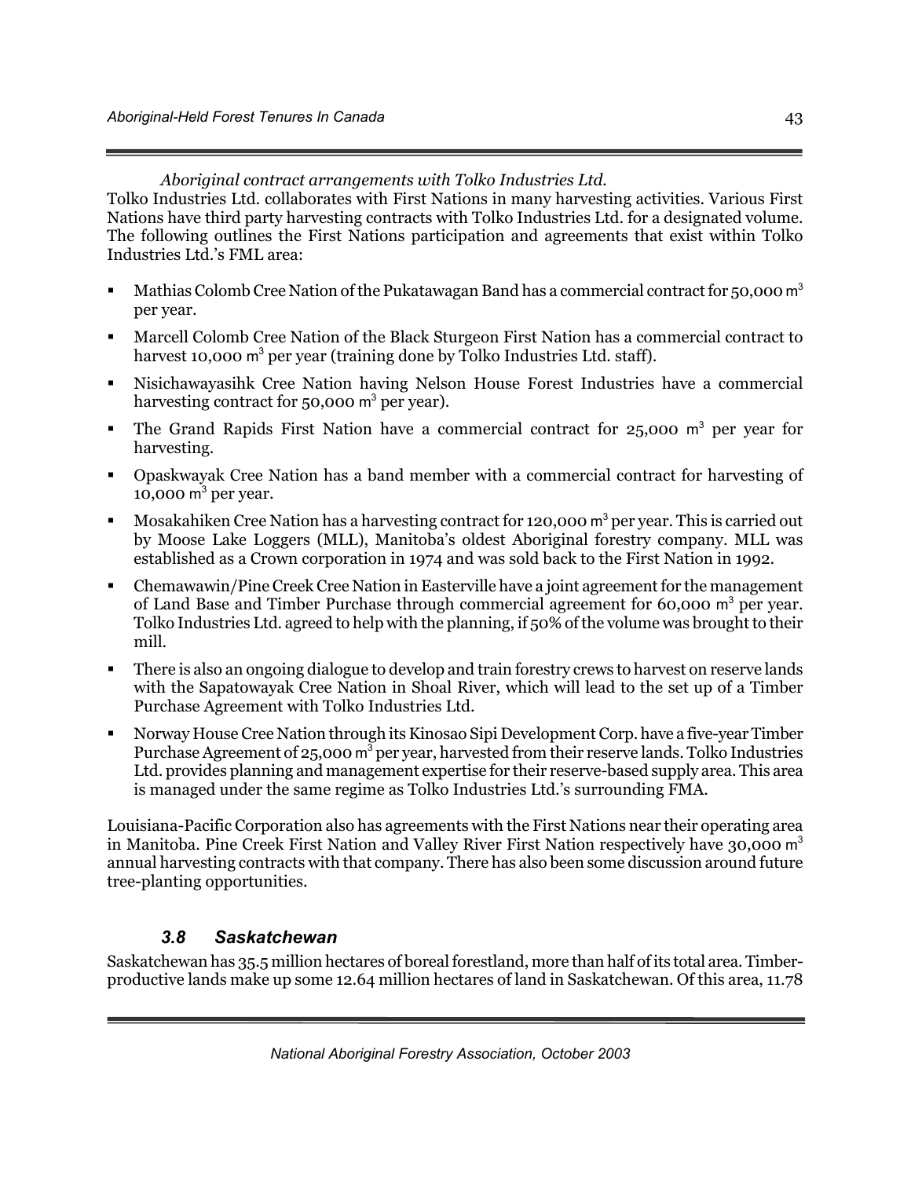*Aboriginal contract arrangements with Tolko Industries Ltd.*

Tolko Industries Ltd. collaborates with First Nations in many harvesting activities. Various First Nations have third party harvesting contracts with Tolko Industries Ltd. for a designated volume. The following outlines the First Nations participation and agreements that exist within Tolko Industries Ltd.'s FML area:

- Mathias Colomb Cree Nation of the Pukatawagan Band has a commercial contract for 50,000 $m^3$ per year.
- Marcell Colomb Cree Nation of the Black Sturgeon First Nation has a commercial contract to harvest 10,000 $m^3$ per year (training done by Tolko Industries Ltd. staff).
- Nisichawayasihk Cree Nation having Nelson House Forest Industries have a commercial harvesting contract for 50,000 $m^3$ per year).
- The Grand Rapids First Nation have a commercial contract for 25,000 $m^3$ per year for harvesting.
- Opaskwayak Cree Nation has a band member with a commercial contract for harvesting of 10,000 $m^3$ per year.
- Mosakahiken Cree Nation has a harvesting contract for 120,000 $m^3$ per year. This is carried out by Moose Lake Loggers (MLL), Manitoba's oldest Aboriginal forestry company. MLL was established as a Crown corporation in 1974 and was sold back to the First Nation in 1992.
- Chemawawin/Pine Creek Cree Nation in Easterville have a joint agreement for the management of Land Base and Timber Purchase through commercial agreement for 60,000 $m^3$ per year. Tolko Industries Ltd. agreed to help with the planning, if 50% of the volume was brought to their mill.
- There is also an ongoing dialogue to develop and train forestry crews to harvest on reserve lands with the Sapatowayak Cree Nation in Shoal River, which will lead to the set up of a Timber Purchase Agreement with Tolko Industries Ltd.
- Norway House Cree Nation through its Kinosao Sipi Development Corp. have a five-year Timber Purchase Agreement of 25,000 $m^3$ per year, harvested from their reserve lands. Tolko Industries Ltd. provides planning and management expertise for their reserve-based supply area. This area is managed under the same regime as Tolko Industries Ltd.'s surrounding FMA.

Louisiana-Pacific Corporation also has agreements with the First Nations near their operating area in Manitoba. Pine Creek First Nation and Valley River First Nation respectively have 30,000 $m^3$ annual harvesting contracts with that company. There has also been some discussion around future tree-planting opportunities.

## 3.8 Saskatchewan

Saskatchewan has 35.5 million hectares of boreal forestland, more than half of its total area. Timber-productive lands make up some 12.64 million hectares of land in Saskatchewan. Of this area, 11.78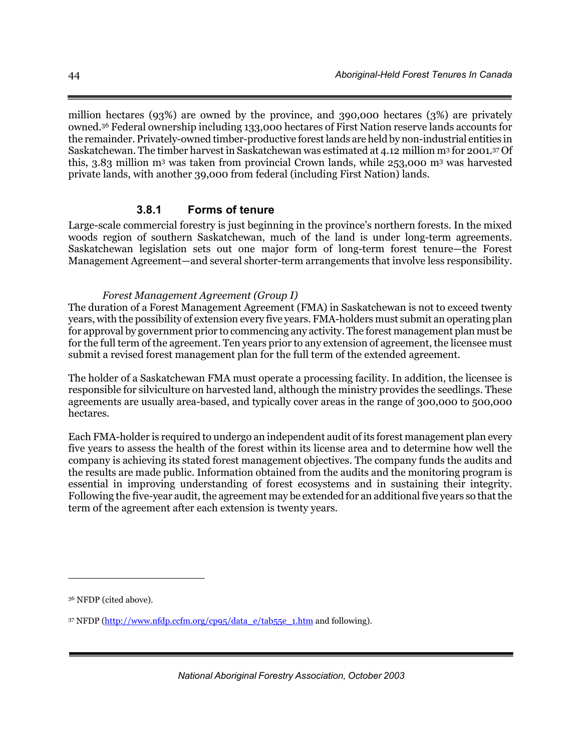million hectares (93%) are owned by the province, and 390,000 hectares (3%) are privately owned.[36] Federal ownership including 133,000 hectares of First Nation reserve lands accounts for the remainder. Privately-owned timber-productive forest lands are held by non-industrial entities in Saskatchewan. The timber harvest in Saskatchewan was estimated at 4.12 million m$^3$ for 2001.[37] Of this, 3.83 million m$^3$ was taken from provincial Crown lands, while 253,000 m$^3$ was harvested private lands, with another 39,000 from federal (including First Nation) lands.

### 3.8.1 Forms of tenure

Large-scale commercial forestry is just beginning in the province's northern forests. In the mixed woods region of southern Saskatchewan, much of the land is under long-term agreements. Saskatchewan legislation sets out one major form of long-term forest tenure—the Forest Management Agreement—and several shorter-term arrangements that involve less responsibility.

*Forest Management Agreement (Group I)*

The duration of a Forest Management Agreement (FMA) in Saskatchewan is not to exceed twenty years, with the possibility of extension every five years. FMA-holders must submit an operating plan for approval by government prior to commencing any activity. The forest management plan must be for the full term of the agreement. Ten years prior to any extension of agreement, the licensee must submit a revised forest management plan for the full term of the extended agreement.

The holder of a Saskatchewan FMA must operate a processing facility. In addition, the licensee is responsible for silviculture on harvested land, although the ministry provides the seedlings. These agreements are usually area-based, and typically cover areas in the range of 300,000 to 500,000 hectares.

Each FMA-holder is required to undergo an independent audit of its forest management plan every five years to assess the health of the forest within its license area and to determine how well the company is achieving its stated forest management objectives. The company funds the audits and the results are made public. Information obtained from the audits and the monitoring program is essential in improving understanding of forest ecosystems and in sustaining their integrity. Following the five-year audit, the agreement may be extended for an additional five years so that the term of the agreement after each extension is twenty years.

---

[36] NFDP (cited above).

[37] NFDP (http://www.nfdp.ccfm.org/cp95/data_e/tab55e_1.htm and following).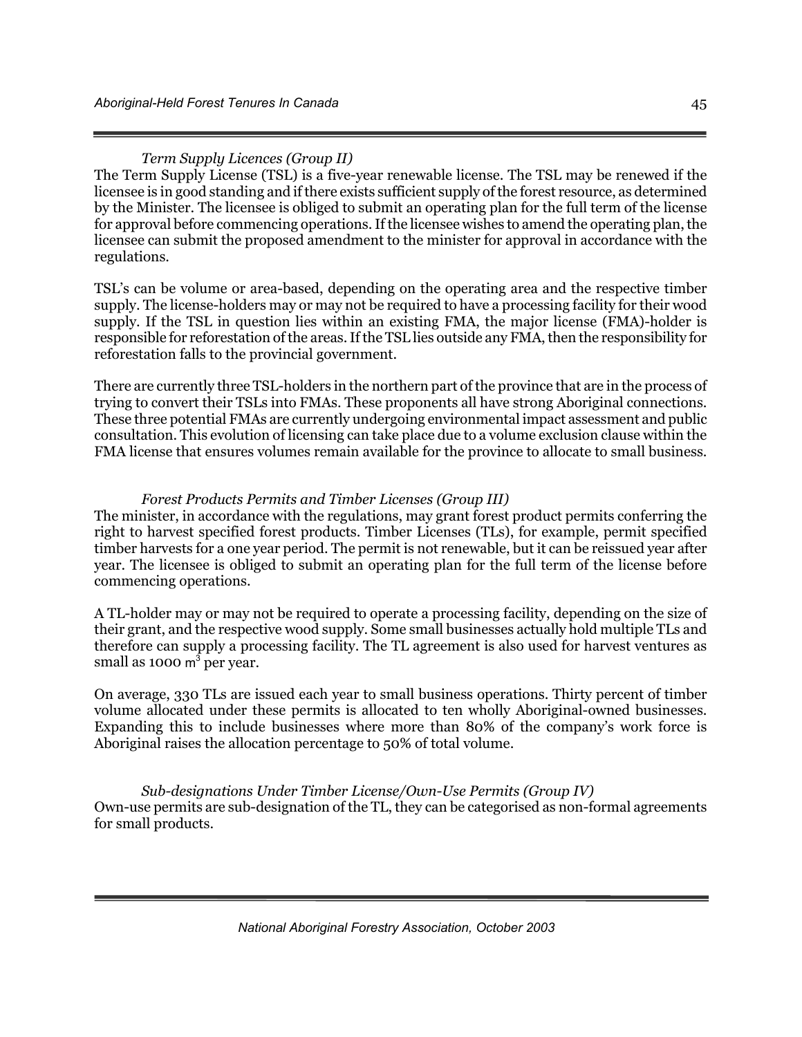*Term Supply Licences (Group II)*

The Term Supply License (TSL) is a five-year renewable license. The TSL may be renewed if the licensee is in good standing and if there exists sufficient supply of the forest resource, as determined by the Minister. The licensee is obliged to submit an operating plan for the full term of the license for approval before commencing operations. If the licensee wishes to amend the operating plan, the licensee can submit the proposed amendment to the minister for approval in accordance with the regulations.

TSL's can be volume or area-based, depending on the operating area and the respective timber supply. The license-holders may or may not be required to have a processing facility for their wood supply. If the TSL in question lies within an existing FMA, the major license (FMA)-holder is responsible for reforestation of the areas. If the TSL lies outside any FMA, then the responsibility for reforestation falls to the provincial government.

There are currently three TSL-holders in the northern part of the province that are in the process of trying to convert their TSLs into FMAs. These proponents all have strong Aboriginal connections. These three potential FMAs are currently undergoing environmental impact assessment and public consultation. This evolution of licensing can take place due to a volume exclusion clause within the FMA license that ensures volumes remain available for the province to allocate to small business.

*Forest Products Permits and Timber Licenses (Group III)*

The minister, in accordance with the regulations, may grant forest product permits conferring the right to harvest specified forest products. Timber Licenses (TLs), for example, permit specified timber harvests for a one year period. The permit is not renewable, but it can be reissued year after year. The licensee is obliged to submit an operating plan for the full term of the license before commencing operations.

A TL-holder may or may not be required to operate a processing facility, depending on the size of their grant, and the respective wood supply. Some small businesses actually hold multiple TLs and therefore can supply a processing facility. The TL agreement is also used for harvest ventures as small as 1000 $m^3$ per year.

On average, 330 TLs are issued each year to small business operations. Thirty percent of timber volume allocated under these permits is allocated to ten wholly Aboriginal-owned businesses. Expanding this to include businesses where more than 80% of the company's work force is Aboriginal raises the allocation percentage to 50% of total volume.

*Sub-designations Under Timber License/Own-Use Permits (Group IV)*

Own-use permits are sub-designation of the TL, they can be categorised as non-formal agreements for small products.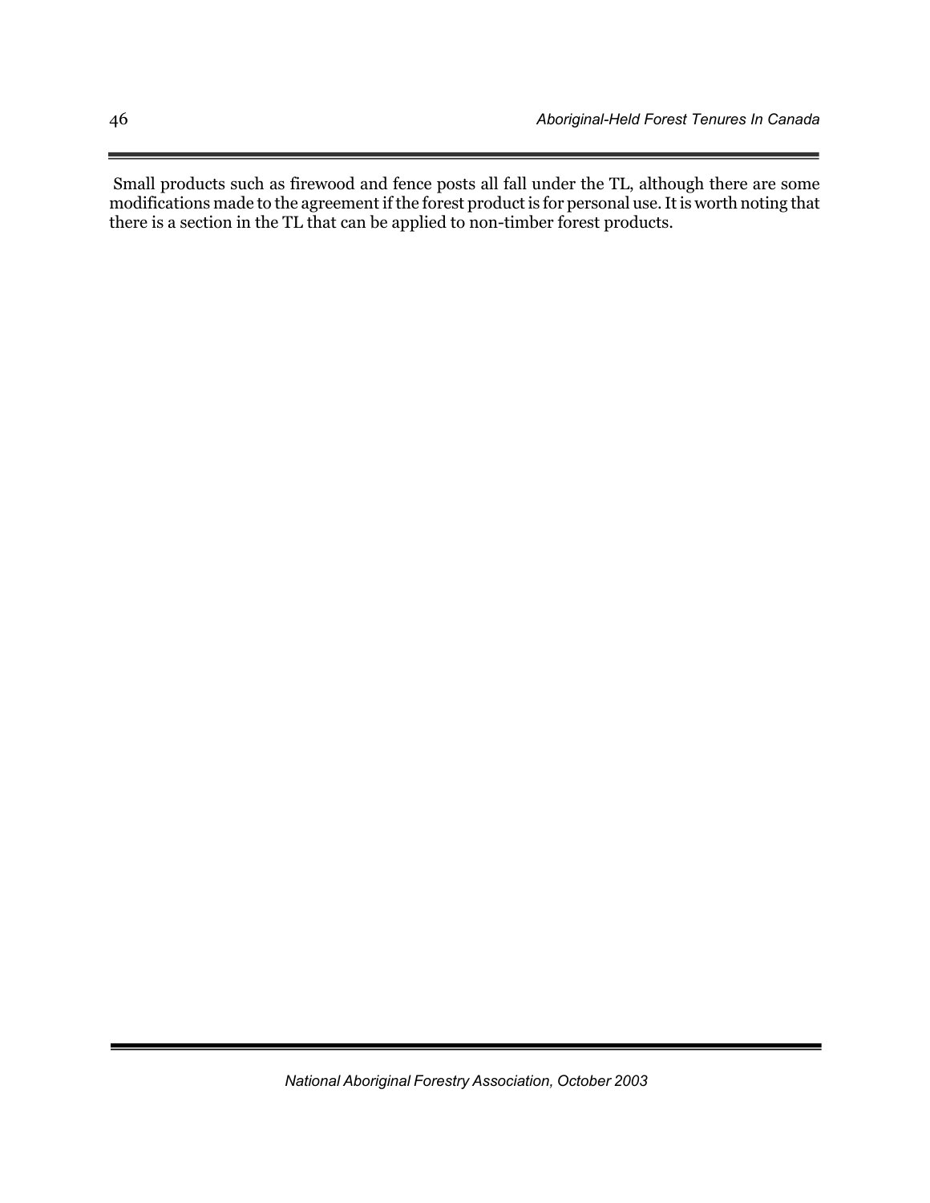Small products such as firewood and fence posts all fall under the TL, although there are some modifications made to the agreement if the forest product is for personal use. It is worth noting that there is a section in the TL that can be applied to non-timber forest products.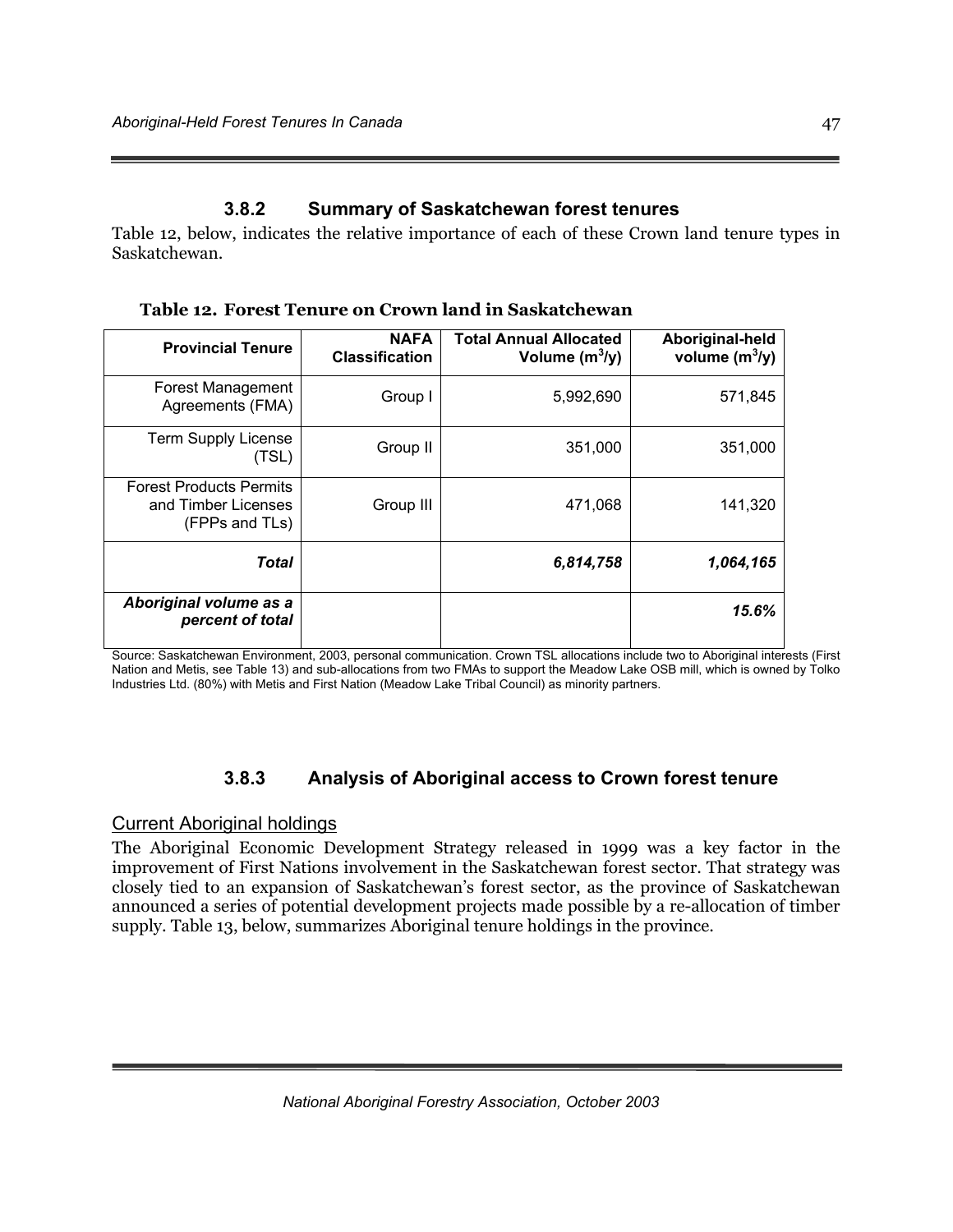### 3.8.2 Summary of Saskatchewan forest tenures

Table 12, below, indicates the relative importance of each of these Crown land tenure types in Saskatchewan.

**Table 12. Forest Tenure on Crown land in Saskatchewan**

| Provincial Tenure | NAFA Classification | Total Annual Allocated Volume ($m^3$/y) | Aboriginal-held volume ($m^3$/y) |
|---|---|---|---|
| Forest Management Agreements (FMA) | Group I | 5,992,690 | 571,845 |
| Term Supply License (TSL) | Group II | 351,000 | 351,000 |
| Forest Products Permits and Timber Licenses (FPPs and TLs) | Group III | 471,068 | 141,320 |
| ***Total*** | | ***6,814,758*** | ***1,064,165*** |
| ***Aboriginal volume as a percent of total*** | | | ***15.6%*** |

Source: Saskatchewan Environment, 2003, personal communication. Crown TSL allocations include two to Aboriginal interests (First Nation and Metis, see Table 13) and sub-allocations from two FMAs to support the Meadow Lake OSB mill, which is owned by Tolko Industries Ltd. (80%) with Metis and First Nation (Meadow Lake Tribal Council) as minority partners.

### 3.8.3 Analysis of Aboriginal access to Crown forest tenure

Current Aboriginal holdings

The Aboriginal Economic Development Strategy released in 1999 was a key factor in the improvement of First Nations involvement in the Saskatchewan forest sector. That strategy was closely tied to an expansion of Saskatchewan's forest sector, as the province of Saskatchewan announced a series of potential development projects made possible by a re-allocation of timber supply. Table 13, below, summarizes Aboriginal tenure holdings in the province.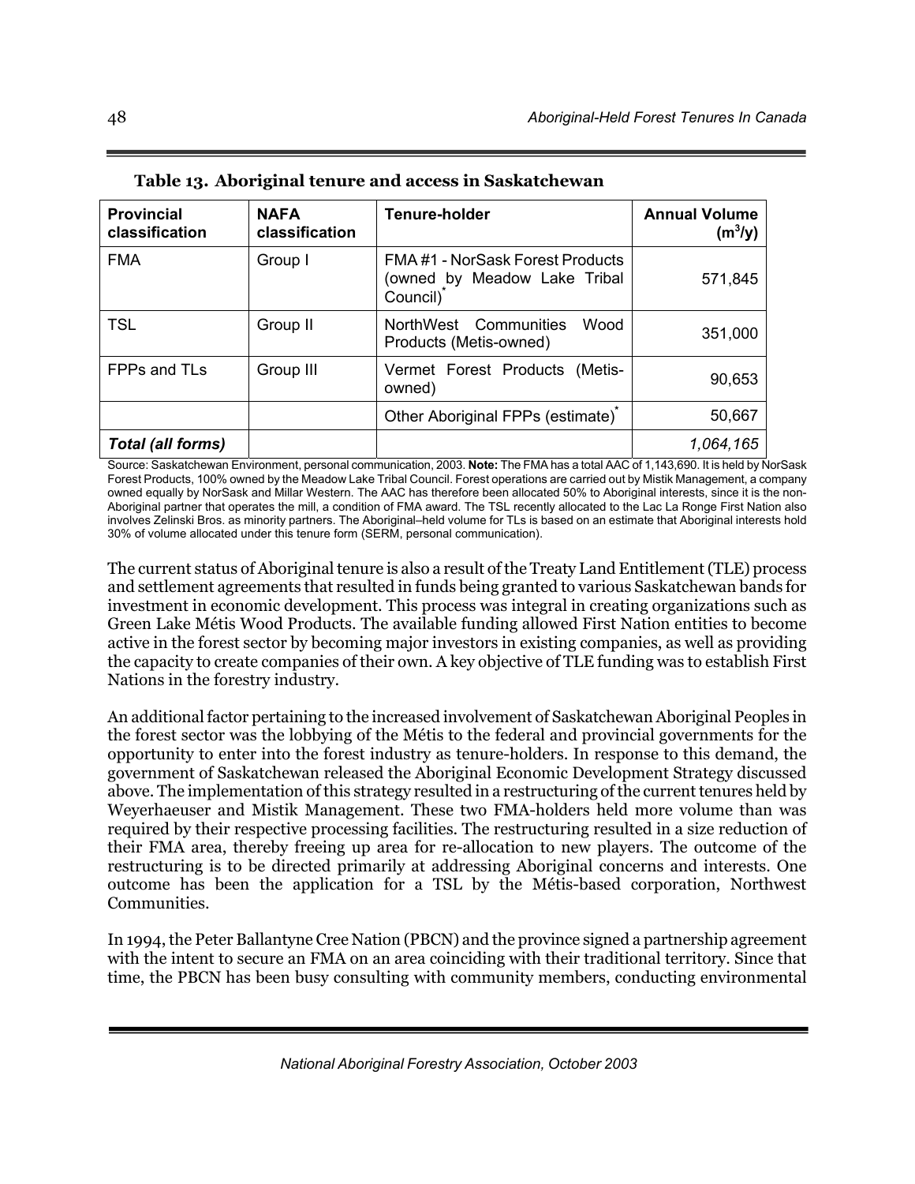**Table 13. Aboriginal tenure and access in Saskatchewan**

| Provincial classification | NAFA classification | Tenure-holder | Annual Volume ($m^3$/y) |
|---|---|---|---|
| FMA | Group I | FMA #1 - NorSask Forest Products (owned by Meadow Lake Tribal Council)* | 571,845 |
| TSL | Group II | NorthWest Communities Wood Products (Metis-owned) | 351,000 |
| FPPs and TLs | Group III | Vermet Forest Products (Metis-owned) | 90,653 |
| | | Other Aboriginal FPPs (estimate)* | 50,667 |
| ***Total (all forms)*** | | | *1,064,165* |

Source: Saskatchewan Environment, personal communication, 2003. **Note:** The FMA has a total AAC of 1,143,690. It is held by NorSask Forest Products, 100% owned by the Meadow Lake Tribal Council. Forest operations are carried out by Mistik Management, a company owned equally by NorSask and Millar Western. The AAC has therefore been allocated 50% to Aboriginal interests, since it is the non-Aboriginal partner that operates the mill, a condition of FMA award. The TSL recently allocated to the Lac La Ronge First Nation also involves Zelinski Bros. as minority partners. The Aboriginal–held volume for TLs is based on an estimate that Aboriginal interests hold 30% of volume allocated under this tenure form (SERM, personal communication).

The current status of Aboriginal tenure is also a result of the Treaty Land Entitlement (TLE) process and settlement agreements that resulted in funds being granted to various Saskatchewan bands for investment in economic development. This process was integral in creating organizations such as Green Lake Métis Wood Products. The available funding allowed First Nation entities to become active in the forest sector by becoming major investors in existing companies, as well as providing the capacity to create companies of their own. A key objective of TLE funding was to establish First Nations in the forestry industry.

An additional factor pertaining to the increased involvement of Saskatchewan Aboriginal Peoples in the forest sector was the lobbying of the Métis to the federal and provincial governments for the opportunity to enter into the forest industry as tenure-holders. In response to this demand, the government of Saskatchewan released the Aboriginal Economic Development Strategy discussed above. The implementation of this strategy resulted in a restructuring of the current tenures held by Weyerhaeuser and Mistik Management. These two FMA-holders held more volume than was required by their respective processing facilities. The restructuring resulted in a size reduction of their FMA area, thereby freeing up area for re-allocation to new players. The outcome of the restructuring is to be directed primarily at addressing Aboriginal concerns and interests. One outcome has been the application for a TSL by the Métis-based corporation, Northwest Communities.

In 1994, the Peter Ballantyne Cree Nation (PBCN) and the province signed a partnership agreement with the intent to secure an FMA on an area coinciding with their traditional territory. Since that time, the PBCN has been busy consulting with community members, conducting environmental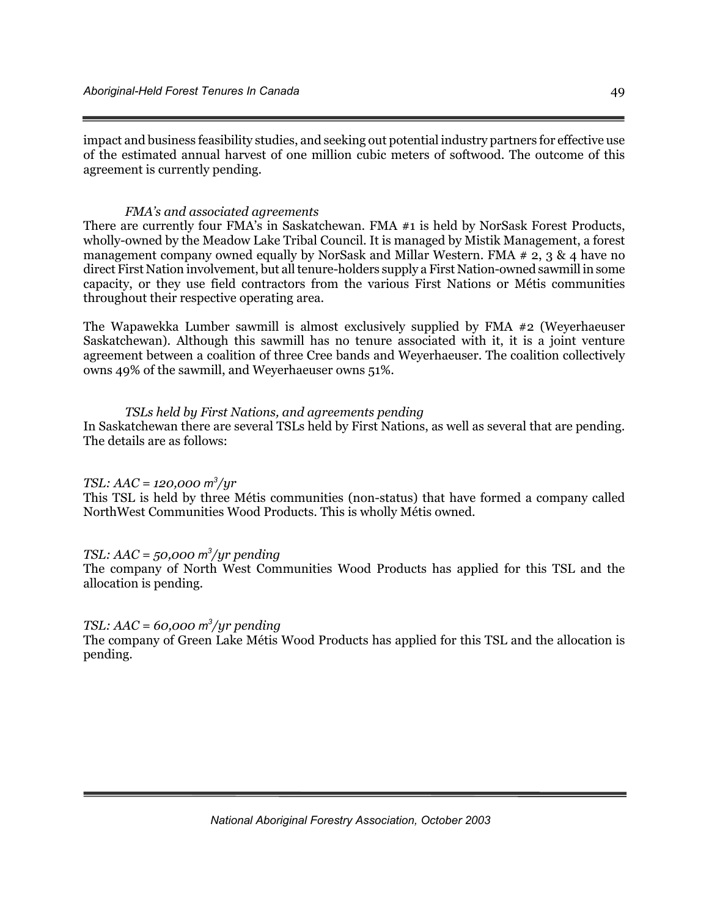impact and business feasibility studies, and seeking out potential industry partners for effective use of the estimated annual harvest of one million cubic meters of softwood. The outcome of this agreement is currently pending.

### *FMA's and associated agreements*

There are currently four FMA's in Saskatchewan. FMA #1 is held by NorSask Forest Products, wholly-owned by the Meadow Lake Tribal Council. It is managed by Mistik Management, a forest management company owned equally by NorSask and Millar Western. FMA # 2, 3 & 4 have no direct First Nation involvement, but all tenure-holders supply a First Nation-owned sawmill in some capacity, or they use field contractors from the various First Nations or Métis communities throughout their respective operating area.

The Wapawekka Lumber sawmill is almost exclusively supplied by FMA #2 (Weyerhaeuser Saskatchewan). Although this sawmill has no tenure associated with it, it is a joint venture agreement between a coalition of three Cree bands and Weyerhaeuser. The coalition collectively owns 49% of the sawmill, and Weyerhaeuser owns 51%.

### *TSLs held by First Nations, and agreements pending*

In Saskatchewan there are several TSLs held by First Nations, as well as several that are pending. The details are as follows:

*TSL: AAC = 120,000 $m^3$/yr*

This TSL is held by three Métis communities (non-status) that have formed a company called NorthWest Communities Wood Products. This is wholly Métis owned.

*TSL: AAC = 50,000 $m^3$/yr pending*

The company of North West Communities Wood Products has applied for this TSL and the allocation is pending.

*TSL: AAC = 60,000 $m^3$/yr pending*

The company of Green Lake Métis Wood Products has applied for this TSL and the allocation is pending.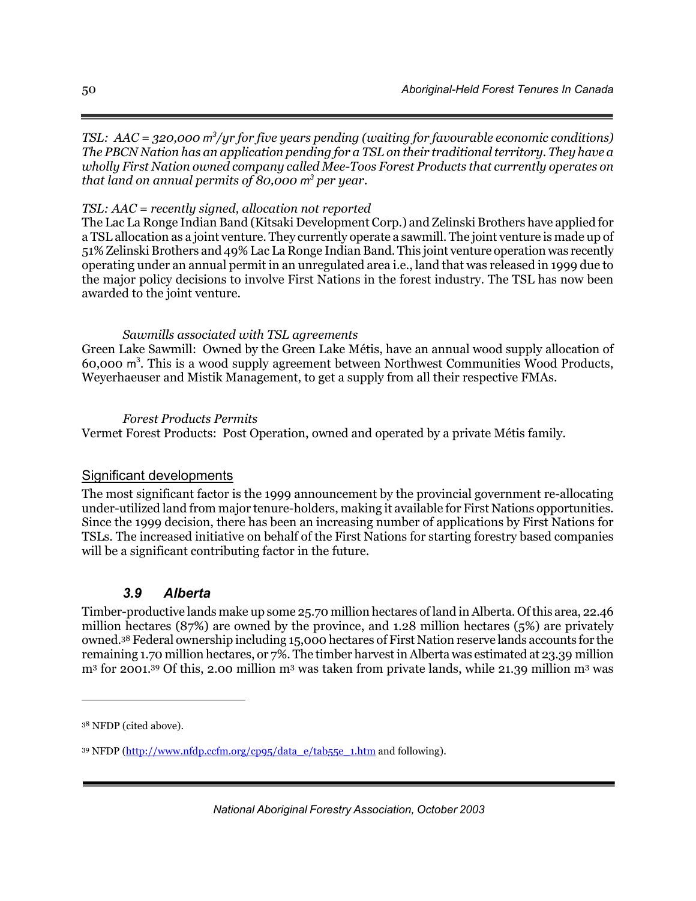*TSL: AAC = 320,000 $m^3$/yr for five years pending (waiting for favourable economic conditions) The PBCN Nation has an application pending for a TSL on their traditional territory. They have a wholly First Nation owned company called Mee-Toos Forest Products that currently operates on that land on annual permits of 80,000 $m^3$ per year.*

*TSL: AAC = recently signed, allocation not reported*
The Lac La Ronge Indian Band (Kitsaki Development Corp.) and Zelinski Brothers have applied for a TSL allocation as a joint venture. They currently operate a sawmill. The joint venture is made up of 51% Zelinski Brothers and 49% Lac La Ronge Indian Band. This joint venture operation was recently operating under an annual permit in an unregulated area i.e., land that was released in 1999 due to the major policy decisions to involve First Nations in the forest industry. The TSL has now been awarded to the joint venture.

*Sawmills associated with TSL agreements*
Green Lake Sawmill: Owned by the Green Lake Métis, have an annual wood supply allocation of 60,000 $m^3$. This is a wood supply agreement between Northwest Communities Wood Products, Weyerhaeuser and Mistik Management, to get a supply from all their respective FMAs.

*Forest Products Permits*
Vermet Forest Products: Post Operation, owned and operated by a private Métis family.

## Significant developments

The most significant factor is the 1999 announcement by the provincial government re-allocating under-utilized land from major tenure-holders, making it available for First Nations opportunities. Since the 1999 decision, there has been an increasing number of applications by First Nations for TSLs. The increased initiative on behalf of the First Nations for starting forestry based companies will be a significant contributing factor in the future.

### *3.9 Alberta*

Timber-productive lands make up some 25.70 million hectares of land in Alberta. Of this area, 22.46 million hectares (87%) are owned by the province, and 1.28 million hectares (5%) are privately owned.[38] Federal ownership including 15,000 hectares of First Nation reserve lands accounts for the remaining 1.70 million hectares, or 7%. The timber harvest in Alberta was estimated at 23.39 million $m^3$ for 2001.[39] Of this, 2.00 million $m^3$ was taken from private lands, while 21.39 million $m^3$ was

[38] NFDP (cited above).

[39] NFDP (http://www.nfdp.ccfm.org/cp95/data_e/tab55e_1.htm and following).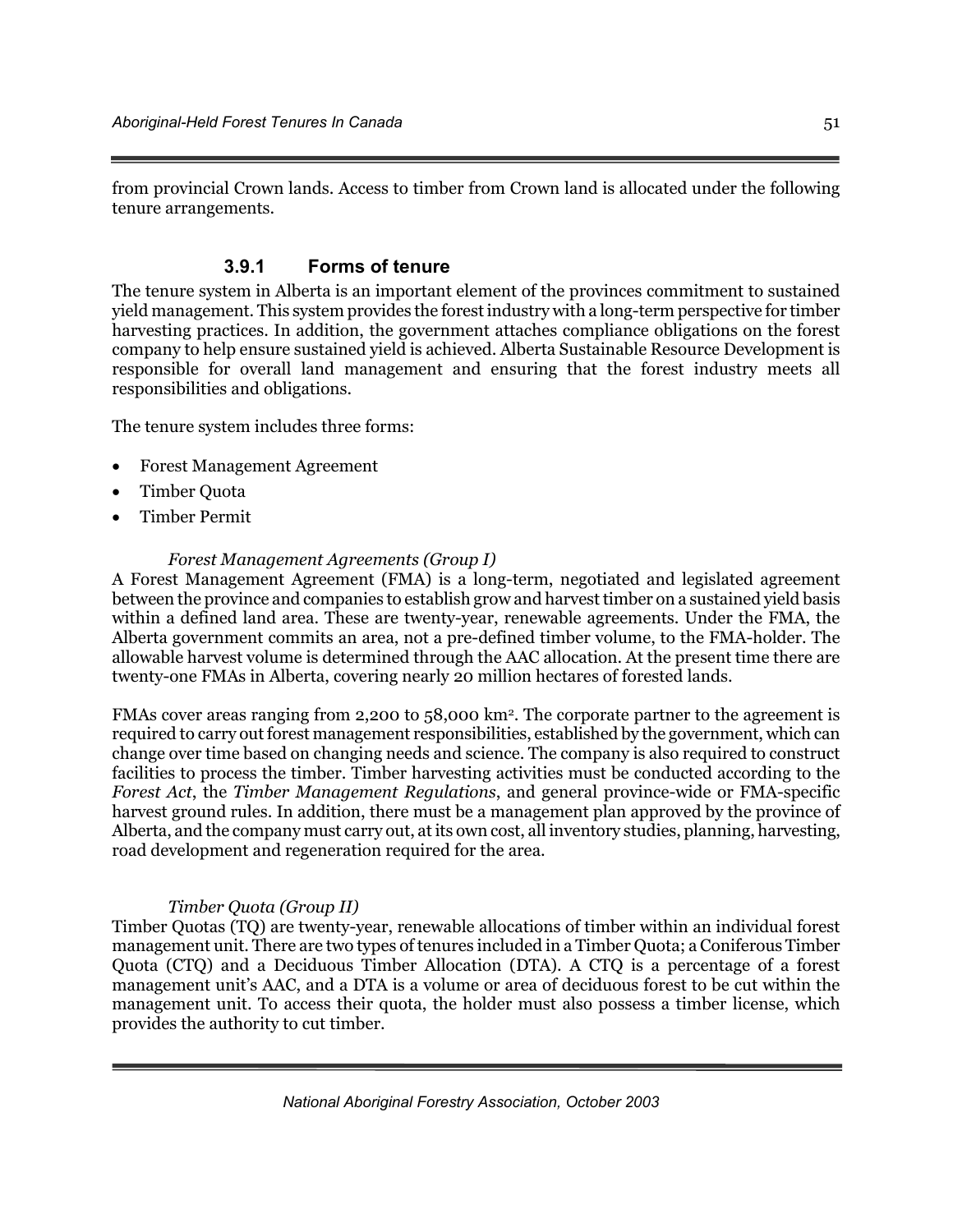from provincial Crown lands. Access to timber from Crown land is allocated under the following tenure arrangements.

### 3.9.1 Forms of tenure

The tenure system in Alberta is an important element of the provinces commitment to sustained yield management. This system provides the forest industry with a long-term perspective for timber harvesting practices. In addition, the government attaches compliance obligations on the forest company to help ensure sustained yield is achieved. Alberta Sustainable Resource Development is responsible for overall land management and ensuring that the forest industry meets all responsibilities and obligations.

The tenure system includes three forms:

- Forest Management Agreement
- Timber Quota
- Timber Permit

*Forest Management Agreements (Group I)*

A Forest Management Agreement (FMA) is a long-term, negotiated and legislated agreement between the province and companies to establish grow and harvest timber on a sustained yield basis within a defined land area. These are twenty-year, renewable agreements. Under the FMA, the Alberta government commits an area, not a pre-defined timber volume, to the FMA-holder. The allowable harvest volume is determined through the AAC allocation. At the present time there are twenty-one FMAs in Alberta, covering nearly 20 million hectares of forested lands.

FMAs cover areas ranging from 2,200 to 58,000 km$^2$. The corporate partner to the agreement is required to carry out forest management responsibilities, established by the government, which can change over time based on changing needs and science. The company is also required to construct facilities to process the timber. Timber harvesting activities must be conducted according to the *Forest Act*, the *Timber Management Regulations*, and general province-wide or FMA-specific harvest ground rules. In addition, there must be a management plan approved by the province of Alberta, and the company must carry out, at its own cost, all inventory studies, planning, harvesting, road development and regeneration required for the area.

*Timber Quota (Group II)*

Timber Quotas (TQ) are twenty-year, renewable allocations of timber within an individual forest management unit. There are two types of tenures included in a Timber Quota; a Coniferous Timber Quota (CTQ) and a Deciduous Timber Allocation (DTA). A CTQ is a percentage of a forest management unit's AAC, and a DTA is a volume or area of deciduous forest to be cut within the management unit. To access their quota, the holder must also possess a timber license, which provides the authority to cut timber.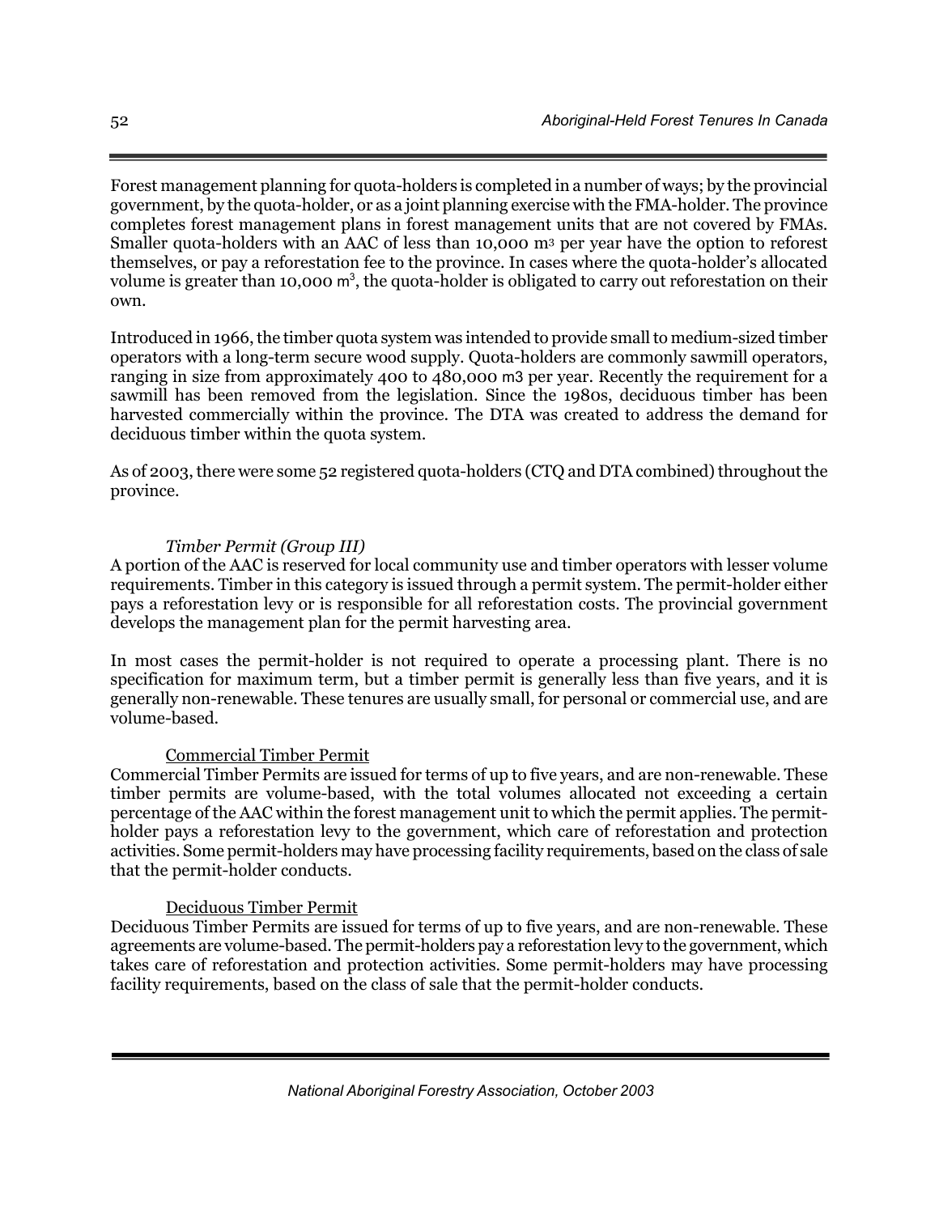Forest management planning for quota-holders is completed in a number of ways; by the provincial government, by the quota-holder, or as a joint planning exercise with the FMA-holder. The province completes forest management plans in forest management units that are not covered by FMAs. Smaller quota-holders with an AAC of less than 10,000 $m^3$ per year have the option to reforest themselves, or pay a reforestation fee to the province. In cases where the quota-holder's allocated volume is greater than 10,000 $m^3$, the quota-holder is obligated to carry out reforestation on their own.

Introduced in 1966, the timber quota system was intended to provide small to medium-sized timber operators with a long-term secure wood supply. Quota-holders are commonly sawmill operators, ranging in size from approximately 400 to 480,000 m3 per year. Recently the requirement for a sawmill has been removed from the legislation. Since the 1980s, deciduous timber has been harvested commercially within the province. The DTA was created to address the demand for deciduous timber within the quota system.

As of 2003, there were some 52 registered quota-holders (CTQ and DTA combined) throughout the province.

*Timber Permit (Group III)*

A portion of the AAC is reserved for local community use and timber operators with lesser volume requirements. Timber in this category is issued through a permit system. The permit-holder either pays a reforestation levy or is responsible for all reforestation costs. The provincial government develops the management plan for the permit harvesting area.

In most cases the permit-holder is not required to operate a processing plant. There is no specification for maximum term, but a timber permit is generally less than five years, and it is generally non-renewable. These tenures are usually small, for personal or commercial use, and are volume-based.

<u>Commercial Timber Permit</u>

Commercial Timber Permits are issued for terms of up to five years, and are non-renewable. These timber permits are volume-based, with the total volumes allocated not exceeding a certain percentage of the AAC within the forest management unit to which the permit applies. The permit-holder pays a reforestation levy to the government, which care of reforestation and protection activities. Some permit-holders may have processing facility requirements, based on the class of sale that the permit-holder conducts.

<u>Deciduous Timber Permit</u>

Deciduous Timber Permits are issued for terms of up to five years, and are non-renewable. These agreements are volume-based. The permit-holders pay a reforestation levy to the government, which takes care of reforestation and protection activities. Some permit-holders may have processing facility requirements, based on the class of sale that the permit-holder conducts.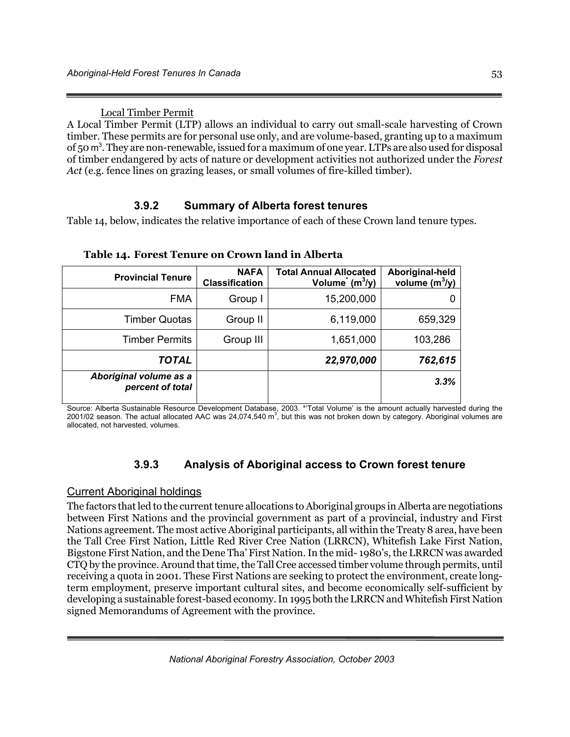Local Timber Permit

A Local Timber Permit (LTP) allows an individual to carry out small-scale harvesting of Crown timber. These permits are for personal use only, and are volume-based, granting up to a maximum of 50 $m^3$. They are non-renewable, issued for a maximum of one year. LTPs are also used for disposal of timber endangered by acts of nature or development activities not authorized under the *Forest Act* (e.g. fence lines on grazing leases, or small volumes of fire-killed timber).

### 3.9.2 Summary of Alberta forest tenures

Table 14, below, indicates the relative importance of each of these Crown land tenure types.

**Table 14. Forest Tenure on Crown land in Alberta**

| Provincial Tenure | NAFA Classification | Total Annual Allocated Volume* ($m^3$/y) | Aboriginal-held volume ($m^3$/y) |
|---|---|---|---|
| FMA | Group I | 15,200,000 | 0 |
| Timber Quotas | Group II | 6,119,000 | 659,329 |
| Timber Permits | Group III | 1,651,000 | 103,286 |
| ***TOTAL*** | | ***22,970,000*** | ***762,615*** |
| ***Aboriginal volume as a percent of total*** | | | ***3.3%*** |

Source: Alberta Sustainable Resource Development Database, 2003. *'Total Volume' is the amount actually harvested during the 2001/02 season. The actual allocated AAC was 24,074,540 $m^3$, but this was not broken down by category. Aboriginal volumes are allocated, not harvested, volumes.

### 3.9.3 Analysis of Aboriginal access to Crown forest tenure

Current Aboriginal holdings

The factors that led to the current tenure allocations to Aboriginal groups in Alberta are negotiations between First Nations and the provincial government as part of a provincial, industry and First Nations agreement. The most active Aboriginal participants, all within the Treaty 8 area, have been the Tall Cree First Nation, Little Red River Cree Nation (LRRCN), Whitefish Lake First Nation, Bigstone First Nation, and the Dene Tha' First Nation. In the mid- 1980's, the LRRCN was awarded CTQ by the province. Around that time, the Tall Cree accessed timber volume through permits, until receiving a quota in 2001. These First Nations are seeking to protect the environment, create long-term employment, preserve important cultural sites, and become economically self-sufficient by developing a sustainable forest-based economy. In 1995 both the LRRCN and Whitefish First Nation signed Memorandums of Agreement with the province.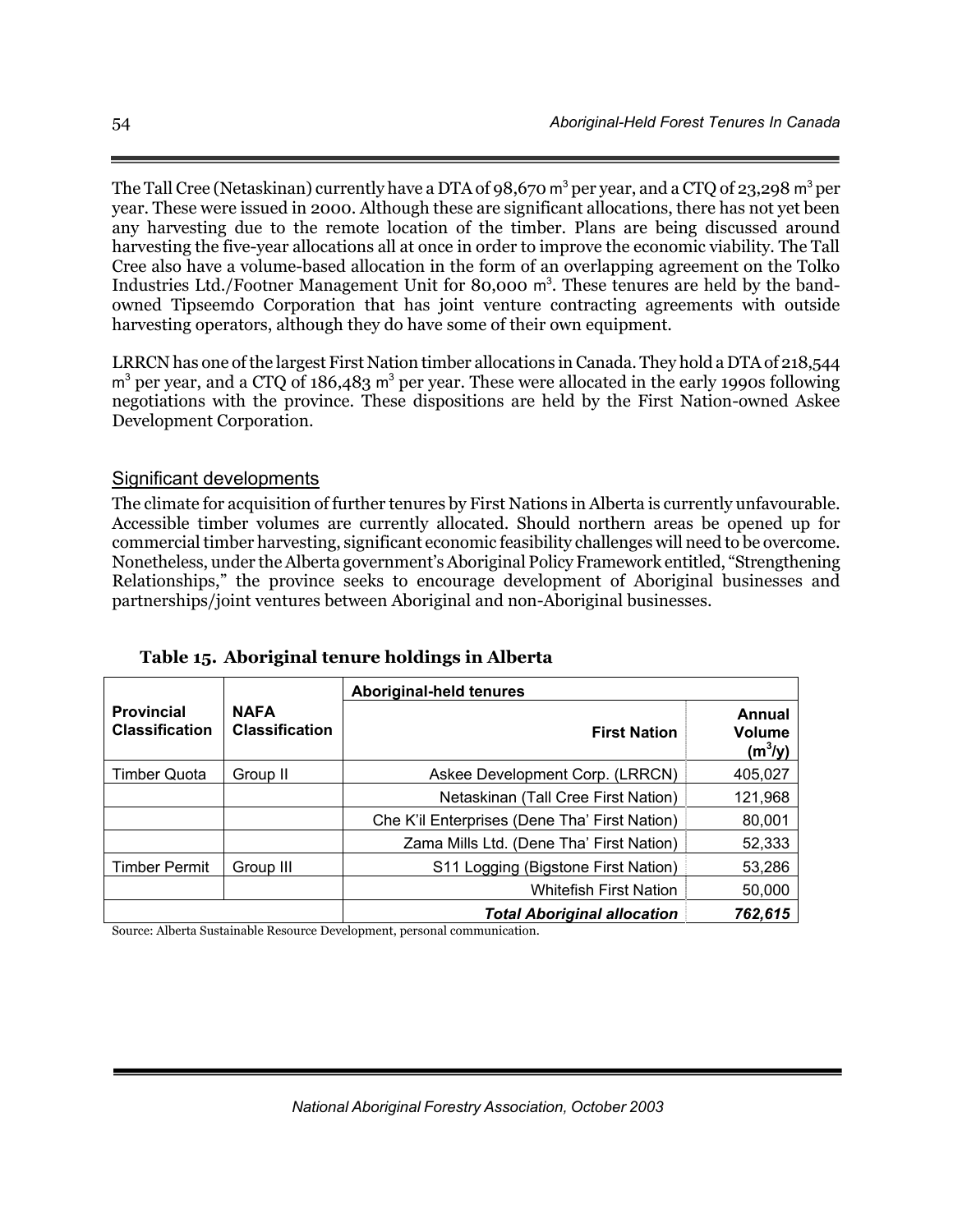The Tall Cree (Netaskinan) currently have a DTA of 98,670 $m^3$ per year, and a CTQ of 23,298 $m^3$ per year. These were issued in 2000. Although these are significant allocations, there has not yet been any harvesting due to the remote location of the timber. Plans are being discussed around harvesting the five-year allocations all at once in order to improve the economic viability. The Tall Cree also have a volume-based allocation in the form of an overlapping agreement on the Tolko Industries Ltd./Footner Management Unit for 80,000 $m^3$. These tenures are held by the band-owned Tipseemdo Corporation that has joint venture contracting agreements with outside harvesting operators, although they do have some of their own equipment.

LRRCN has one of the largest First Nation timber allocations in Canada. They hold a DTA of 218,544 $m^3$ per year, and a CTQ of 186,483 $m^3$ per year. These were allocated in the early 1990s following negotiations with the province. These dispositions are held by the First Nation-owned Askee Development Corporation.

## Significant developments

The climate for acquisition of further tenures by First Nations in Alberta is currently unfavourable. Accessible timber volumes are currently allocated. Should northern areas be opened up for commercial timber harvesting, significant economic feasibility challenges will need to be overcome. Nonetheless, under the Alberta government's Aboriginal Policy Framework entitled, "Strengthening Relationships," the province seeks to encourage development of Aboriginal businesses and partnerships/joint ventures between Aboriginal and non-Aboriginal businesses.

**Table 15. Aboriginal tenure holdings in Alberta**

| Provincial Classification | NAFA Classification | Aboriginal-held tenures | |
|---|---|---|---|
| | | **First Nation** | **Annual Volume ($m^3$/y)** |
| Timber Quota | Group II | Askee Development Corp. (LRRCN) | 405,027 |
| | | Netaskinan (Tall Cree First Nation) | 121,968 |
| | | Che K'il Enterprises (Dene Tha' First Nation) | 80,001 |
| | | Zama Mills Ltd. (Dene Tha' First Nation) | 52,333 |
| Timber Permit | Group III | S11 Logging (Bigstone First Nation) | 53,286 |
| | | Whitefish First Nation | 50,000 |
| | | ***Total Aboriginal allocation*** | ***762,615*** |

Source: Alberta Sustainable Resource Development, personal communication.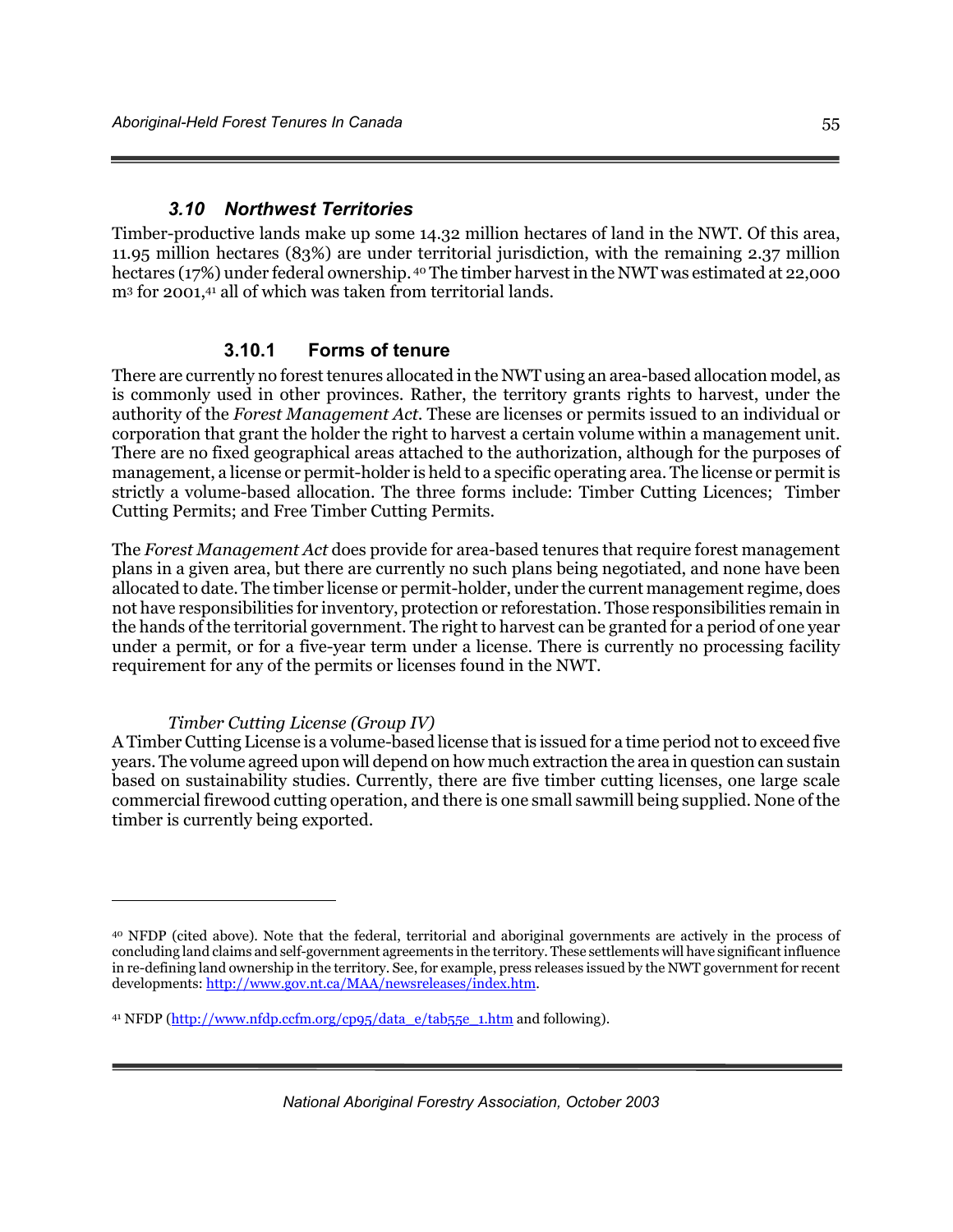### 3.10 Northwest Territories

Timber-productive lands make up some 14.32 million hectares of land in the NWT. Of this area, 11.95 million hectares (83%) are under territorial jurisdiction, with the remaining 2.37 million hectares (17%) under federal ownership.[40] The timber harvest in the NWT was estimated at 22,000 $m^3$ for 2001,[41] all of which was taken from territorial lands.

#### 3.10.1 Forms of tenure

There are currently no forest tenures allocated in the NWT using an area-based allocation model, as is commonly used in other provinces. Rather, the territory grants rights to harvest, under the authority of the *Forest Management Act*. These are licenses or permits issued to an individual or corporation that grant the holder the right to harvest a certain volume within a management unit. There are no fixed geographical areas attached to the authorization, although for the purposes of management, a license or permit-holder is held to a specific operating area. The license or permit is strictly a volume-based allocation. The three forms include: Timber Cutting Licences; Timber Cutting Permits; and Free Timber Cutting Permits.

The *Forest Management Act* does provide for area-based tenures that require forest management plans in a given area, but there are currently no such plans being negotiated, and none have been allocated to date. The timber license or permit-holder, under the current management regime, does not have responsibilities for inventory, protection or reforestation. Those responsibilities remain in the hands of the territorial government. The right to harvest can be granted for a period of one year under a permit, or for a five-year term under a license. There is currently no processing facility requirement for any of the permits or licenses found in the NWT.

*Timber Cutting License (Group IV)*

A Timber Cutting License is a volume-based license that is issued for a time period not to exceed five years. The volume agreed upon will depend on how much extraction the area in question can sustain based on sustainability studies. Currently, there are five timber cutting licenses, one large scale commercial firewood cutting operation, and there is one small sawmill being supplied. None of the timber is currently being exported.

---

[40] NFDP (cited above). Note that the federal, territorial and aboriginal governments are actively in the process of concluding land claims and self-government agreements in the territory. These settlements will have significant influence in re-defining land ownership in the territory. See, for example, press releases issued by the NWT government for recent developments: http://www.gov.nt.ca/MAA/newsreleases/index.htm.

[41] NFDP (http://www.nfdp.ccfm.org/cp95/data_e/tab55e_1.htm and following).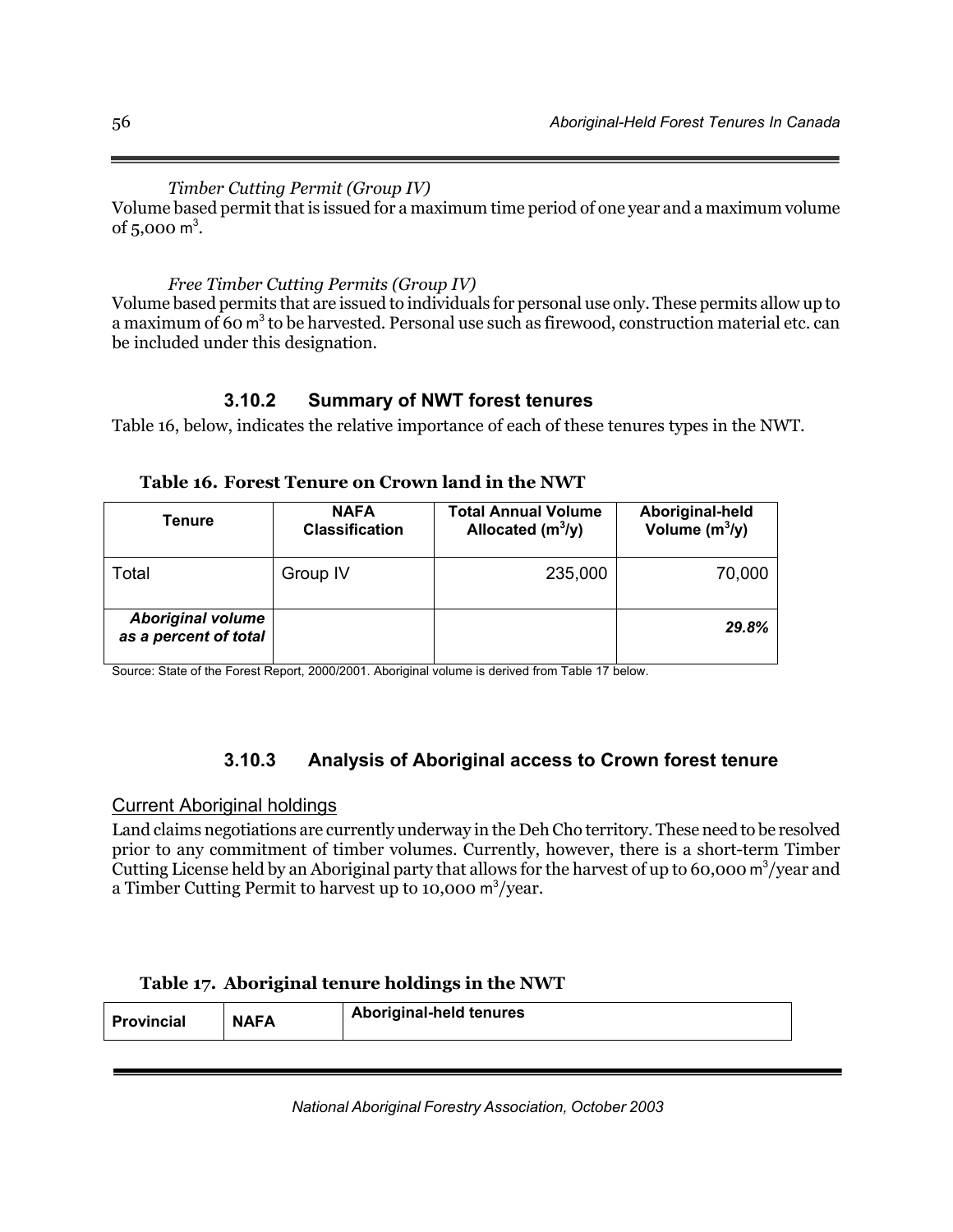*Timber Cutting Permit (Group IV)*

Volume based permit that is issued for a maximum time period of one year and a maximum volume of 5,000 $m^3$.

*Free Timber Cutting Permits (Group IV)*

Volume based permits that are issued to individuals for personal use only. These permits allow up to a maximum of 60 $m^3$ to be harvested. Personal use such as firewood, construction material etc. can be included under this designation.

### 3.10.2 Summary of NWT forest tenures

Table 16, below, indicates the relative importance of each of these tenures types in the NWT.

**Table 16. Forest Tenure on Crown land in the NWT**

| Tenure | NAFA Classification | Total Annual Volume Allocated ($m^3$/y) | Aboriginal-held Volume ($m^3$/y) |
|---|---|---|---|
| Total | Group IV | 235,000 | 70,000 |
| ***Aboriginal volume as a percent of total*** | | | ***29.8%*** |

Source: State of the Forest Report, 2000/2001. Aboriginal volume is derived from Table 17 below.

### 3.10.3 Analysis of Aboriginal access to Crown forest tenure

Current Aboriginal holdings

Land claims negotiations are currently underway in the Deh Cho territory. These need to be resolved prior to any commitment of timber volumes. Currently, however, there is a short-term Timber Cutting License held by an Aboriginal party that allows for the harvest of up to 60,000 $m^3$/year and a Timber Cutting Permit to harvest up to 10,000 $m^3$/year.

**Table 17. Aboriginal tenure holdings in the NWT**

| Provincial | NAFA | Aboriginal-held tenures |
|---|---|---|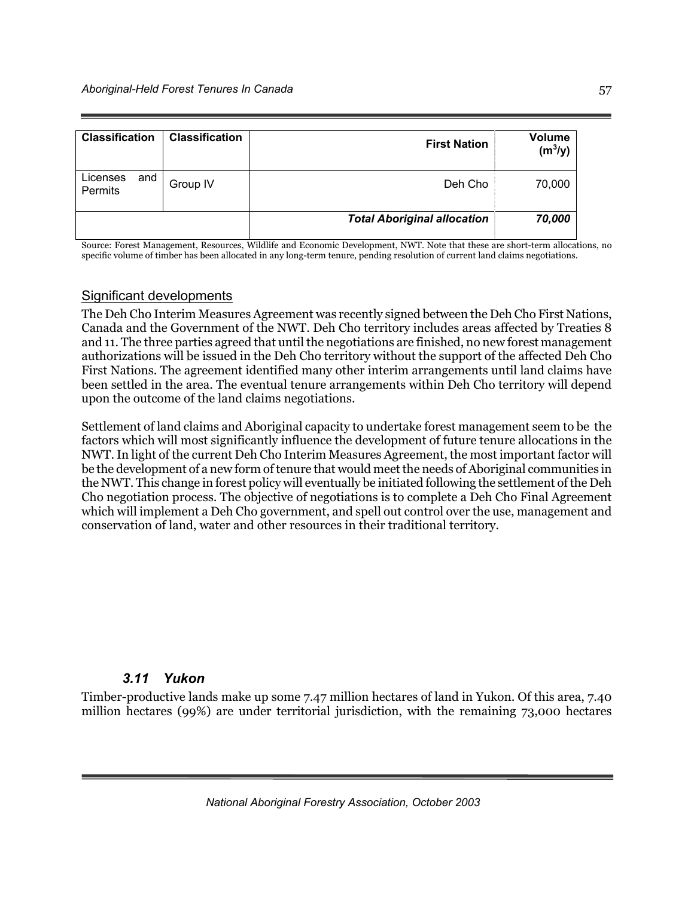| Classification | Classification | First Nation | Volume ($m^3$/y) |
| --- | --- | --- | --- |
| Licenses and Permits | Group IV | Deh Cho | 70,000 |
| | | ***Total Aboriginal allocation*** | ***70,000*** |

Source: Forest Management, Resources, Wildlife and Economic Development, NWT. Note that these are short-term allocations, no specific volume of timber has been allocated in any long-term tenure, pending resolution of current land claims negotiations.

### Significant developments

The Deh Cho Interim Measures Agreement was recently signed between the Deh Cho First Nations, Canada and the Government of the NWT. Deh Cho territory includes areas affected by Treaties 8 and 11. The three parties agreed that until the negotiations are finished, no new forest management authorizations will be issued in the Deh Cho territory without the support of the affected Deh Cho First Nations. The agreement identified many other interim arrangements until land claims have been settled in the area. The eventual tenure arrangements within Deh Cho territory will depend upon the outcome of the land claims negotiations.

Settlement of land claims and Aboriginal capacity to undertake forest management seem to be the factors which will most significantly influence the development of future tenure allocations in the NWT. In light of the current Deh Cho Interim Measures Agreement, the most important factor will be the development of a new form of tenure that would meet the needs of Aboriginal communities in the NWT. This change in forest policy will eventually be initiated following the settlement of the Deh Cho negotiation process. The objective of negotiations is to complete a Deh Cho Final Agreement which will implement a Deh Cho government, and spell out control over the use, management and conservation of land, water and other resources in their traditional territory.

## 3.11 Yukon

Timber-productive lands make up some 7.47 million hectares of land in Yukon. Of this area, 7.40 million hectares (99%) are under territorial jurisdiction, with the remaining 73,000 hectares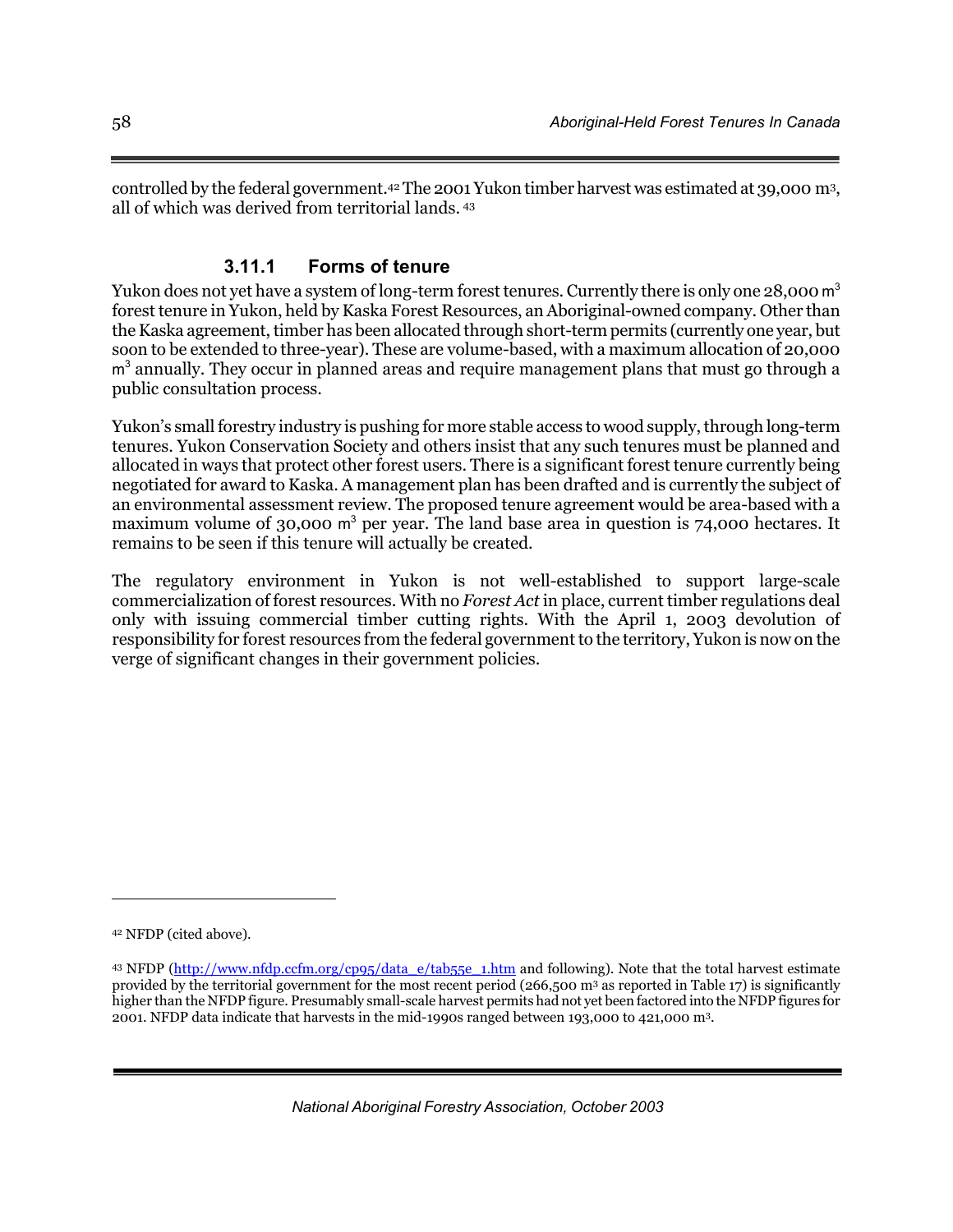controlled by the federal government.[42] The 2001 Yukon timber harvest was estimated at 39,000 $m^3$, all of which was derived from territorial lands. [43]

#### 3.11.1 Forms of tenure

Yukon does not yet have a system of long-term forest tenures. Currently there is only one 28,000 $m^3$ forest tenure in Yukon, held by Kaska Forest Resources, an Aboriginal-owned company. Other than the Kaska agreement, timber has been allocated through short-term permits (currently one year, but soon to be extended to three-year). These are volume-based, with a maximum allocation of 20,000 $m^3$ annually. They occur in planned areas and require management plans that must go through a public consultation process.

Yukon's small forestry industry is pushing for more stable access to wood supply, through long-term tenures. Yukon Conservation Society and others insist that any such tenures must be planned and allocated in ways that protect other forest users. There is a significant forest tenure currently being negotiated for award to Kaska. A management plan has been drafted and is currently the subject of an environmental assessment review. The proposed tenure agreement would be area-based with a maximum volume of 30,000 $m^3$ per year. The land base area in question is 74,000 hectares. It remains to be seen if this tenure will actually be created.

The regulatory environment in Yukon is not well-established to support large-scale commercialization of forest resources. With no *Forest Act* in place, current timber regulations deal only with issuing commercial timber cutting rights. With the April 1, 2003 devolution of responsibility for forest resources from the federal government to the territory, Yukon is now on the verge of significant changes in their government policies.

---

[42] NFDP (cited above).

[43] NFDP (http://www.nfdp.ccfm.org/cp95/data_e/tab55e_1.htm and following). Note that the total harvest estimate provided by the territorial government for the most recent period (266,500 $m^3$ as reported in Table 17) is significantly higher than the NFDP figure. Presumably small-scale harvest permits had not yet been factored into the NFDP figures for 2001. NFDP data indicate that harvests in the mid-1990s ranged between 193,000 to 421,000 $m^3$.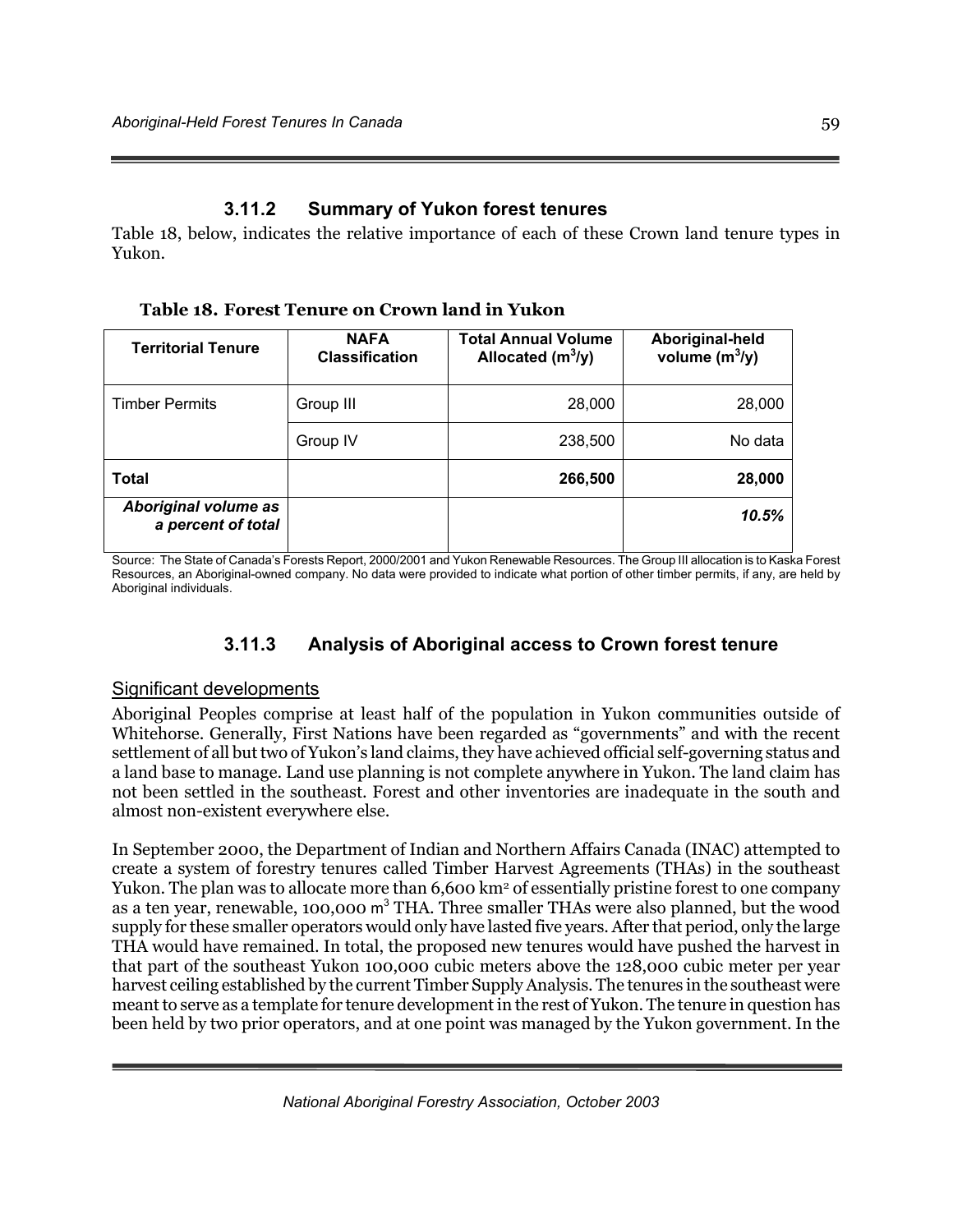### 3.11.2 Summary of Yukon forest tenures

Table 18, below, indicates the relative importance of each of these Crown land tenure types in Yukon.

**Table 18. Forest Tenure on Crown land in Yukon**

| Territorial Tenure | NAFA Classification | Total Annual Volume Allocated ($m^3/y$) | Aboriginal-held volume ($m^3/y$) |
|---|---|---|---|
| Timber Permits | Group III | 28,000 | 28,000 |
| | Group IV | 238,500 | No data |
| **Total** | | **266,500** | **28,000** |
| ***Aboriginal volume as a percent of total*** | | | ***10.5%*** |

Source: The State of Canada's Forests Report, 2000/2001 and Yukon Renewable Resources. The Group III allocation is to Kaska Forest Resources, an Aboriginal-owned company. No data were provided to indicate what portion of other timber permits, if any, are held by Aboriginal individuals.

### 3.11.3 Analysis of Aboriginal access to Crown forest tenure

Significant developments

Aboriginal Peoples comprise at least half of the population in Yukon communities outside of Whitehorse. Generally, First Nations have been regarded as "governments" and with the recent settlement of all but two of Yukon's land claims, they have achieved official self-governing status and a land base to manage. Land use planning is not complete anywhere in Yukon. The land claim has not been settled in the southeast. Forest and other inventories are inadequate in the south and almost non-existent everywhere else.

In September 2000, the Department of Indian and Northern Affairs Canada (INAC) attempted to create a system of forestry tenures called Timber Harvest Agreements (THAs) in the southeast Yukon. The plan was to allocate more than 6,600 km² of essentially pristine forest to one company as a ten year, renewable, 100,000 m³ THA. Three smaller THAs were also planned, but the wood supply for these smaller operators would only have lasted five years. After that period, only the large THA would have remained. In total, the proposed new tenures would have pushed the harvest in that part of the southeast Yukon 100,000 cubic meters above the 128,000 cubic meter per year harvest ceiling established by the current Timber Supply Analysis. The tenures in the southeast were meant to serve as a template for tenure development in the rest of Yukon. The tenure in question has been held by two prior operators, and at one point was managed by the Yukon government. In the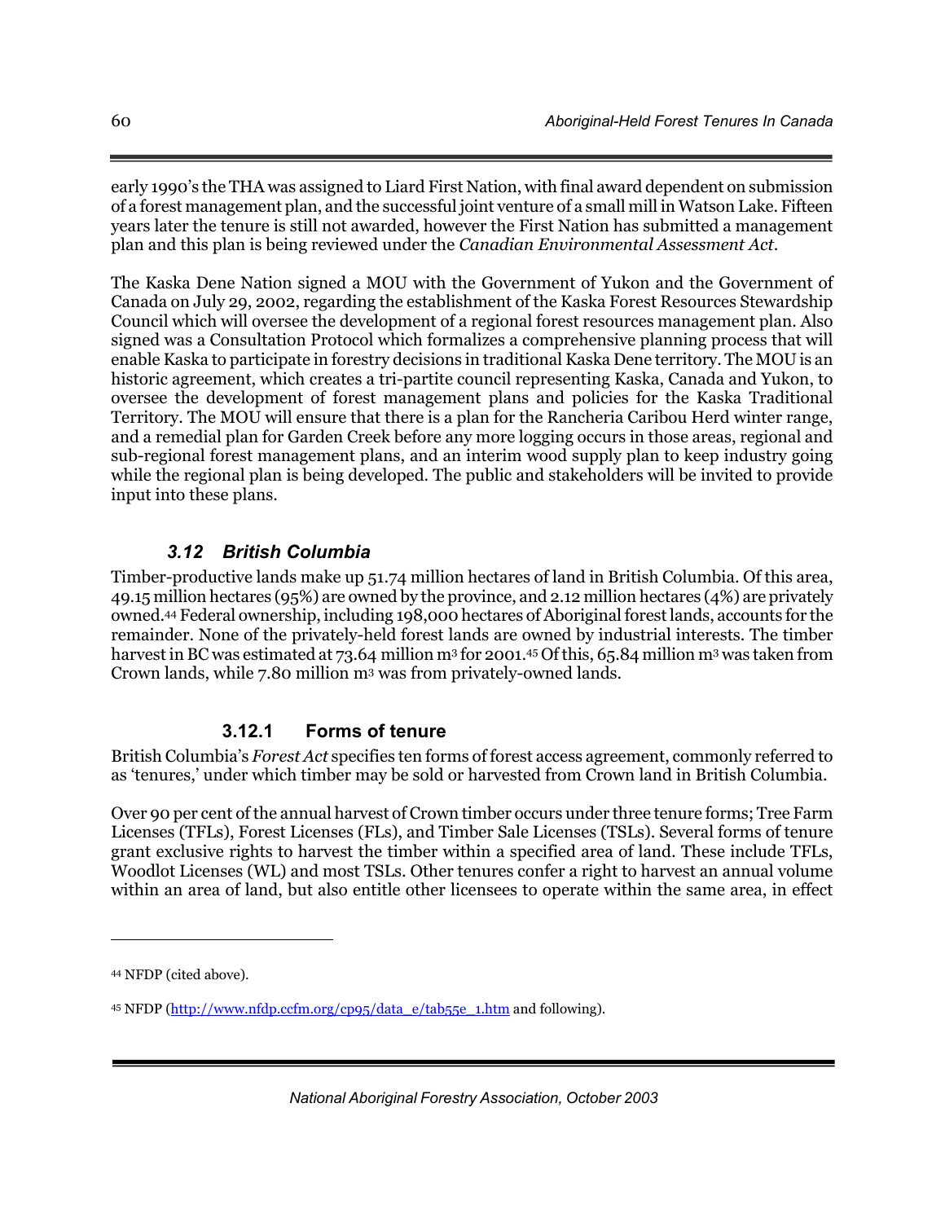early 1990's the THA was assigned to Liard First Nation, with final award dependent on submission of a forest management plan, and the successful joint venture of a small mill in Watson Lake. Fifteen years later the tenure is still not awarded, however the First Nation has submitted a management plan and this plan is being reviewed under the *Canadian Environmental Assessment Act*.

The Kaska Dene Nation signed a MOU with the Government of Yukon and the Government of Canada on July 29, 2002, regarding the establishment of the Kaska Forest Resources Stewardship Council which will oversee the development of a regional forest resources management plan. Also signed was a Consultation Protocol which formalizes a comprehensive planning process that will enable Kaska to participate in forestry decisions in traditional Kaska Dene territory. The MOU is an historic agreement, which creates a tri-partite council representing Kaska, Canada and Yukon, to oversee the development of forest management plans and policies for the Kaska Traditional Territory. The MOU will ensure that there is a plan for the Rancheria Caribou Herd winter range, and a remedial plan for Garden Creek before any more logging occurs in those areas, regional and sub-regional forest management plans, and an interim wood supply plan to keep industry going while the regional plan is being developed. The public and stakeholders will be invited to provide input into these plans.

## *3.12 British Columbia*

Timber-productive lands make up 51.74 million hectares of land in British Columbia. Of this area, 49.15 million hectares (95%) are owned by the province, and 2.12 million hectares (4%) are privately owned.[44] Federal ownership, including 198,000 hectares of Aboriginal forest lands, accounts for the remainder. None of the privately-held forest lands are owned by industrial interests. The timber harvest in BC was estimated at 73.64 million m$^3$ for 2001.[45] Of this, 65.84 million m$^3$ was taken from Crown lands, while 7.80 million m$^3$ was from privately-owned lands.

### 3.12.1 Forms of tenure

British Columbia's *Forest Act* specifies ten forms of forest access agreement, commonly referred to as 'tenures,' under which timber may be sold or harvested from Crown land in British Columbia.

Over 90 per cent of the annual harvest of Crown timber occurs under three tenure forms; Tree Farm Licenses (TFLs), Forest Licenses (FLs), and Timber Sale Licenses (TSLs). Several forms of tenure grant exclusive rights to harvest the timber within a specified area of land. These include TFLs, Woodlot Licenses (WL) and most TSLs. Other tenures confer a right to harvest an annual volume within an area of land, but also entitle other licensees to operate within the same area, in effect

---

[44] NFDP (cited above).

[45] NFDP (http://www.nfdp.ccfm.org/cp95/data_e/tab55e_1.htm and following).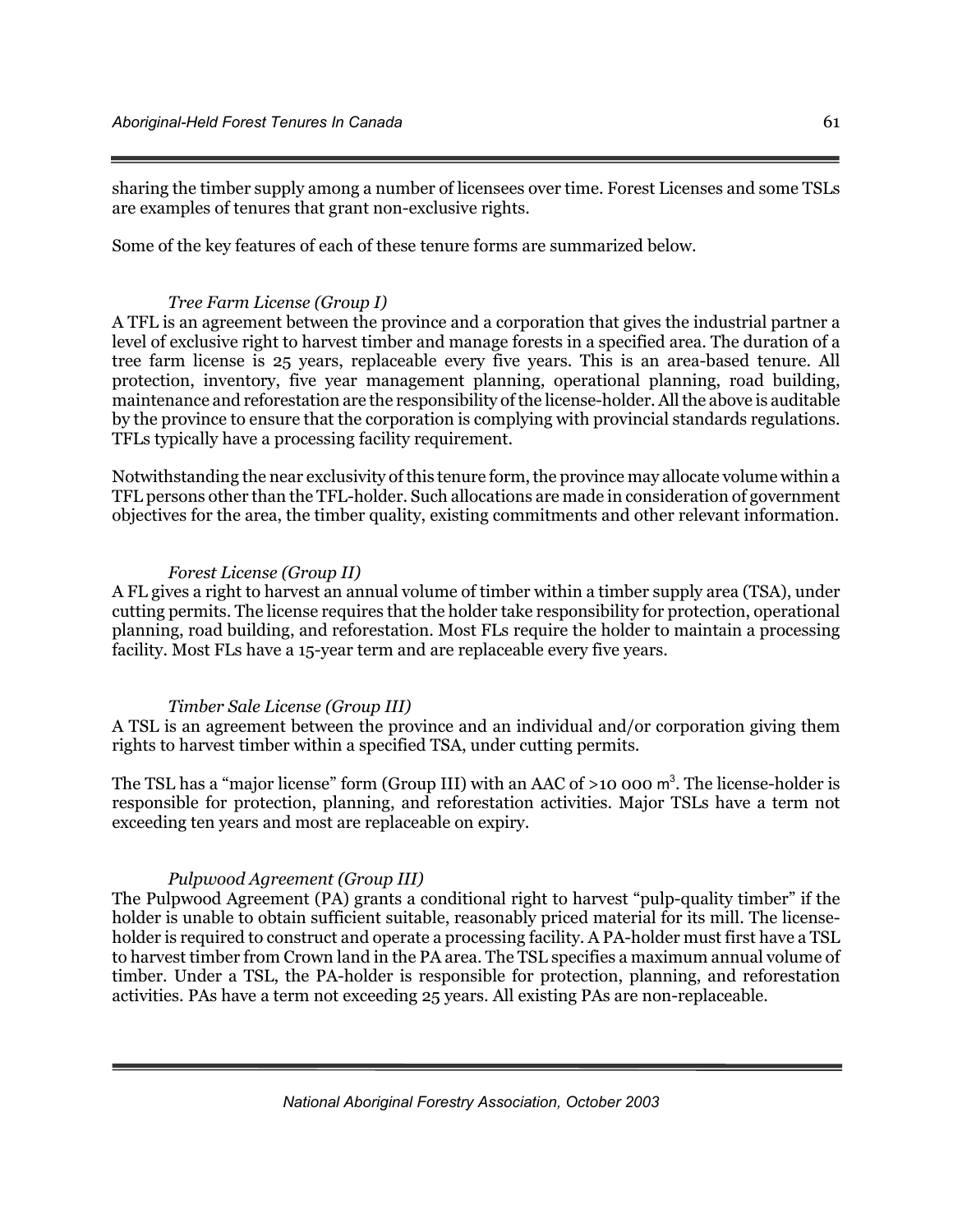sharing the timber supply among a number of licensees over time. Forest Licenses and some TSLs are examples of tenures that grant non-exclusive rights.

Some of the key features of each of these tenure forms are summarized below.

*Tree Farm License (Group I)*

A TFL is an agreement between the province and a corporation that gives the industrial partner a level of exclusive right to harvest timber and manage forests in a specified area. The duration of a tree farm license is 25 years, replaceable every five years. This is an area-based tenure. All protection, inventory, five year management planning, operational planning, road building, maintenance and reforestation are the responsibility of the license-holder. All the above is auditable by the province to ensure that the corporation is complying with provincial standards regulations. TFLs typically have a processing facility requirement.

Notwithstanding the near exclusivity of this tenure form, the province may allocate volume within a TFL persons other than the TFL-holder. Such allocations are made in consideration of government objectives for the area, the timber quality, existing commitments and other relevant information.

*Forest License (Group II)*

A FL gives a right to harvest an annual volume of timber within a timber supply area (TSA), under cutting permits. The license requires that the holder take responsibility for protection, operational planning, road building, and reforestation. Most FLs require the holder to maintain a processing facility. Most FLs have a 15-year term and are replaceable every five years.

*Timber Sale License (Group III)*

A TSL is an agreement between the province and an individual and/or corporation giving them rights to harvest timber within a specified TSA, under cutting permits.

The TSL has a "major license" form (Group III) with an AAC of >10 000 $m^3$. The license-holder is responsible for protection, planning, and reforestation activities. Major TSLs have a term not exceeding ten years and most are replaceable on expiry.

*Pulpwood Agreement (Group III)*

The Pulpwood Agreement (PA) grants a conditional right to harvest "pulp-quality timber" if the holder is unable to obtain sufficient suitable, reasonably priced material for its mill. The license-holder is required to construct and operate a processing facility. A PA-holder must first have a TSL to harvest timber from Crown land in the PA area. The TSL specifies a maximum annual volume of timber. Under a TSL, the PA-holder is responsible for protection, planning, and reforestation activities. PAs have a term not exceeding 25 years. All existing PAs are non-replaceable.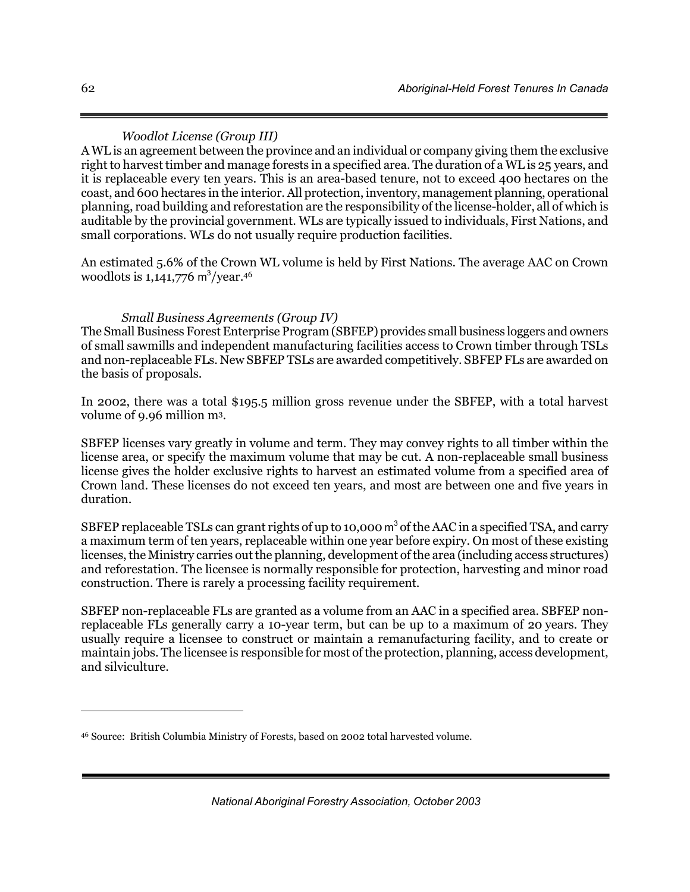*Woodlot License (Group III)*

A WL is an agreement between the province and an individual or company giving them the exclusive right to harvest timber and manage forests in a specified area. The duration of a WL is 25 years, and it is replaceable every ten years. This is an area-based tenure, not to exceed 400 hectares on the coast, and 600 hectares in the interior. All protection, inventory, management planning, operational planning, road building and reforestation are the responsibility of the license-holder, all of which is auditable by the provincial government. WLs are typically issued to individuals, First Nations, and small corporations. WLs do not usually require production facilities.

An estimated 5.6% of the Crown WL volume is held by First Nations. The average AAC on Crown woodlots is 1,141,776 $m^3$/year.[46]

*Small Business Agreements (Group IV)*

The Small Business Forest Enterprise Program (SBFEP) provides small business loggers and owners of small sawmills and independent manufacturing facilities access to Crown timber through TSLs and non-replaceable FLs. New SBFEP TSLs are awarded competitively. SBFEP FLs are awarded on the basis of proposals.

In 2002, there was a total $195.5 million gross revenue under the SBFEP, with a total harvest volume of 9.96 million $m^3$.

SBFEP licenses vary greatly in volume and term. They may convey rights to all timber within the license area, or specify the maximum volume that may be cut. A non-replaceable small business license gives the holder exclusive rights to harvest an estimated volume from a specified area of Crown land. These licenses do not exceed ten years, and most are between one and five years in duration.

SBFEP replaceable TSLs can grant rights of up to 10,000 $m^3$ of the AAC in a specified TSA, and carry a maximum term of ten years, replaceable within one year before expiry. On most of these existing licenses, the Ministry carries out the planning, development of the area (including access structures) and reforestation. The licensee is normally responsible for protection, harvesting and minor road construction. There is rarely a processing facility requirement.

SBFEP non-replaceable FLs are granted as a volume from an AAC in a specified area. SBFEP non-replaceable FLs generally carry a 10-year term, but can be up to a maximum of 20 years. They usually require a licensee to construct or maintain a remanufacturing facility, and to create or maintain jobs. The licensee is responsible for most of the protection, planning, access development, and silviculture.

---

[46] Source: British Columbia Ministry of Forests, based on 2002 total harvested volume.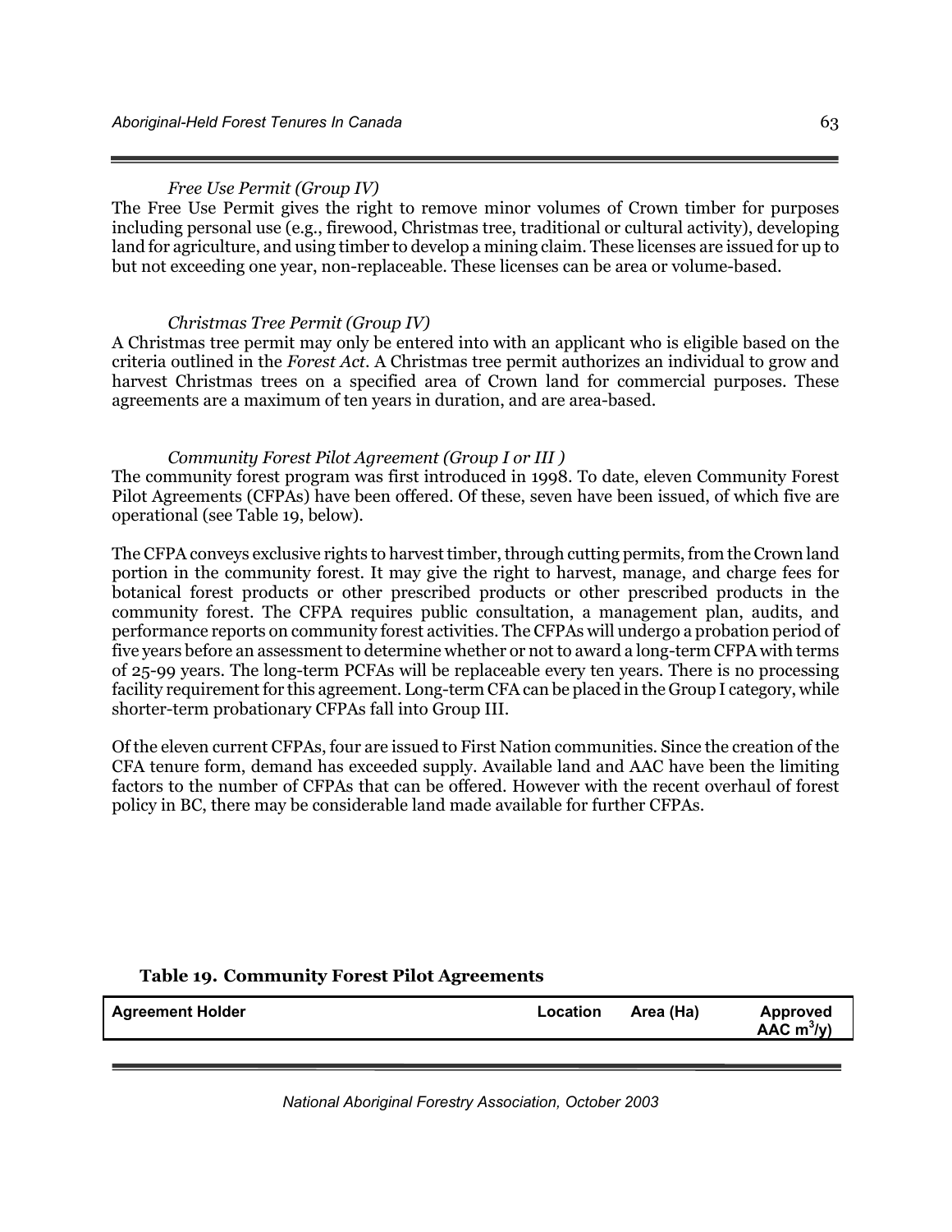*Free Use Permit (Group IV)*

The Free Use Permit gives the right to remove minor volumes of Crown timber for purposes including personal use (e.g., firewood, Christmas tree, traditional or cultural activity), developing land for agriculture, and using timber to develop a mining claim. These licenses are issued for up to but not exceeding one year, non-replaceable. These licenses can be area or volume-based.

*Christmas Tree Permit (Group IV)*

A Christmas tree permit may only be entered into with an applicant who is eligible based on the criteria outlined in the *Forest Act*. A Christmas tree permit authorizes an individual to grow and harvest Christmas trees on a specified area of Crown land for commercial purposes. These agreements are a maximum of ten years in duration, and are area-based.

*Community Forest Pilot Agreement (Group I or III )*

The community forest program was first introduced in 1998. To date, eleven Community Forest Pilot Agreements (CFPAs) have been offered. Of these, seven have been issued, of which five are operational (see Table 19, below).

The CFPA conveys exclusive rights to harvest timber, through cutting permits, from the Crown land portion in the community forest. It may give the right to harvest, manage, and charge fees for botanical forest products or other prescribed products or other prescribed products in the community forest. The CFPA requires public consultation, a management plan, audits, and performance reports on community forest activities. The CFPAs will undergo a probation period of five years before an assessment to determine whether or not to award a long-term CFPA with terms of 25-99 years. The long-term PCFAs will be replaceable every ten years. There is no processing facility requirement for this agreement. Long-term CFA can be placed in the Group I category, while shorter-term probationary CFPAs fall into Group III.

Of the eleven current CFPAs, four are issued to First Nation communities. Since the creation of the CFA tenure form, demand has exceeded supply. Available land and AAC have been the limiting factors to the number of CFPAs that can be offered. However with the recent overhaul of forest policy in BC, there may be considerable land made available for further CFPAs.

**Table 19. Community Forest Pilot Agreements**

| Agreement Holder | Location | Area (Ha) | Approved AAC $m^3$/y) |
| --- | --- | --- | --- |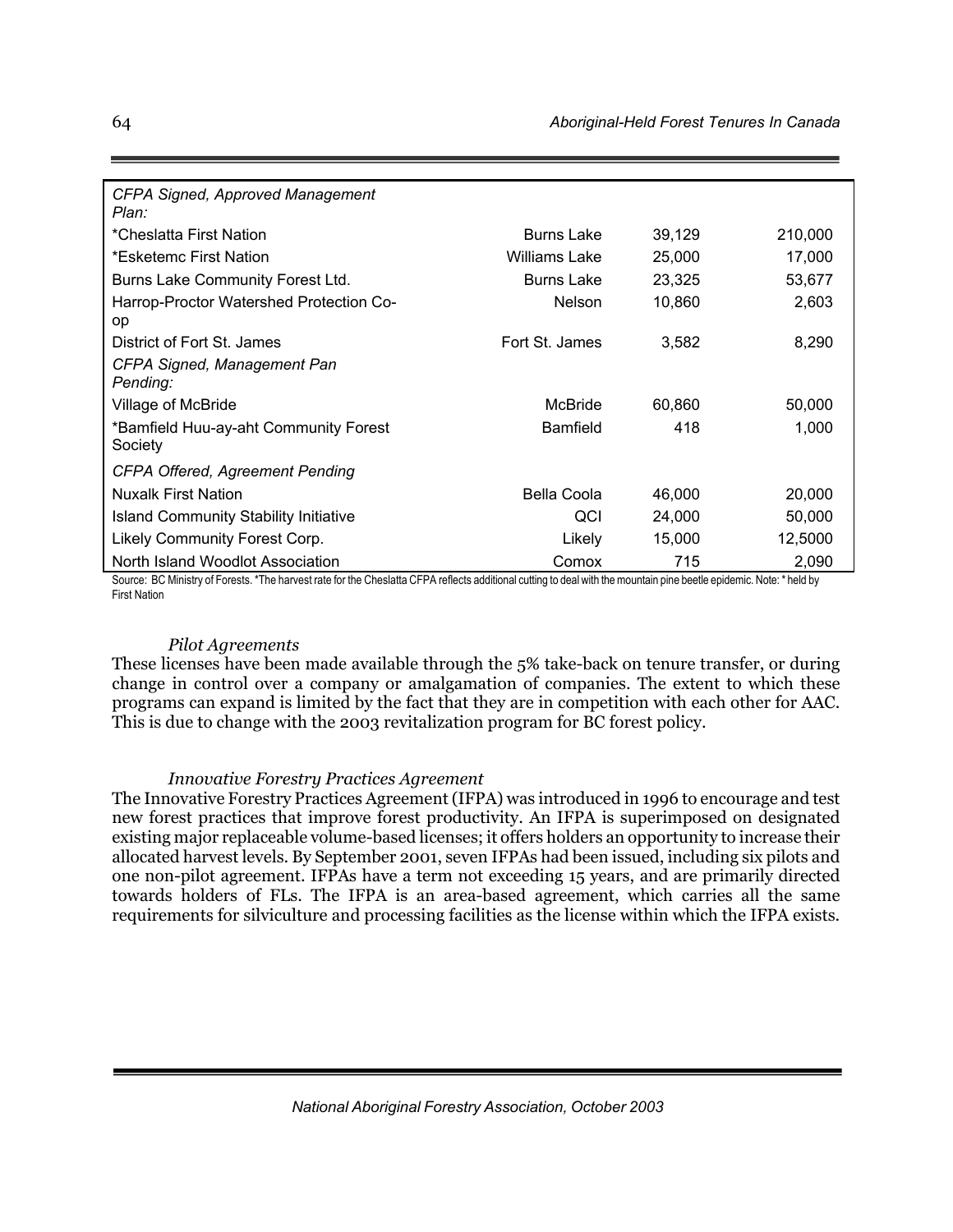| | | | |
|---|---|---|---|
| *CFPA Signed, Approved Management Plan:* | | | |
| *Cheslatta First Nation | Burns Lake | 39,129 | 210,000 |
| *Esketemc First Nation | Williams Lake | 25,000 | 17,000 |
| Burns Lake Community Forest Ltd. | Burns Lake | 23,325 | 53,677 |
| Harrop-Proctor Watershed Protection Co-op | Nelson | 10,860 | 2,603 |
| District of Fort St. James | Fort St. James | 3,582 | 8,290 |
| *CFPA Signed, Management Pan Pending:* | | | |
| Village of McBride | McBride | 60,860 | 50,000 |
| *Bamfield Huu-ay-aht Community Forest Society | Bamfield | 418 | 1,000 |
| *CFPA Offered, Agreement Pending* | | | |
| Nuxalk First Nation | Bella Coola | 46,000 | 20,000 |
| Island Community Stability Initiative | QCI | 24,000 | 50,000 |
| Likely Community Forest Corp. | Likely | 15,000 | 12,5000 |
| North Island Woodlot Association | Comox | 715 | 2,090 |

Source: BC Ministry of Forests. *The harvest rate for the Cheslatta CFPA reflects additional cutting to deal with the mountain pine beetle epidemic. Note: * held by First Nation

*Pilot Agreements*

These licenses have been made available through the 5% take-back on tenure transfer, or during change in control over a company or amalgamation of companies. The extent to which these programs can expand is limited by the fact that they are in competition with each other for AAC. This is due to change with the 2003 revitalization program for BC forest policy.

*Innovative Forestry Practices Agreement*

The Innovative Forestry Practices Agreement (IFPA) was introduced in 1996 to encourage and test new forest practices that improve forest productivity. An IFPA is superimposed on designated existing major replaceable volume-based licenses; it offers holders an opportunity to increase their allocated harvest levels. By September 2001, seven IFPAs had been issued, including six pilots and one non-pilot agreement. IFPAs have a term not exceeding 15 years, and are primarily directed towards holders of FLs. The IFPA is an area-based agreement, which carries all the same requirements for silviculture and processing facilities as the license within which the IFPA exists.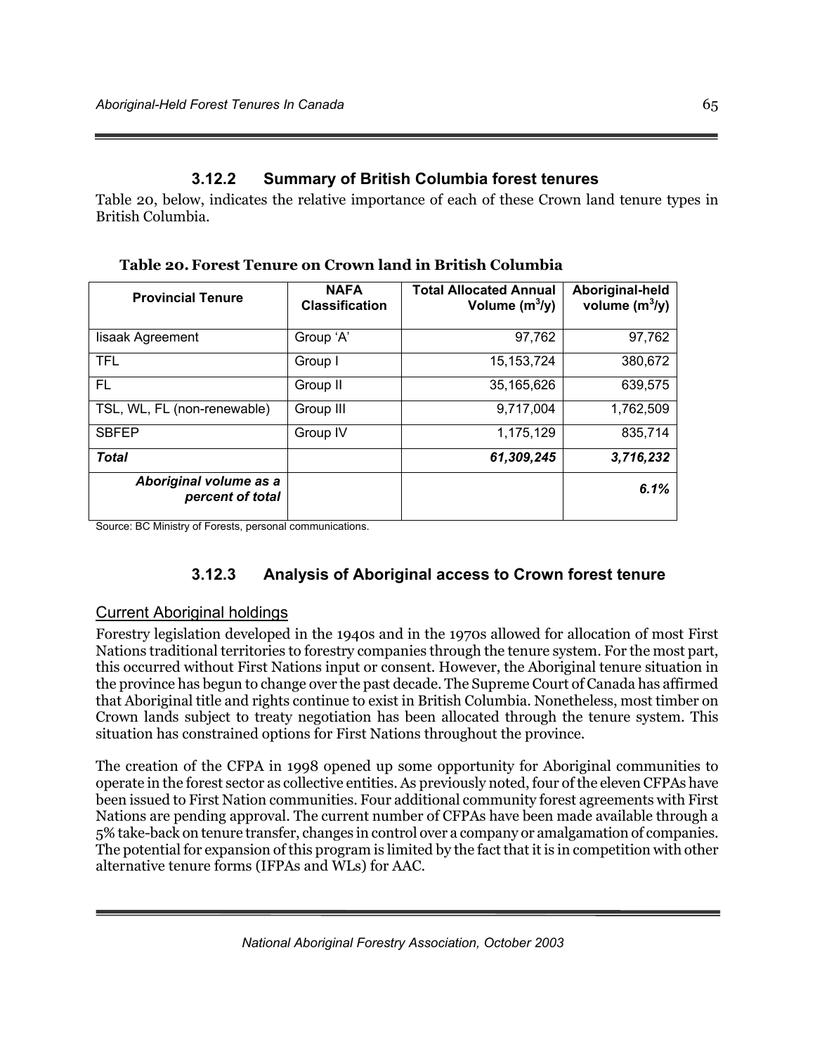### 3.12.2 Summary of British Columbia forest tenures

Table 20, below, indicates the relative importance of each of these Crown land tenure types in British Columbia.

**Table 20. Forest Tenure on Crown land in British Columbia**

| Provincial Tenure | NAFA Classification | Total Allocated Annual Volume ($m^3$/y) | Aboriginal-held volume ($m^3$/y) |
|---|---|---|---|
| Iisaak Agreement | Group 'A' | 97,762 | 97,762 |
| TFL | Group I | 15,153,724 | 380,672 |
| FL | Group II | 35,165,626 | 639,575 |
| TSL, WL, FL (non-renewable) | Group III | 9,717,004 | 1,762,509 |
| SBFEP | Group IV | 1,175,129 | 835,714 |
| ***Total*** | | ***61,309,245*** | ***3,716,232*** |
| ***Aboriginal volume as a percent of total*** | | | ***6.1%*** |

Source: BC Ministry of Forests, personal communications.

### 3.12.3 Analysis of Aboriginal access to Crown forest tenure

Current Aboriginal holdings

Forestry legislation developed in the 1940s and in the 1970s allowed for allocation of most First Nations traditional territories to forestry companies through the tenure system. For the most part, this occurred without First Nations input or consent. However, the Aboriginal tenure situation in the province has begun to change over the past decade. The Supreme Court of Canada has affirmed that Aboriginal title and rights continue to exist in British Columbia. Nonetheless, most timber on Crown lands subject to treaty negotiation has been allocated through the tenure system. This situation has constrained options for First Nations throughout the province.

The creation of the CFPA in 1998 opened up some opportunity for Aboriginal communities to operate in the forest sector as collective entities. As previously noted, four of the eleven CFPAs have been issued to First Nation communities. Four additional community forest agreements with First Nations are pending approval. The current number of CFPAs have been made available through a 5% take-back on tenure transfer, changes in control over a company or amalgamation of companies. The potential for expansion of this program is limited by the fact that it is in competition with other alternative tenure forms (IFPAs and WLs) for AAC.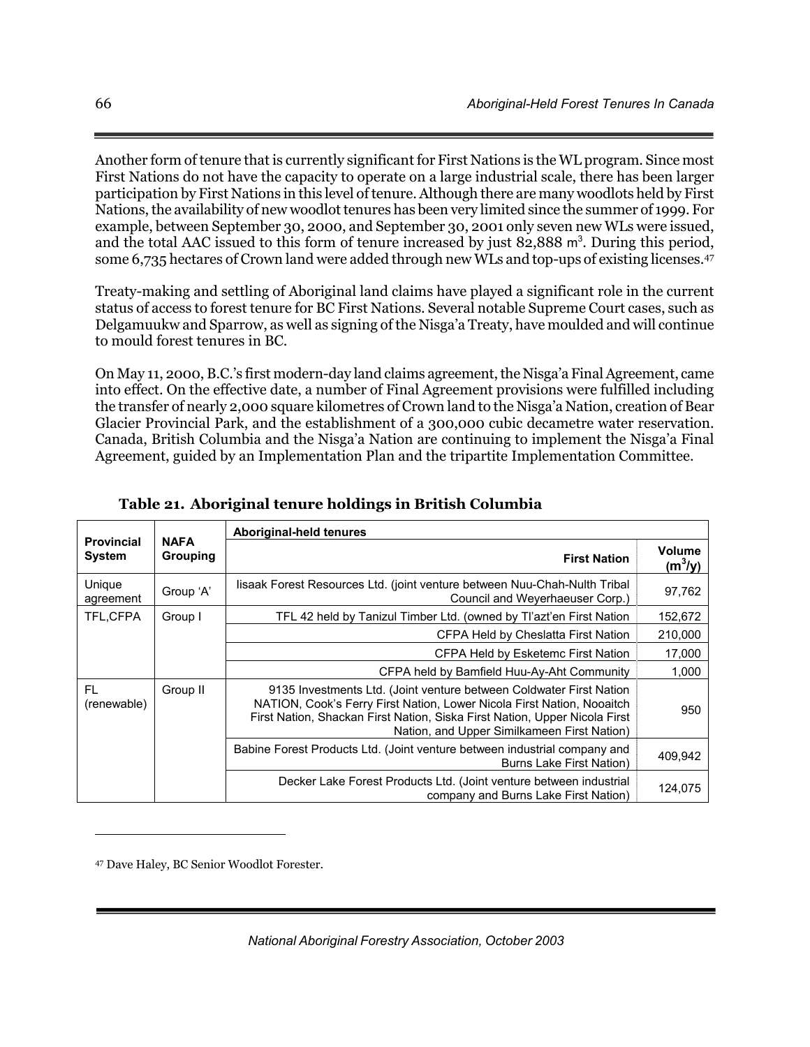Another form of tenure that is currently significant for First Nations is the WL program. Since most First Nations do not have the capacity to operate on a large industrial scale, there has been larger participation by First Nations in this level of tenure. Although there are many woodlots held by First Nations, the availability of new woodlot tenures has been very limited since the summer of 1999. For example, between September 30, 2000, and September 30, 2001 only seven new WLs were issued, and the total AAC issued to this form of tenure increased by just 82,888 $m^3$. During this period, some 6,735 hectares of Crown land were added through new WLs and top-ups of existing licenses.[47]

Treaty-making and settling of Aboriginal land claims have played a significant role in the current status of access to forest tenure for BC First Nations. Several notable Supreme Court cases, such as Delgamuukw and Sparrow, as well as signing of the Nisga'a Treaty, have moulded and will continue to mould forest tenures in BC.

On May 11, 2000, B.C.'s first modern-day land claims agreement, the Nisga'a Final Agreement, came into effect. On the effective date, a number of Final Agreement provisions were fulfilled including the transfer of nearly 2,000 square kilometres of Crown land to the Nisga'a Nation, creation of Bear Glacier Provincial Park, and the establishment of a 300,000 cubic decametre water reservation. Canada, British Columbia and the Nisga'a Nation are continuing to implement the Nisga'a Final Agreement, guided by an Implementation Plan and the tripartite Implementation Committee.

**Table 21. Aboriginal tenure holdings in British Columbia**

| Provincial System | NAFA Grouping | Aboriginal-held tenures | |
|---|---|---|---|
| | | First Nation | Volume ($m^3$/y) |
| Unique agreement | Group 'A' | Iisaak Forest Resources Ltd. (joint venture between Nuu-Chah-Nulth Tribal Council and Weyerhaeuser Corp.) | 97,762 |
| TFL,CFPA | Group I | TFL 42 held by Tanizul Timber Ltd. (owned by Tl'azt'en First Nation | 152,672 |
| | | CFPA Held by Cheslatta First Nation | 210,000 |
| | | CFPA Held by Esketemc First Nation | 17,000 |
| | | CFPA held by Bamfield Huu-Ay-Aht Community | 1,000 |
| FL (renewable) | Group II | 9135 Investments Ltd. (Joint venture between Coldwater First Nation NATION, Cook's Ferry First Nation, Lower Nicola First Nation, Nooaitch First Nation, Shackan First Nation, Siska First Nation, Upper Nicola First Nation, and Upper Similkameen First Nation) | 950 |
| | | Babine Forest Products Ltd. (Joint venture between industrial company and Burns Lake First Nation) | 409,942 |
| | | Decker Lake Forest Products Ltd. (Joint venture between industrial company and Burns Lake First Nation) | 124,075 |

[47] Dave Haley, BC Senior Woodlot Forester.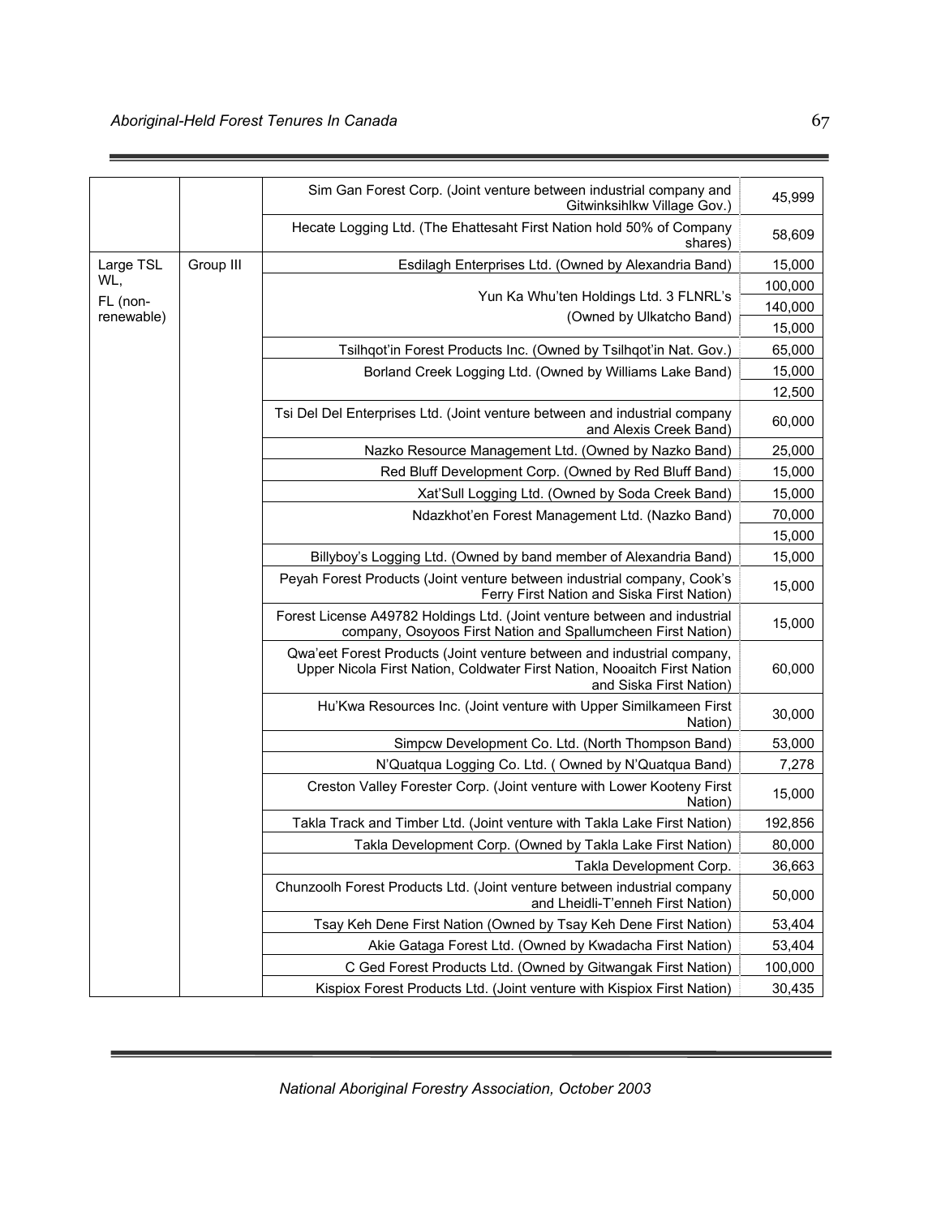| | | | |
|---|---|---|---|
| | | Sim Gan Forest Corp. (Joint venture between industrial company and Gitwinksihlkw Village Gov.) | 45,999 |
| | | Hecate Logging Ltd. (The Ehattesaht First Nation hold 50% of Company shares) | 58,609 |
| Large TSL WL, FL (non-renewable) | Group III | Esdilagh Enterprises Ltd. (Owned by Alexandria Band) | 15,000 |
| | | Yun Ka Whu'ten Holdings Ltd. 3 FLNRL's (Owned by Ulkatcho Band) | 100,000 |
| | | | 140,000 |
| | | | 15,000 |
| | | Tsilhqot'in Forest Products Inc. (Owned by Tsilhqot'in Nat. Gov.) | 65,000 |
| | | Borland Creek Logging Ltd. (Owned by Williams Lake Band) | 15,000 |
| | | | 12,500 |
| | | Tsi Del Del Enterprises Ltd. (Joint venture between and industrial company and Alexis Creek Band) | 60,000 |
| | | Nazko Resource Management Ltd. (Owned by Nazko Band) | 25,000 |
| | | Red Bluff Development Corp. (Owned by Red Bluff Band) | 15,000 |
| | | Xat'Sull Logging Ltd. (Owned by Soda Creek Band) | 15,000 |
| | | Ndazkhot'en Forest Management Ltd. (Nazko Band) | 70,000 |
| | | | 15,000 |
| | | Billyboy's Logging Ltd. (Owned by band member of Alexandria Band) | 15,000 |
| | | Peyah Forest Products (Joint venture between industrial company, Cook's Ferry First Nation and Siska First Nation) | 15,000 |
| | | Forest License A49782 Holdings Ltd. (Joint venture between and industrial company, Osoyoos First Nation and Spallumcheen First Nation) | 15,000 |
| | | Qwa'eet Forest Products (Joint venture between and industrial company, Upper Nicola First Nation, Coldwater First Nation, Nooaitch First Nation and Siska First Nation) | 60,000 |
| | | Hu'Kwa Resources Inc. (Joint venture with Upper Similkameen First Nation) | 30,000 |
| | | Simpcw Development Co. Ltd. (North Thompson Band) | 53,000 |
| | | N'Quatqua Logging Co. Ltd. ( Owned by N'Quatqua Band) | 7,278 |
| | | Creston Valley Forester Corp. (Joint venture with Lower Kooteny First Nation) | 15,000 |
| | | Takla Track and Timber Ltd. (Joint venture with Takla Lake First Nation) | 192,856 |
| | | Takla Development Corp. (Owned by Takla Lake First Nation) | 80,000 |
| | | Takla Development Corp. | 36,663 |
| | | Chunzoolh Forest Products Ltd. (Joint venture between industrial company and Lheidli-T'enneh First Nation) | 50,000 |
| | | Tsay Keh Dene First Nation (Owned by Tsay Keh Dene First Nation) | 53,404 |
| | | Akie Gataga Forest Ltd. (Owned by Kwadacha First Nation) | 53,404 |
| | | C Ged Forest Products Ltd. (Owned by Gitwangak First Nation) | 100,000 |
| | | Kispiox Forest Products Ltd. (Joint venture with Kispiox First Nation) | 30,435 |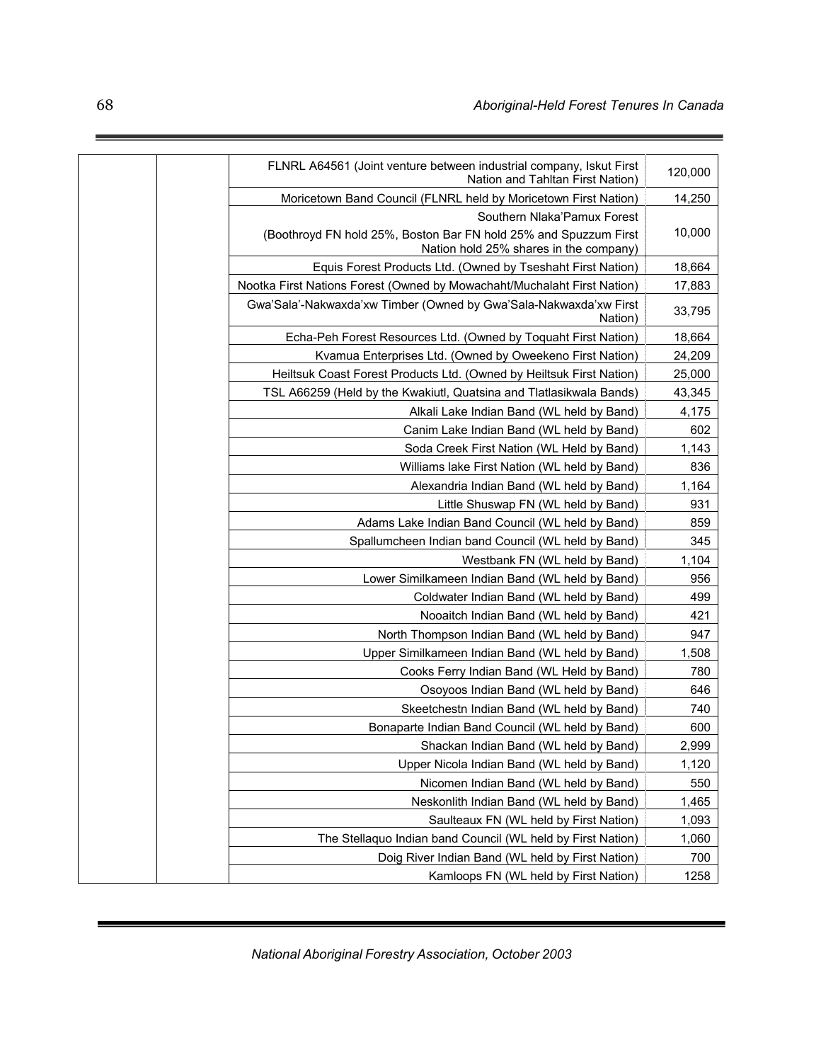| | | | |
|---|---|---|---|
| | | FLNRL A64561 (Joint venture between industrial company, Iskut First Nation and Tahltan First Nation) | 120,000 |
| | | Moricetown Band Council (FLNRL held by Moricetown First Nation) | 14,250 |
| | | Southern Nlaka'Pamux Forest (Boothroyd FN hold 25%, Boston Bar FN hold 25% and Spuzzum First Nation hold 25% shares in the company) | 10,000 |
| | | Equis Forest Products Ltd. (Owned by Tseshaht First Nation) | 18,664 |
| | | Nootka First Nations Forest (Owned by Mowachaht/Muchalaht First Nation) | 17,883 |
| | | Gwa'Sala'-Nakwaxda'xw Timber (Owned by Gwa'Sala-Nakwaxda'xw First Nation) | 33,795 |
| | | Echa-Peh Forest Resources Ltd. (Owned by Toquaht First Nation) | 18,664 |
| | | Kvamua Enterprises Ltd. (Owned by Oweekeno First Nation) | 24,209 |
| | | Heiltsuk Coast Forest Products Ltd. (Owned by Heiltsuk First Nation) | 25,000 |
| | | TSL A66259 (Held by the Kwakiutl, Quatsina and Tlatlasikwala Bands) | 43,345 |
| | | Alkali Lake Indian Band (WL held by Band) | 4,175 |
| | | Canim Lake Indian Band (WL held by Band) | 602 |
| | | Soda Creek First Nation (WL Held by Band) | 1,143 |
| | | Williams lake First Nation (WL held by Band) | 836 |
| | | Alexandria Indian Band (WL held by Band) | 1,164 |
| | | Little Shuswap FN (WL held by Band) | 931 |
| | | Adams Lake Indian Band Council (WL held by Band) | 859 |
| | | Spallumcheen Indian band Council (WL held by Band) | 345 |
| | | Westbank FN (WL held by Band) | 1,104 |
| | | Lower Similkameen Indian Band (WL held by Band) | 956 |
| | | Coldwater Indian Band (WL held by Band) | 499 |
| | | Nooaitch Indian Band (WL held by Band) | 421 |
| | | North Thompson Indian Band (WL held by Band) | 947 |
| | | Upper Similkameen Indian Band (WL held by Band) | 1,508 |
| | | Cooks Ferry Indian Band (WL Held by Band) | 780 |
| | | Osoyoos Indian Band (WL held by Band) | 646 |
| | | Skeetchestn Indian Band (WL held by Band) | 740 |
| | | Bonaparte Indian Band Council (WL held by Band) | 600 |
| | | Shackan Indian Band (WL held by Band) | 2,999 |
| | | Upper Nicola Indian Band (WL held by Band) | 1,120 |
| | | Nicomen Indian Band (WL held by Band) | 550 |
| | | Neskonlith Indian Band (WL held by Band) | 1,465 |
| | | Saulteaux FN (WL held by First Nation) | 1,093 |
| | | The Stellaquo Indian band Council (WL held by First Nation) | 1,060 |
| | | Doig River Indian Band (WL held by First Nation) | 700 |
| | | Kamloops FN (WL held by First Nation) | 1258 |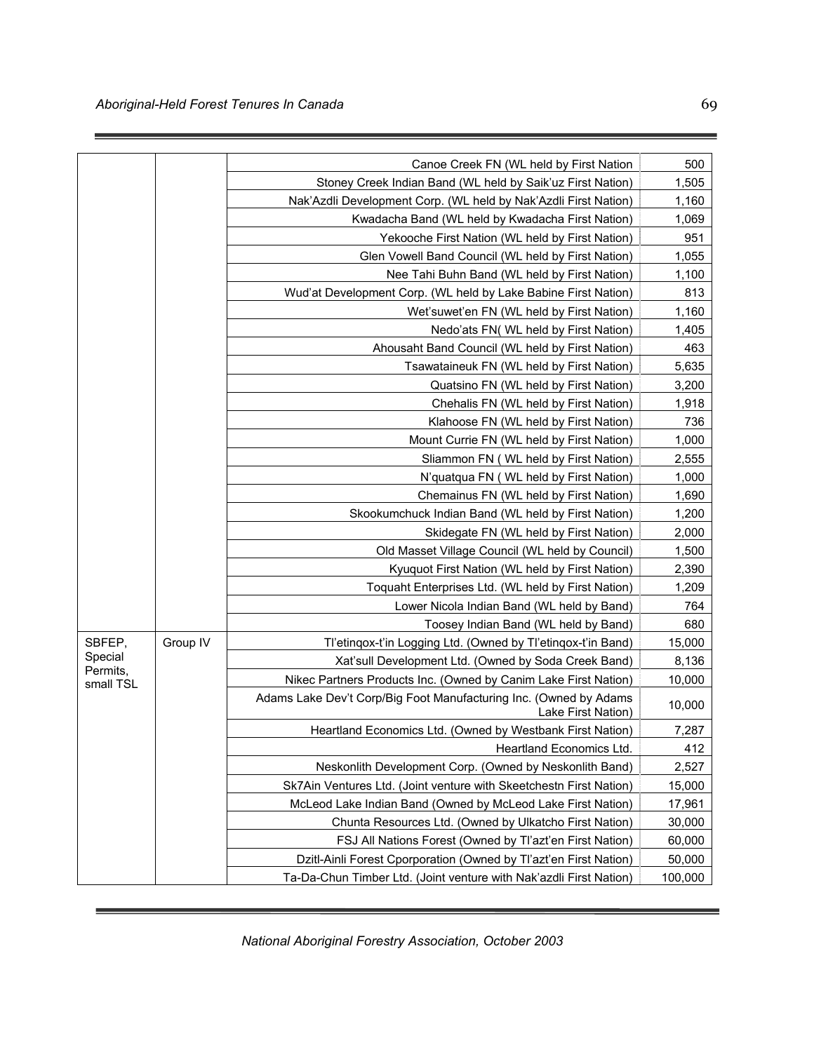| | | | |
|---|---|---|---|
| | | Canoe Creek FN (WL held by First Nation | 500 |
| | | Stoney Creek Indian Band (WL held by Saik'uz First Nation) | 1,505 |
| | | Nak'Azdli Development Corp. (WL held by Nak'Azdli First Nation) | 1,160 |
| | | Kwadacha Band (WL held by Kwadacha First Nation) | 1,069 |
| | | Yekooche First Nation (WL held by First Nation) | 951 |
| | | Glen Vowell Band Council (WL held by First Nation) | 1,055 |
| | | Nee Tahi Buhn Band (WL held by First Nation) | 1,100 |
| | | Wud'at Development Corp. (WL held by Lake Babine First Nation) | 813 |
| | | Wet'suwet'en FN (WL held by First Nation) | 1,160 |
| | | Nedo'ats FN( WL held by First Nation) | 1,405 |
| | | Ahousaht Band Council (WL held by First Nation) | 463 |
| | | Tsawataineuk FN (WL held by First Nation) | 5,635 |
| | | Quatsino FN (WL held by First Nation) | 3,200 |
| | | Chehalis FN (WL held by First Nation) | 1,918 |
| | | Klahoose FN (WL held by First Nation) | 736 |
| | | Mount Currie FN (WL held by First Nation) | 1,000 |
| | | Sliammon FN ( WL held by First Nation) | 2,555 |
| | | N'quatqua FN ( WL held by First Nation) | 1,000 |
| | | Chemainus FN (WL held by First Nation) | 1,690 |
| | | Skookumchuck Indian Band (WL held by First Nation) | 1,200 |
| | | Skidegate FN (WL held by First Nation) | 2,000 |
| | | Old Masset Village Council (WL held by Council) | 1,500 |
| | | Kyuquot First Nation (WL held by First Nation) | 2,390 |
| | | Toquaht Enterprises Ltd. (WL held by First Nation) | 1,209 |
| | | Lower Nicola Indian Band (WL held by Band) | 764 |
| | | Toosey Indian Band (WL held by Band) | 680 |
| SBFEP, Special Permits, small TSL | Group IV | Tl'etinqox-t'in Logging Ltd. (Owned by Tl'etinqox-t'in Band) | 15,000 |
| | | Xat'sull Development Ltd. (Owned by Soda Creek Band) | 8,136 |
| | | Nikec Partners Products Inc. (Owned by Canim Lake First Nation) | 10,000 |
| | | Adams Lake Dev't Corp/Big Foot Manufacturing Inc. (Owned by Adams Lake First Nation) | 10,000 |
| | | Heartland Economics Ltd. (Owned by Westbank First Nation) | 7,287 |
| | | Heartland Economics Ltd. | 412 |
| | | Neskonlith Development Corp. (Owned by Neskonlith Band) | 2,527 |
| | | Sk7Ain Ventures Ltd. (Joint venture with Skeetchestn First Nation) | 15,000 |
| | | McLeod Lake Indian Band (Owned by McLeod Lake First Nation) | 17,961 |
| | | Chunta Resources Ltd. (Owned by Ulkatcho First Nation) | 30,000 |
| | | FSJ All Nations Forest (Owned by Tl'azt'en First Nation) | 60,000 |
| | | Dzitl-Ainli Forest Cporporation (Owned by Tl'azt'en First Nation) | 50,000 |
| | | Ta-Da-Chun Timber Ltd. (Joint venture with Nak'azdli First Nation) | 100,000 |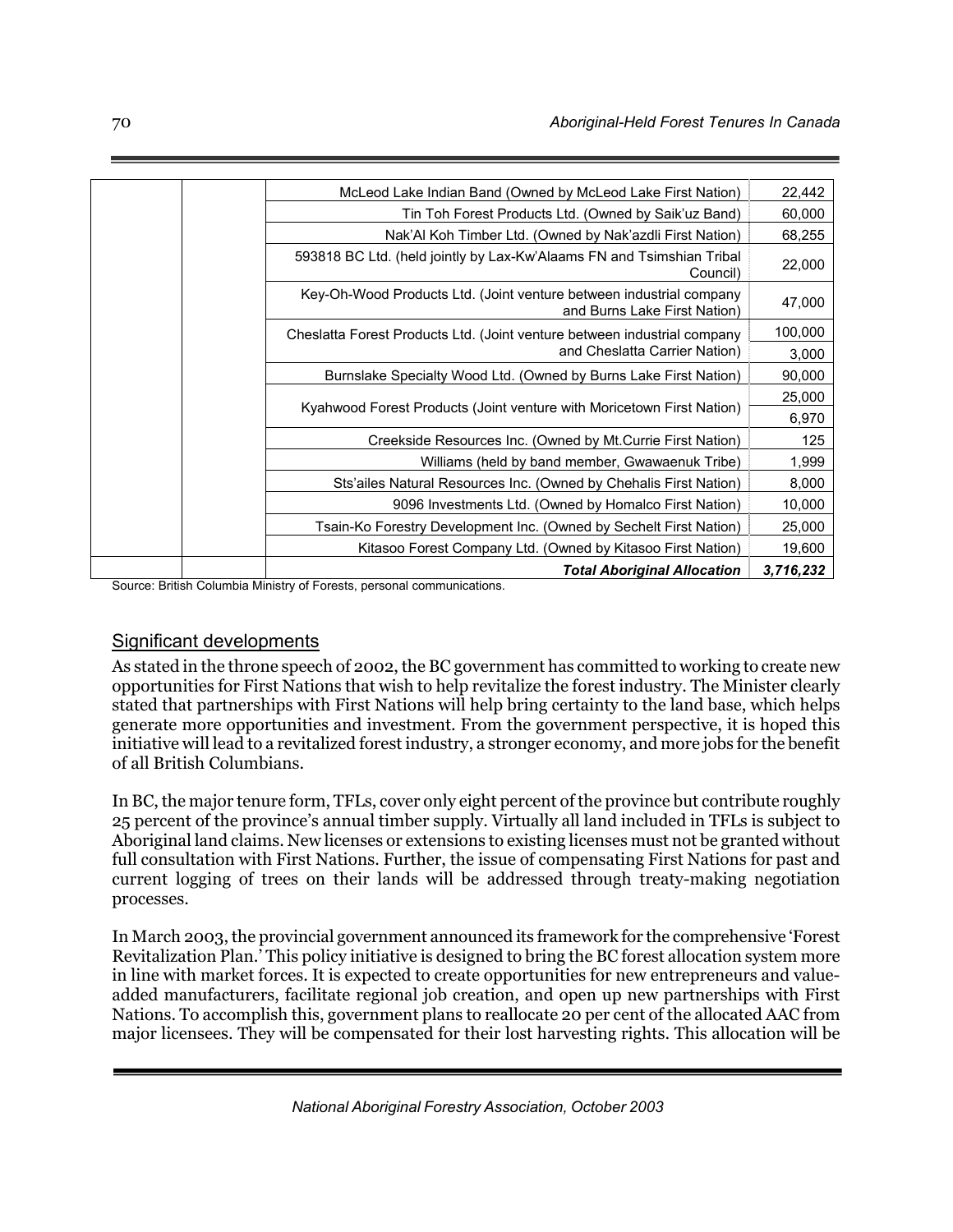| | | | |
|---|---|---|---|
| | | McLeod Lake Indian Band (Owned by McLeod Lake First Nation) | 22,442 |
| | | Tin Toh Forest Products Ltd. (Owned by Saik'uz Band) | 60,000 |
| | | Nak'Al Koh Timber Ltd. (Owned by Nak'azdli First Nation) | 68,255 |
| | | 593818 BC Ltd. (held jointly by Lax-Kw'Alaams FN and Tsimshian Tribal Council) | 22,000 |
| | | Key-Oh-Wood Products Ltd. (Joint venture between industrial company and Burns Lake First Nation) | 47,000 |
| | | Cheslatta Forest Products Ltd. (Joint venture between industrial company and Cheslatta Carrier Nation) | 100,000 |
| | | | 3,000 |
| | | Burnslake Specialty Wood Ltd. (Owned by Burns Lake First Nation) | 90,000 |
| | | Kyahwood Forest Products (Joint venture with Moricetown First Nation) | 25,000 |
| | | | 6,970 |
| | | Creekside Resources Inc. (Owned by Mt.Currie First Nation) | 125 |
| | | Williams (held by band member, Gwawaenuk Tribe) | 1,999 |
| | | Sts'ailes Natural Resources Inc. (Owned by Chehalis First Nation) | 8,000 |
| | | 9096 Investments Ltd. (Owned by Homalco First Nation) | 10,000 |
| | | Tsain-Ko Forestry Development Inc. (Owned by Sechelt First Nation) | 25,000 |
| | | Kitasoo Forest Company Ltd. (Owned by Kitasoo First Nation) | 19,600 |
| | | ***Total Aboriginal Allocation*** | ***3,716,232*** |

Source: British Columbia Ministry of Forests, personal communications.

## Significant developments

As stated in the throne speech of 2002, the BC government has committed to working to create new opportunities for First Nations that wish to help revitalize the forest industry. The Minister clearly stated that partnerships with First Nations will help bring certainty to the land base, which helps generate more opportunities and investment. From the government perspective, it is hoped this initiative will lead to a revitalized forest industry, a stronger economy, and more jobs for the benefit of all British Columbians.

In BC, the major tenure form, TFLs, cover only eight percent of the province but contribute roughly 25 percent of the province's annual timber supply. Virtually all land included in TFLs is subject to Aboriginal land claims. New licenses or extensions to existing licenses must not be granted without full consultation with First Nations. Further, the issue of compensating First Nations for past and current logging of trees on their lands will be addressed through treaty-making negotiation processes.

In March 2003, the provincial government announced its framework for the comprehensive 'Forest Revitalization Plan.' This policy initiative is designed to bring the BC forest allocation system more in line with market forces. It is expected to create opportunities for new entrepreneurs and value-added manufacturers, facilitate regional job creation, and open up new partnerships with First Nations. To accomplish this, government plans to reallocate 20 per cent of the allocated AAC from major licensees. They will be compensated for their lost harvesting rights. This allocation will be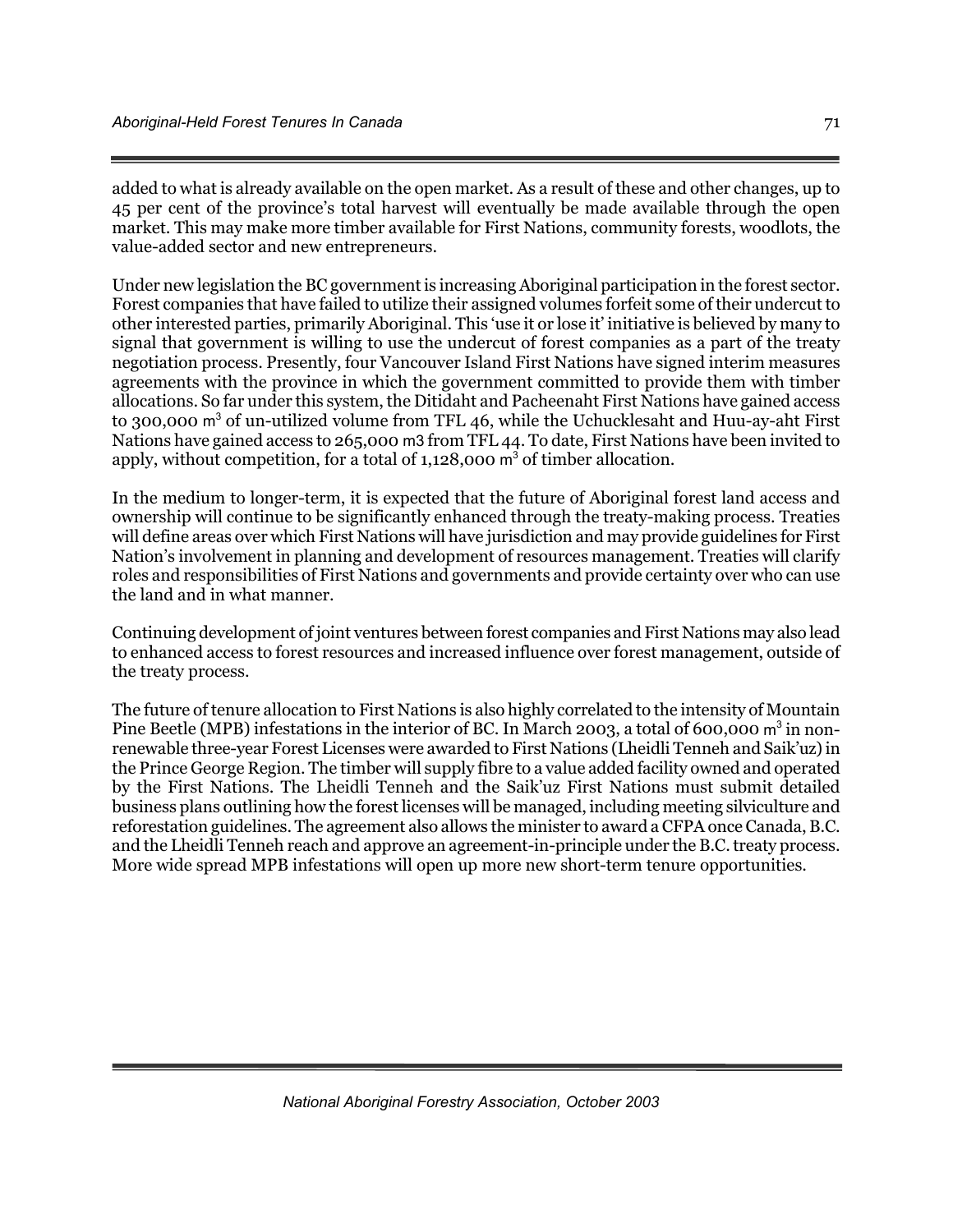added to what is already available on the open market. As a result of these and other changes, up to 45 per cent of the province's total harvest will eventually be made available through the open market. This may make more timber available for First Nations, community forests, woodlots, the value-added sector and new entrepreneurs.

Under new legislation the BC government is increasing Aboriginal participation in the forest sector. Forest companies that have failed to utilize their assigned volumes forfeit some of their undercut to other interested parties, primarily Aboriginal. This 'use it or lose it' initiative is believed by many to signal that government is willing to use the undercut of forest companies as a part of the treaty negotiation process. Presently, four Vancouver Island First Nations have signed interim measures agreements with the province in which the government committed to provide them with timber allocations. So far under this system, the Ditidaht and Pacheenaht First Nations have gained access to 300,000 $m^3$ of un-utilized volume from TFL 46, while the Uchucklesaht and Huu-ay-aht First Nations have gained access to 265,000 m3 from TFL 44. To date, First Nations have been invited to apply, without competition, for a total of 1,128,000 $m^3$ of timber allocation.

In the medium to longer-term, it is expected that the future of Aboriginal forest land access and ownership will continue to be significantly enhanced through the treaty-making process. Treaties will define areas over which First Nations will have jurisdiction and may provide guidelines for First Nation's involvement in planning and development of resources management. Treaties will clarify roles and responsibilities of First Nations and governments and provide certainty over who can use the land and in what manner.

Continuing development of joint ventures between forest companies and First Nations may also lead to enhanced access to forest resources and increased influence over forest management, outside of the treaty process.

The future of tenure allocation to First Nations is also highly correlated to the intensity of Mountain Pine Beetle (MPB) infestations in the interior of BC. In March 2003, a total of 600,000 $m^3$ in non-renewable three-year Forest Licenses were awarded to First Nations (Lheidli Tenneh and Saik'uz) in the Prince George Region. The timber will supply fibre to a value added facility owned and operated by the First Nations. The Lheidli Tenneh and the Saik'uz First Nations must submit detailed business plans outlining how the forest licenses will be managed, including meeting silviculture and reforestation guidelines. The agreement also allows the minister to award a CFPA once Canada, B.C. and the Lheidli Tenneh reach and approve an agreement-in-principle under the B.C. treaty process. More wide spread MPB infestations will open up more new short-term tenure opportunities.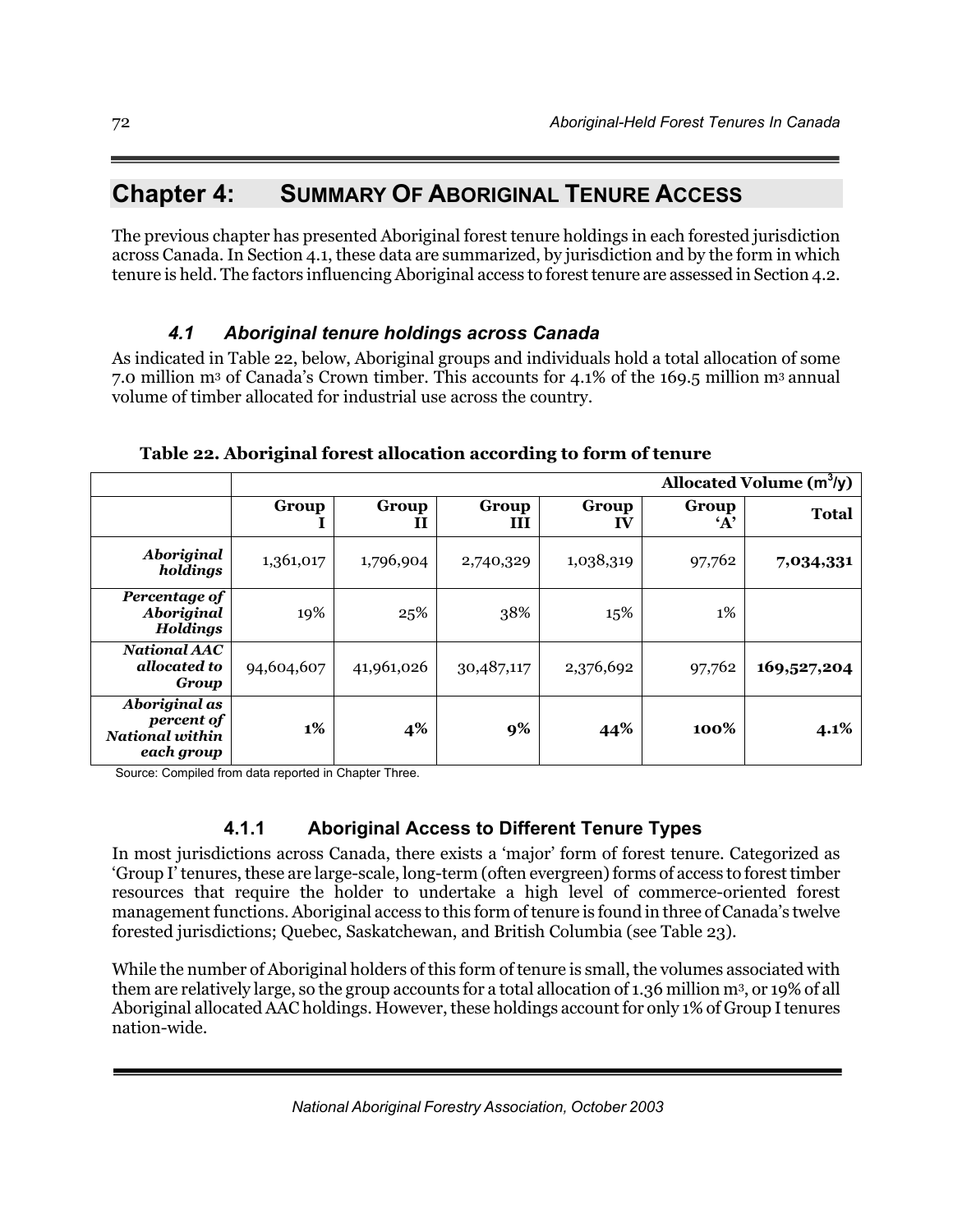# Chapter 4: SUMMARY OF ABORIGINAL TENURE ACCESS

The previous chapter has presented Aboriginal forest tenure holdings in each forested jurisdiction across Canada. In Section 4.1, these data are summarized, by jurisdiction and by the form in which tenure is held. The factors influencing Aboriginal access to forest tenure are assessed in Section 4.2.

## 4.1 Aboriginal tenure holdings across Canada

As indicated in Table 22, below, Aboriginal groups and individuals hold a total allocation of some 7.0 million m³ of Canada's Crown timber. This accounts for 4.1% of the 169.5 million m³ annual volume of timber allocated for industrial use across the country.

**Table 22. Aboriginal forest allocation according to form of tenure**

| | Allocated Volume ($m^3$/y) | | | | | |
|---|---|---|---|---|---|---|
| | **Group I** | **Group II** | **Group III** | **Group IV** | **Group 'A'** | **Total** |
| ***Aboriginal holdings*** | 1,361,017 | 1,796,904 | 2,740,329 | 1,038,319 | 97,762 | **7,034,331** |
| ***Percentage of Aboriginal Holdings*** | 19% | 25% | 38% | 15% | 1% | |
| ***National AAC allocated to Group*** | 94,604,607 | 41,961,026 | 30,487,117 | 2,376,692 | 97,762 | **169,527,204** |
| ***Aboriginal as percent of National within each group*** | **1%** | **4%** | **9%** | **44%** | **100%** | **4.1%** |

Source: Compiled from data reported in Chapter Three.

### 4.1.1 Aboriginal Access to Different Tenure Types

In most jurisdictions across Canada, there exists a 'major' form of forest tenure. Categorized as 'Group I' tenures, these are large-scale, long-term (often evergreen) forms of access to forest timber resources that require the holder to undertake a high level of commerce-oriented forest management functions. Aboriginal access to this form of tenure is found in three of Canada's twelve forested jurisdictions; Quebec, Saskatchewan, and British Columbia (see Table 23).

While the number of Aboriginal holders of this form of tenure is small, the volumes associated with them are relatively large, so the group accounts for a total allocation of 1.36 million m³, or 19% of all Aboriginal allocated AAC holdings. However, these holdings account for only 1% of Group I tenures nation-wide.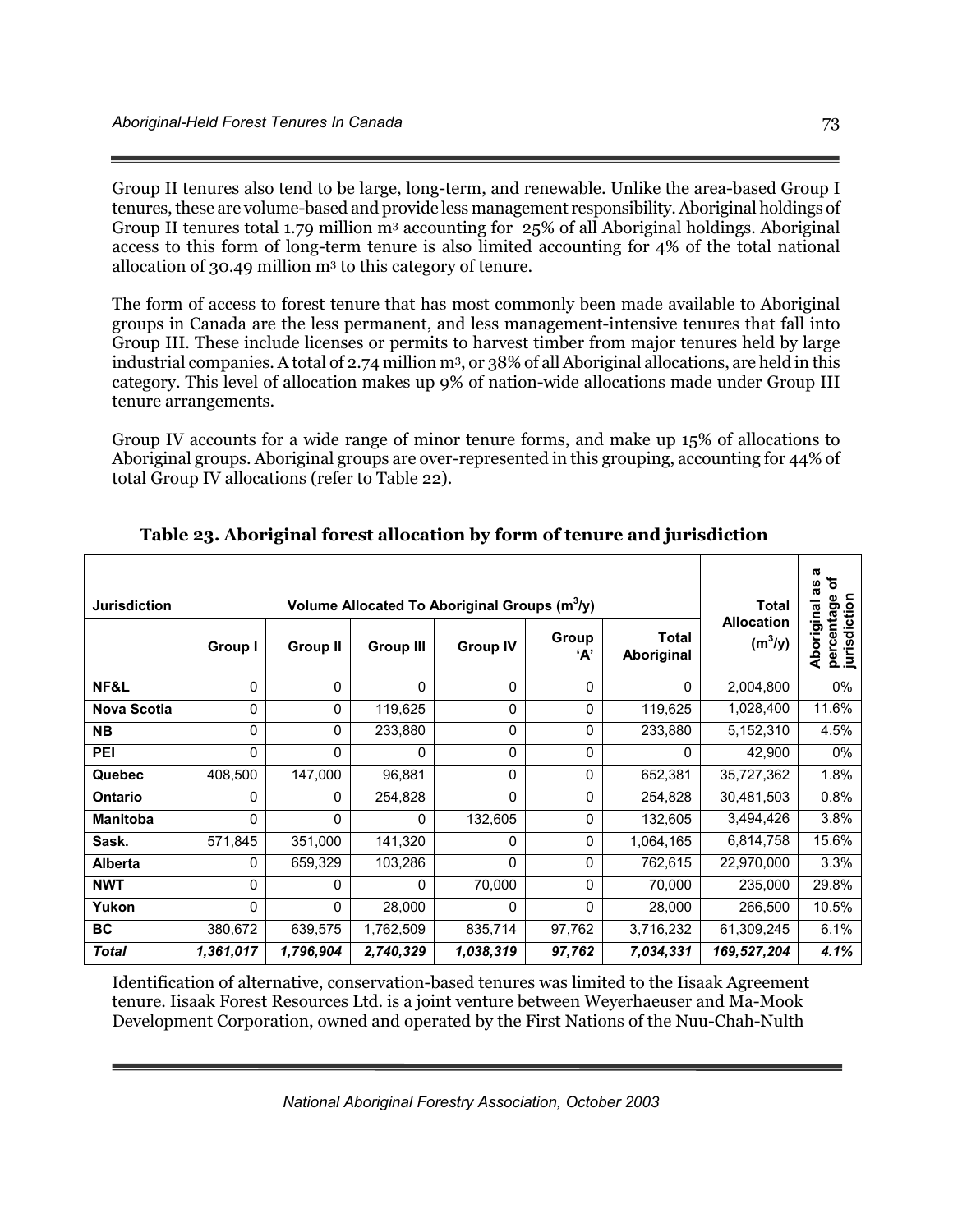Group II tenures also tend to be large, long-term, and renewable. Unlike the area-based Group I tenures, these are volume-based and provide less management responsibility. Aboriginal holdings of Group II tenures total 1.79 million $m^3$ accounting for 25% of all Aboriginal holdings. Aboriginal access to this form of long-term tenure is also limited accounting for 4% of the total national allocation of 30.49 million $m^3$ to this category of tenure.

The form of access to forest tenure that has most commonly been made available to Aboriginal groups in Canada are the less permanent, and less management-intensive tenures that fall into Group III. These include licenses or permits to harvest timber from major tenures held by large industrial companies. A total of 2.74 million $m^3$, or 38% of all Aboriginal allocations, are held in this category. This level of allocation makes up 9% of nation-wide allocations made under Group III tenure arrangements.

Group IV accounts for a wide range of minor tenure forms, and make up 15% of allocations to Aboriginal groups. Aboriginal groups are over-represented in this grouping, accounting for 44% of total Group IV allocations (refer to Table 22).

**Table 23. Aboriginal forest allocation by form of tenure and jurisdiction**

| Jurisdiction | Volume Allocated To Aboriginal Groups ($m^3$/y) | | | | | | Total Allocation ($m^3$/y) | Aboriginal as a percentage of jurisdiction |
|---|---|---|---|---|---|---|---|---|
| | Group I | Group II | Group III | Group IV | Group 'A' | Total Aboriginal | | |
| **NF&L** | 0 | 0 | 0 | 0 | 0 | 0 | 2,004,800 | 0% |
| **Nova Scotia** | 0 | 0 | 119,625 | 0 | 0 | 119,625 | 1,028,400 | 11.6% |
| **NB** | 0 | 0 | 233,880 | 0 | 0 | 233,880 | 5,152,310 | 4.5% |
| **PEI** | 0 | 0 | 0 | 0 | 0 | 0 | 42,900 | 0% |
| **Quebec** | 408,500 | 147,000 | 96,881 | 0 | 0 | 652,381 | 35,727,362 | 1.8% |
| **Ontario** | 0 | 0 | 254,828 | 0 | 0 | 254,828 | 30,481,503 | 0.8% |
| **Manitoba** | 0 | 0 | 0 | 132,605 | 0 | 132,605 | 3,494,426 | 3.8% |
| **Sask.** | 571,845 | 351,000 | 141,320 | 0 | 0 | 1,064,165 | 6,814,758 | 15.6% |
| **Alberta** | 0 | 659,329 | 103,286 | 0 | 0 | 762,615 | 22,970,000 | 3.3% |
| **NWT** | 0 | 0 | 0 | 70,000 | 0 | 70,000 | 235,000 | 29.8% |
| **Yukon** | 0 | 0 | 28,000 | 0 | 0 | 28,000 | 266,500 | 10.5% |
| **BC** | 380,672 | 639,575 | 1,762,509 | 835,714 | 97,762 | 3,716,232 | 61,309,245 | 6.1% |
| ***Total*** | ***1,361,017*** | ***1,796,904*** | ***2,740,329*** | ***1,038,319*** | ***97,762*** | ***7,034,331*** | ***169,527,204*** | ***4.1%*** |

Identification of alternative, conservation-based tenures was limited to the Iisaak Agreement tenure. Iisaak Forest Resources Ltd. is a joint venture between Weyerhaeuser and Ma-Mook Development Corporation, owned and operated by the First Nations of the Nuu-Chah-Nulth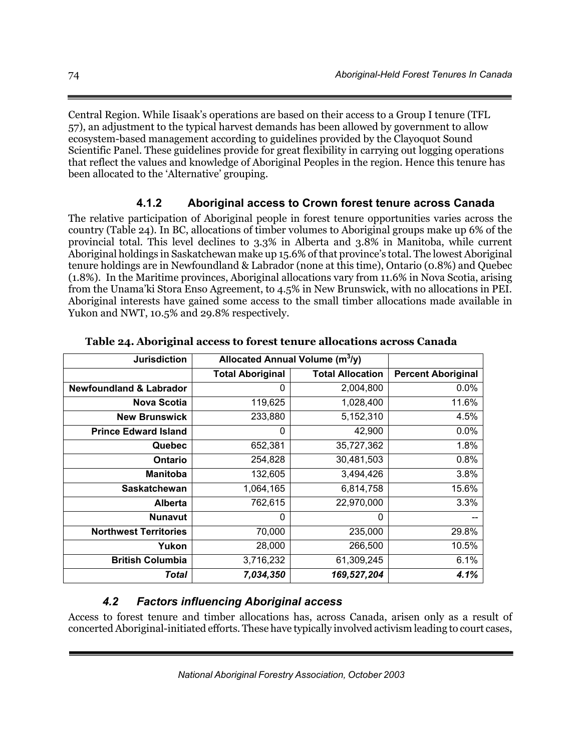Central Region. While Iisaak's operations are based on their access to a Group I tenure (TFL 57), an adjustment to the typical harvest demands has been allowed by government to allow ecosystem-based management according to guidelines provided by the Clayoquot Sound Scientific Panel. These guidelines provide for great flexibility in carrying out logging operations that reflect the values and knowledge of Aboriginal Peoples in the region. Hence this tenure has been allocated to the 'Alternative' grouping.

### 4.1.2 Aboriginal access to Crown forest tenure across Canada

The relative participation of Aboriginal people in forest tenure opportunities varies across the country (Table 24). In BC, allocations of timber volumes to Aboriginal groups make up 6% of the provincial total. This level declines to 3.3% in Alberta and 3.8% in Manitoba, while current Aboriginal holdings in Saskatchewan make up 15.6% of that province's total. The lowest Aboriginal tenure holdings are in Newfoundland & Labrador (none at this time), Ontario (0.8%) and Quebec (1.8%). In the Maritime provinces, Aboriginal allocations vary from 11.6% in Nova Scotia, arising from the Unama'ki Stora Enso Agreement, to 4.5% in New Brunswick, with no allocations in PEI. Aboriginal interests have gained some access to the small timber allocations made available in Yukon and NWT, 10.5% and 29.8% respectively.

**Table 24. Aboriginal access to forest tenure allocations across Canada**

| Jurisdiction | Allocated Annual Volume ($m^3/y$) | | |
|---|---|---|---|
| | Total Aboriginal | Total Allocation | Percent Aboriginal |
| Newfoundland & Labrador | 0 | 2,004,800 | 0.0% |
| Nova Scotia | 119,625 | 1,028,400 | 11.6% |
| New Brunswick | 233,880 | 5,152,310 | 4.5% |
| Prince Edward Island | 0 | 42,900 | 0.0% |
| Quebec | 652,381 | 35,727,362 | 1.8% |
| Ontario | 254,828 | 30,481,503 | 0.8% |
| Manitoba | 132,605 | 3,494,426 | 3.8% |
| Saskatchewan | 1,064,165 | 6,814,758 | 15.6% |
| Alberta | 762,615 | 22,970,000 | 3.3% |
| Nunavut | 0 | 0 | -- |
| Northwest Territories | 70,000 | 235,000 | 29.8% |
| Yukon | 28,000 | 266,500 | 10.5% |
| British Columbia | 3,716,232 | 61,309,245 | 6.1% |
| ***Total*** | ***7,034,350*** | ***169,527,204*** | ***4.1%*** |

## *4.2 Factors influencing Aboriginal access*

Access to forest tenure and timber allocations has, across Canada, arisen only as a result of concerted Aboriginal-initiated efforts. These have typically involved activism leading to court cases,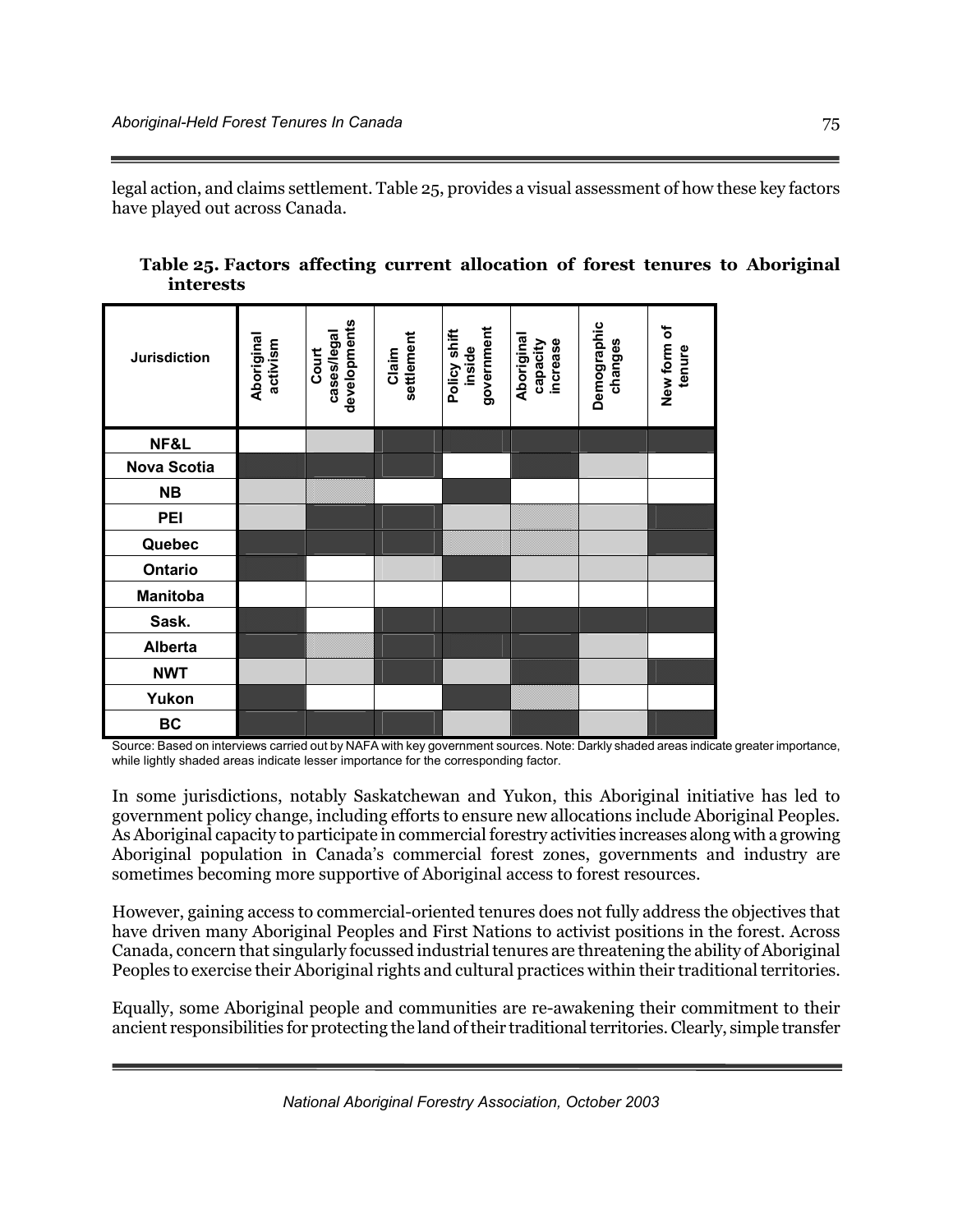legal action, and claims settlement. Table 25, provides a visual assessment of how these key factors have played out across Canada.

**Table 25. Factors affecting current allocation of forest tenures to Aboriginal interests**

Cell shading from the original table is shown as text: Dark = dark shading; Light = light shading; Hatched = hatched shading; an empty cell = no shading.

| Jurisdiction | Aboriginal activism | Court cases/legal developments | Claim settlement | Policy shift inside government | Aboriginal capacity increase | Demographic changes | New form of tenure |
|---|---|---|---|---|---|---|---|
| NF&L | | Light | Dark | Dark | Dark | Dark | Dark |
| Nova Scotia | Dark | Dark | Dark | | Dark | Light | |
| NB | Light | Hatched | | Dark | | | |
| PEI | Light | Dark | Dark | Light | Hatched | Light | Dark |
| Quebec | Dark | Dark | Dark | Hatched | Hatched | Light | Dark |
| Ontario | Dark | | Light | Dark | Light | Light | Light |
| Manitoba | | | | | | | |
| Sask. | Dark | | Dark | Dark | Dark | Dark | Dark |
| Alberta | Dark | Hatched | Dark | Dark | Dark | Light | |
| NWT | Light | Light | Dark | Light | Dark | Light | Dark |
| Yukon | Dark | | | Dark | Hatched | | |
| BC | Dark | Dark | Dark | Light | Dark | Light | Dark |

Source: Based on interviews carried out by NAFA with key government sources. Note: Darkly shaded areas indicate greater importance, while lightly shaded areas indicate lesser importance for the corresponding factor.

In some jurisdictions, notably Saskatchewan and Yukon, this Aboriginal initiative has led to government policy change, including efforts to ensure new allocations include Aboriginal Peoples. As Aboriginal capacity to participate in commercial forestry activities increases along with a growing Aboriginal population in Canada's commercial forest zones, governments and industry are sometimes becoming more supportive of Aboriginal access to forest resources.

However, gaining access to commercial-oriented tenures does not fully address the objectives that have driven many Aboriginal Peoples and First Nations to activist positions in the forest. Across Canada, concern that singularly focussed industrial tenures are threatening the ability of Aboriginal Peoples to exercise their Aboriginal rights and cultural practices within their traditional territories.

Equally, some Aboriginal people and communities are re-awakening their commitment to their ancient responsibilities for protecting the land of their traditional territories. Clearly, simple transfer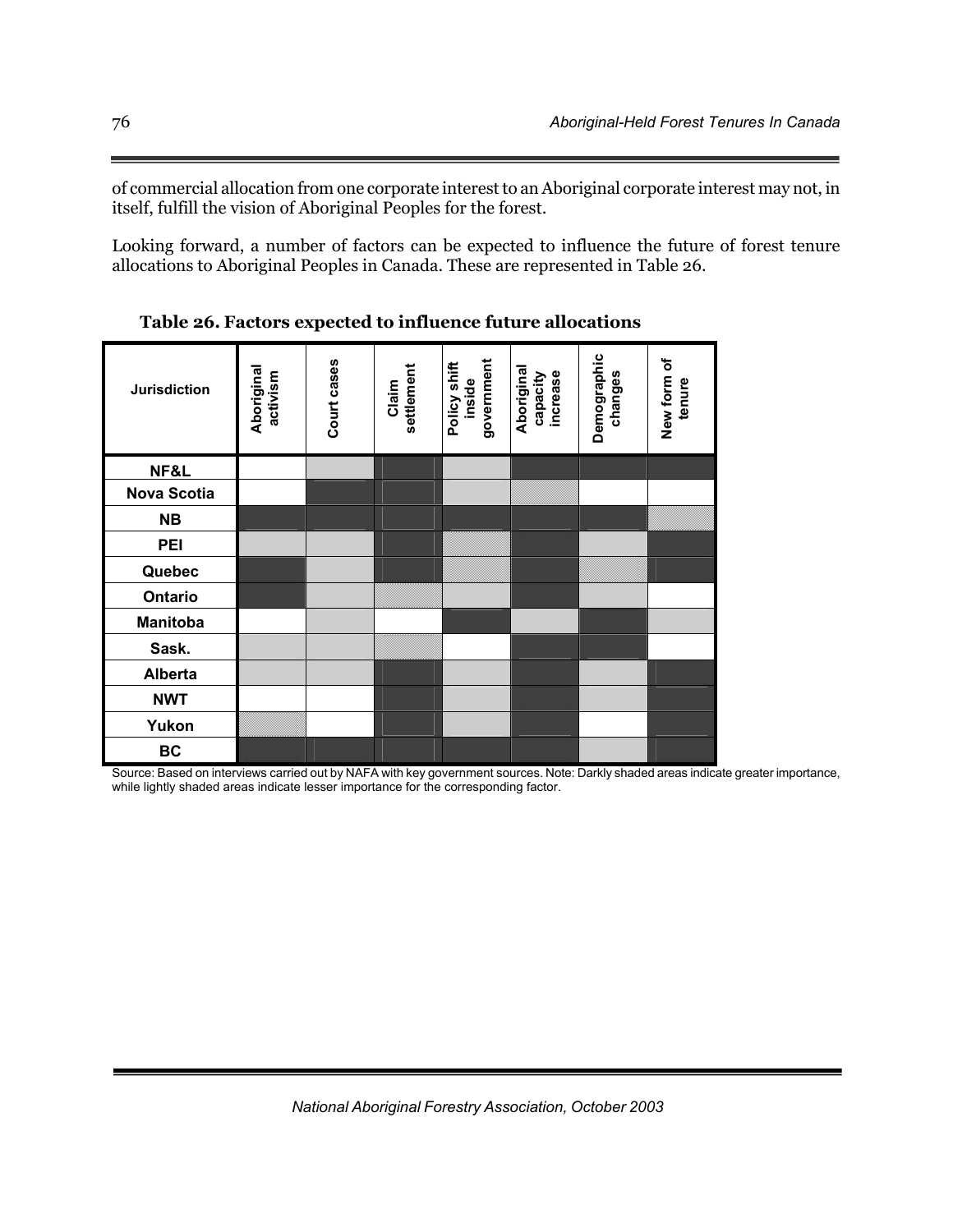of commercial allocation from one corporate interest to an Aboriginal corporate interest may not, in itself, fulfill the vision of Aboriginal Peoples for the forest.

Looking forward, a number of factors can be expected to influence the future of forest tenure allocations to Aboriginal Peoples in Canada. These are represented in Table 26.

**Table 26. Factors expected to influence future allocations**

| Jurisdiction | Aboriginal activism | Court cases | Claim settlement | Policy shift inside government | Aboriginal capacity increase | Demographic changes | New form of tenure |
|---|---|---|---|---|---|---|---|
| NF&L | | Light | Dark | Light | Dark | Dark | Dark |
| Nova Scotia | | Dark | Dark | Light | Hatched | | |
| NB | Dark | Dark | Dark | Dark | Dark | Dark | Hatched |
| PEI | Light | Light | Dark | Hatched | Dark | Light | Dark |
| Quebec | Dark | Light | Dark | Hatched | Dark | Hatched | Dark |
| Ontario | Dark | Light | Hatched | Light | Dark | Light | |
| Manitoba | | Light | | Dark | Light | Dark | Light |
| Sask. | Light | Light | Hatched | | Dark | Dark | |
| Alberta | Light | Light | Dark | Light | Dark | Light | Dark |
| NWT | | | Dark | Light | Dark | Light | Dark |
| Yukon | Hatched | | Dark | Light | Dark | | Dark |
| BC | Dark | Dark | Dark | Dark | Dark | Light | Dark |

Source: Based on interviews carried out by NAFA with key government sources. Note: Darkly shaded areas indicate greater importance, while lightly shaded areas indicate lesser importance for the corresponding factor.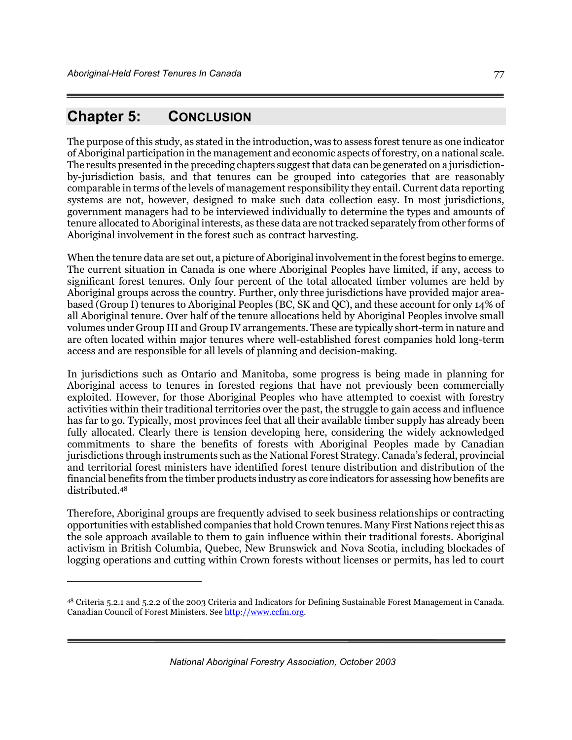# Chapter 5: CONCLUSION

The purpose of this study, as stated in the introduction, was to assess forest tenure as one indicator of Aboriginal participation in the management and economic aspects of forestry, on a national scale. The results presented in the preceding chapters suggest that data can be generated on a jurisdiction-by-jurisdiction basis, and that tenures can be grouped into categories that are reasonably comparable in terms of the levels of management responsibility they entail. Current data reporting systems are not, however, designed to make such data collection easy. In most jurisdictions, government managers had to be interviewed individually to determine the types and amounts of tenure allocated to Aboriginal interests, as these data are not tracked separately from other forms of Aboriginal involvement in the forest such as contract harvesting.

When the tenure data are set out, a picture of Aboriginal involvement in the forest begins to emerge. The current situation in Canada is one where Aboriginal Peoples have limited, if any, access to significant forest tenures. Only four percent of the total allocated timber volumes are held by Aboriginal groups across the country. Further, only three jurisdictions have provided major area-based (Group I) tenures to Aboriginal Peoples (BC, SK and QC), and these account for only 14% of all Aboriginal tenure. Over half of the tenure allocations held by Aboriginal Peoples involve small volumes under Group III and Group IV arrangements. These are typically short-term in nature and are often located within major tenures where well-established forest companies hold long-term access and are responsible for all levels of planning and decision-making.

In jurisdictions such as Ontario and Manitoba, some progress is being made in planning for Aboriginal access to tenures in forested regions that have not previously been commercially exploited. However, for those Aboriginal Peoples who have attempted to coexist with forestry activities within their traditional territories over the past, the struggle to gain access and influence has far to go. Typically, most provinces feel that all their available timber supply has already been fully allocated. Clearly there is tension developing here, considering the widely acknowledged commitments to share the benefits of forests with Aboriginal Peoples made by Canadian jurisdictions through instruments such as the National Forest Strategy. Canada's federal, provincial and territorial forest ministers have identified forest tenure distribution and distribution of the financial benefits from the timber products industry as core indicators for assessing how benefits are distributed.[48]

Therefore, Aboriginal groups are frequently advised to seek business relationships or contracting opportunities with established companies that hold Crown tenures. Many First Nations reject this as the sole approach available to them to gain influence within their traditional forests. Aboriginal activism in British Columbia, Quebec, New Brunswick and Nova Scotia, including blockades of logging operations and cutting within Crown forests without licenses or permits, has led to court

---

[48] Criteria 5.2.1 and 5.2.2 of the 2003 Criteria and Indicators for Defining Sustainable Forest Management in Canada. Canadian Council of Forest Ministers. See http://www.ccfm.org.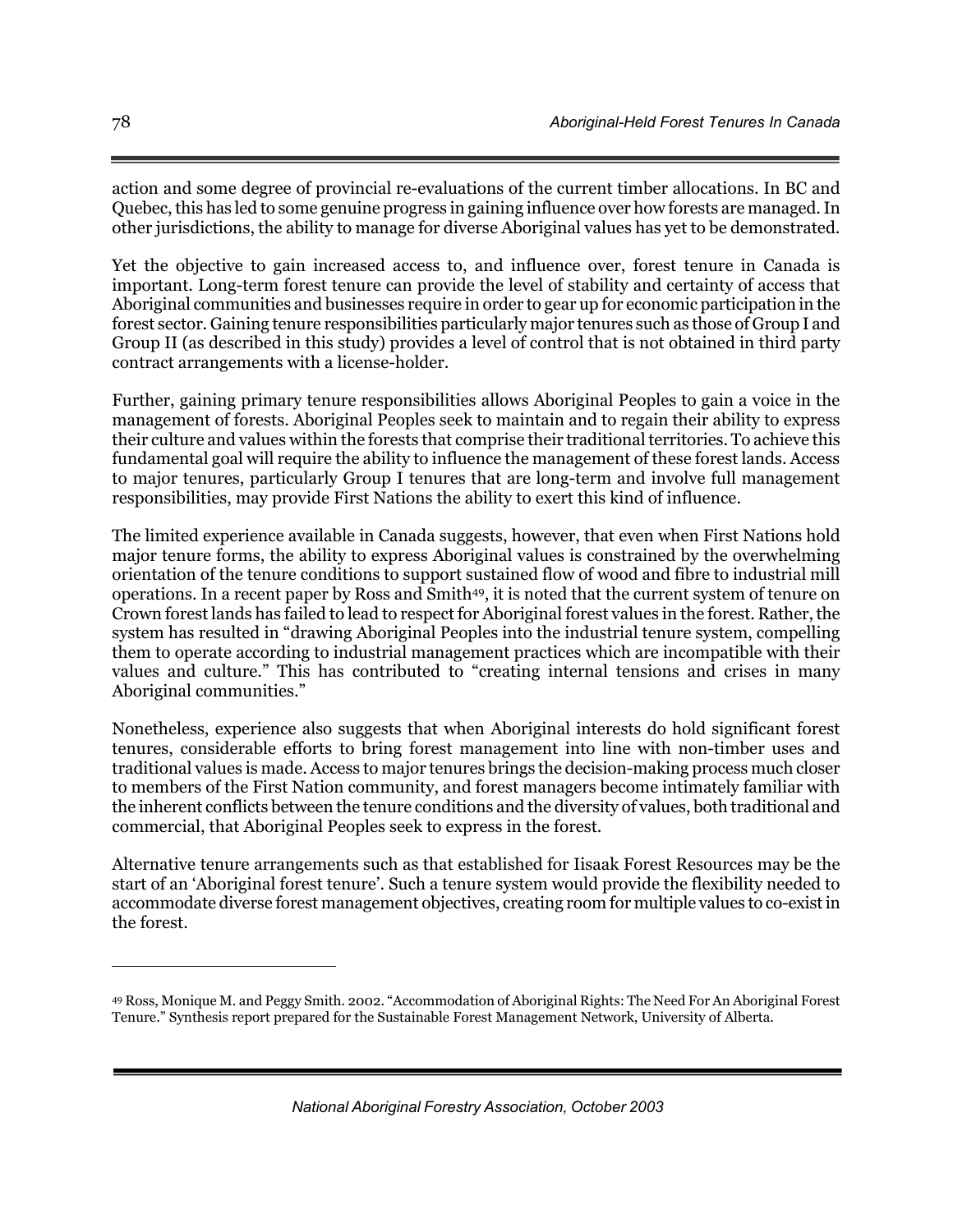action and some degree of provincial re-evaluations of the current timber allocations. In BC and Quebec, this has led to some genuine progress in gaining influence over how forests are managed. In other jurisdictions, the ability to manage for diverse Aboriginal values has yet to be demonstrated.

Yet the objective to gain increased access to, and influence over, forest tenure in Canada is important. Long-term forest tenure can provide the level of stability and certainty of access that Aboriginal communities and businesses require in order to gear up for economic participation in the forest sector. Gaining tenure responsibilities particularly major tenures such as those of Group I and Group II (as described in this study) provides a level of control that is not obtained in third party contract arrangements with a license-holder.

Further, gaining primary tenure responsibilities allows Aboriginal Peoples to gain a voice in the management of forests. Aboriginal Peoples seek to maintain and to regain their ability to express their culture and values within the forests that comprise their traditional territories. To achieve this fundamental goal will require the ability to influence the management of these forest lands. Access to major tenures, particularly Group I tenures that are long-term and involve full management responsibilities, may provide First Nations the ability to exert this kind of influence.

The limited experience available in Canada suggests, however, that even when First Nations hold major tenure forms, the ability to express Aboriginal values is constrained by the overwhelming orientation of the tenure conditions to support sustained flow of wood and fibre to industrial mill operations. In a recent paper by Ross and Smith[49], it is noted that the current system of tenure on Crown forest lands has failed to lead to respect for Aboriginal forest values in the forest. Rather, the system has resulted in "drawing Aboriginal Peoples into the industrial tenure system, compelling them to operate according to industrial management practices which are incompatible with their values and culture." This has contributed to "creating internal tensions and crises in many Aboriginal communities."

Nonetheless, experience also suggests that when Aboriginal interests do hold significant forest tenures, considerable efforts to bring forest management into line with non-timber uses and traditional values is made. Access to major tenures brings the decision-making process much closer to members of the First Nation community, and forest managers become intimately familiar with the inherent conflicts between the tenure conditions and the diversity of values, both traditional and commercial, that Aboriginal Peoples seek to express in the forest.

Alternative tenure arrangements such as that established for Iisaak Forest Resources may be the start of an 'Aboriginal forest tenure'. Such a tenure system would provide the flexibility needed to accommodate diverse forest management objectives, creating room for multiple values to co-exist in the forest.

---

[49] Ross, Monique M. and Peggy Smith. 2002. "Accommodation of Aboriginal Rights: The Need For An Aboriginal Forest Tenure." Synthesis report prepared for the Sustainable Forest Management Network, University of Alberta.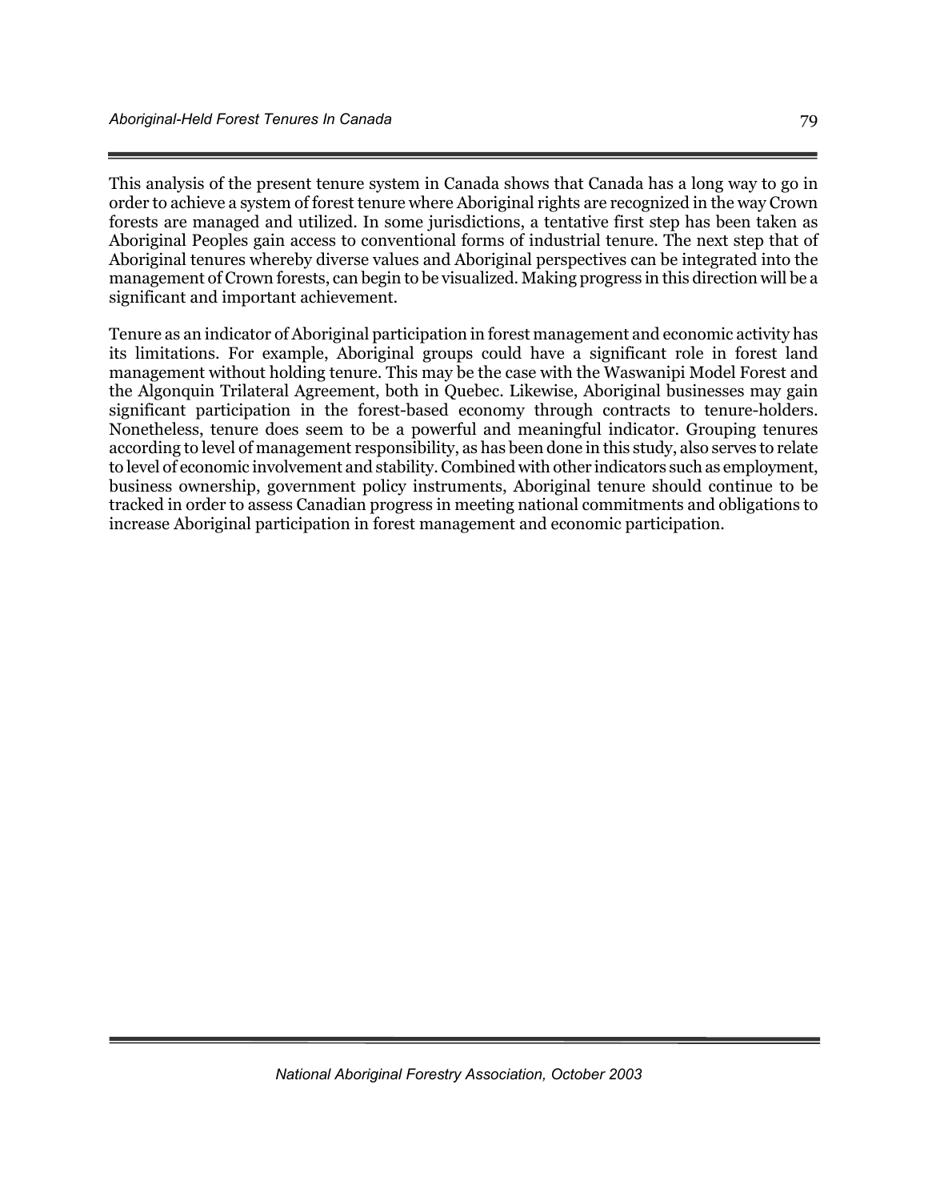This analysis of the present tenure system in Canada shows that Canada has a long way to go in order to achieve a system of forest tenure where Aboriginal rights are recognized in the way Crown forests are managed and utilized. In some jurisdictions, a tentative first step has been taken as Aboriginal Peoples gain access to conventional forms of industrial tenure. The next step that of Aboriginal tenures whereby diverse values and Aboriginal perspectives can be integrated into the management of Crown forests, can begin to be visualized. Making progress in this direction will be a significant and important achievement.

Tenure as an indicator of Aboriginal participation in forest management and economic activity has its limitations. For example, Aboriginal groups could have a significant role in forest land management without holding tenure. This may be the case with the Waswanipi Model Forest and the Algonquin Trilateral Agreement, both in Quebec. Likewise, Aboriginal businesses may gain significant participation in the forest-based economy through contracts to tenure-holders. Nonetheless, tenure does seem to be a powerful and meaningful indicator. Grouping tenures according to level of management responsibility, as has been done in this study, also serves to relate to level of economic involvement and stability. Combined with other indicators such as employment, business ownership, government policy instruments, Aboriginal tenure should continue to be tracked in order to assess Canadian progress in meeting national commitments and obligations to increase Aboriginal participation in forest management and economic participation.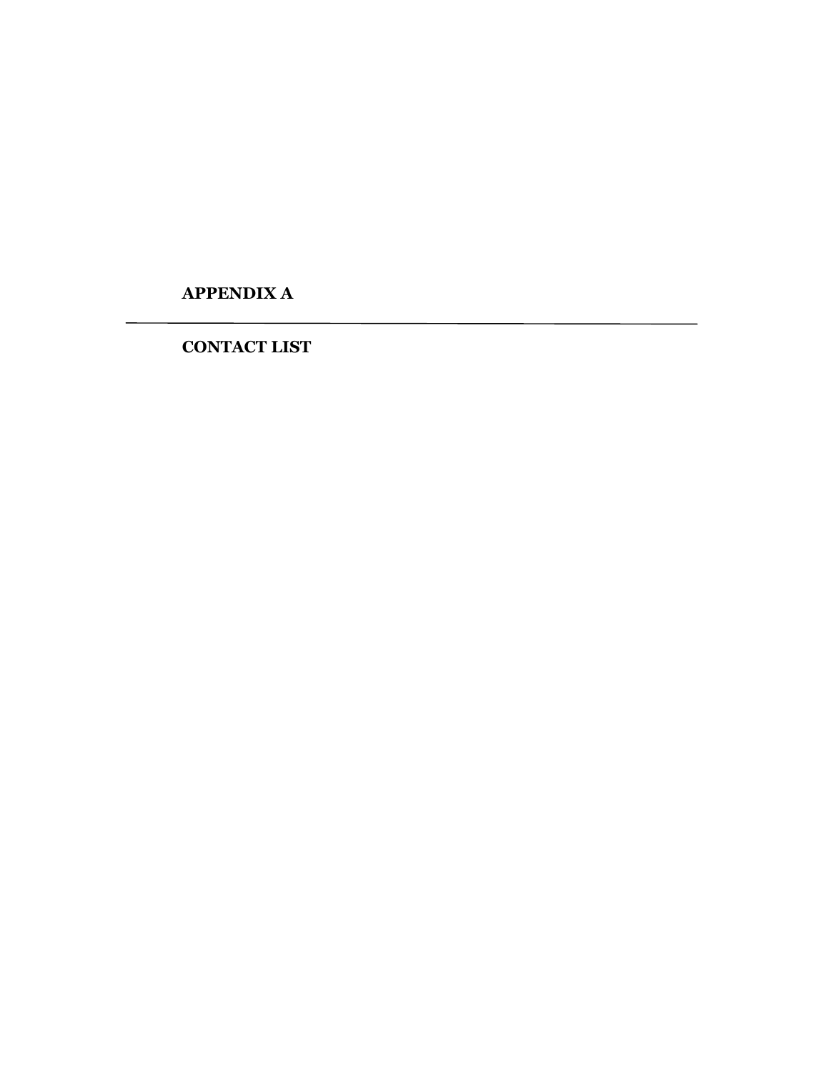# APPENDIX A

---

## CONTACT LIST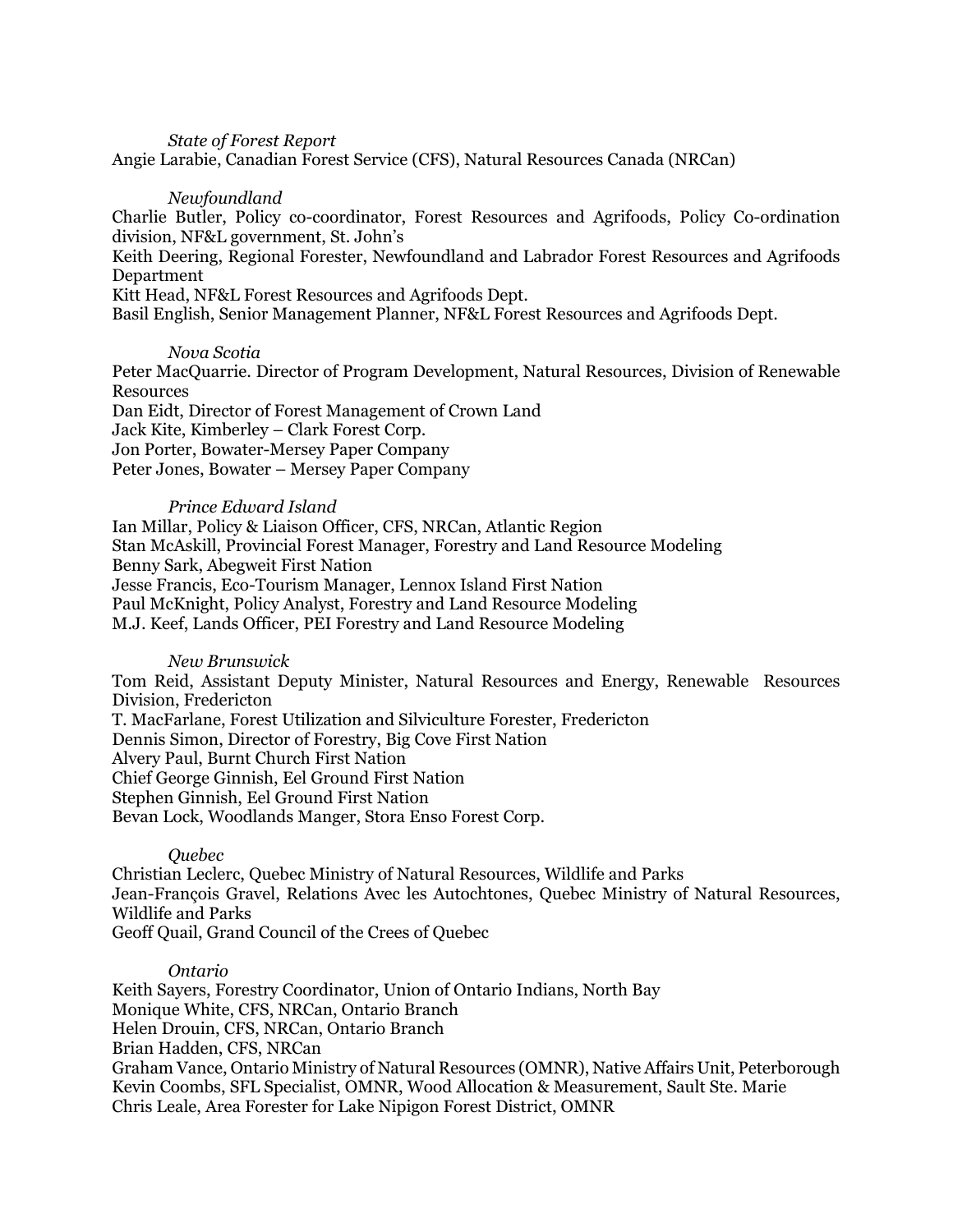*State of Forest Report*

Angie Larabie, Canadian Forest Service (CFS), Natural Resources Canada (NRCan)

*Newfoundland*

Charlie Butler, Policy co-coordinator, Forest Resources and Agrifoods, Policy Co-ordination division, NF&L government, St. John's
Keith Deering, Regional Forester, Newfoundland and Labrador Forest Resources and Agrifoods Department
Kitt Head, NF&L Forest Resources and Agrifoods Dept.
Basil English, Senior Management Planner, NF&L Forest Resources and Agrifoods Dept.

*Nova Scotia*

Peter MacQuarrie. Director of Program Development, Natural Resources, Division of Renewable Resources
Dan Eidt, Director of Forest Management of Crown Land
Jack Kite, Kimberley – Clark Forest Corp.
Jon Porter, Bowater-Mersey Paper Company
Peter Jones, Bowater – Mersey Paper Company

*Prince Edward Island*

Ian Millar, Policy & Liaison Officer, CFS, NRCan, Atlantic Region
Stan McAskill, Provincial Forest Manager, Forestry and Land Resource Modeling
Benny Sark, Abegweit First Nation
Jesse Francis, Eco-Tourism Manager, Lennox Island First Nation
Paul McKnight, Policy Analyst, Forestry and Land Resource Modeling
M.J. Keef, Lands Officer, PEI Forestry and Land Resource Modeling

*New Brunswick*

Tom Reid, Assistant Deputy Minister, Natural Resources and Energy, Renewable Resources Division, Fredericton
T. MacFarlane, Forest Utilization and Silviculture Forester, Fredericton
Dennis Simon, Director of Forestry, Big Cove First Nation
Alvery Paul, Burnt Church First Nation
Chief George Ginnish, Eel Ground First Nation
Stephen Ginnish, Eel Ground First Nation
Bevan Lock, Woodlands Manger, Stora Enso Forest Corp.

*Quebec*

Christian Leclerc, Quebec Ministry of Natural Resources, Wildlife and Parks
Jean-François Gravel, Relations Avec les Autochtones, Quebec Ministry of Natural Resources, Wildlife and Parks
Geoff Quail, Grand Council of the Crees of Quebec

*Ontario*

Keith Sayers, Forestry Coordinator, Union of Ontario Indians, North Bay
Monique White, CFS, NRCan, Ontario Branch
Helen Drouin, CFS, NRCan, Ontario Branch
Brian Hadden, CFS, NRCan
Graham Vance, Ontario Ministry of Natural Resources (OMNR), Native Affairs Unit, Peterborough
Kevin Coombs, SFL Specialist, OMNR, Wood Allocation & Measurement, Sault Ste. Marie
Chris Leale, Area Forester for Lake Nipigon Forest District, OMNR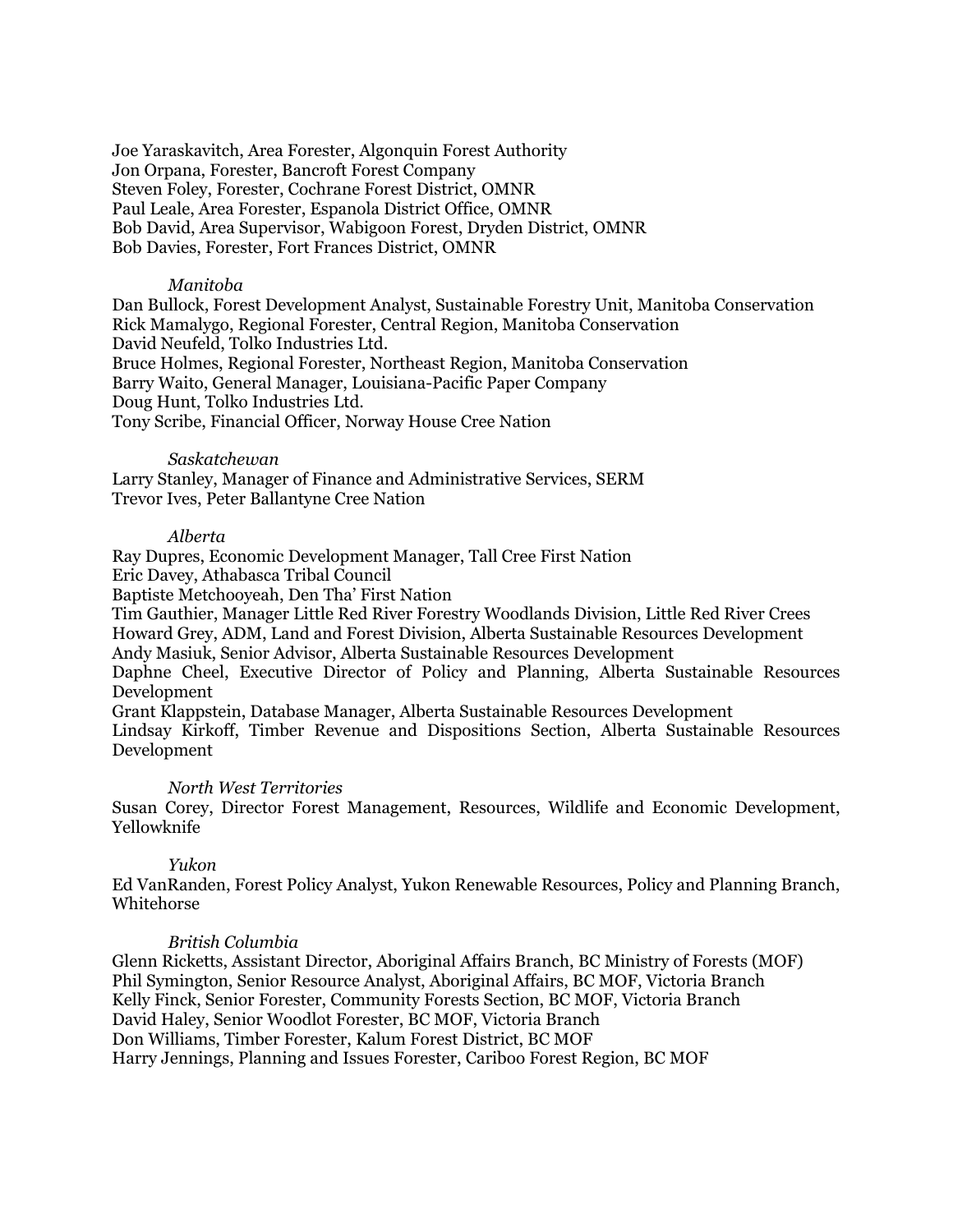Joe Yaraskavitch, Area Forester, Algonquin Forest Authority
Jon Orpana, Forester, Bancroft Forest Company
Steven Foley, Forester, Cochrane Forest District, OMNR
Paul Leale, Area Forester, Espanola District Office, OMNR
Bob David, Area Supervisor, Wabigoon Forest, Dryden District, OMNR
Bob Davies, Forester, Fort Frances District, OMNR

*Manitoba*

Dan Bullock, Forest Development Analyst, Sustainable Forestry Unit, Manitoba Conservation
Rick Mamalygo, Regional Forester, Central Region, Manitoba Conservation
David Neufeld, Tolko Industries Ltd.
Bruce Holmes, Regional Forester, Northeast Region, Manitoba Conservation
Barry Waito, General Manager, Louisiana-Pacific Paper Company
Doug Hunt, Tolko Industries Ltd.
Tony Scribe, Financial Officer, Norway House Cree Nation

*Saskatchewan*

Larry Stanley, Manager of Finance and Administrative Services, SERM
Trevor Ives, Peter Ballantyne Cree Nation

*Alberta*

Ray Dupres, Economic Development Manager, Tall Cree First Nation
Eric Davey, Athabasca Tribal Council
Baptiste Metchooyeah, Den Tha' First Nation
Tim Gauthier, Manager Little Red River Forestry Woodlands Division, Little Red River Crees
Howard Grey, ADM, Land and Forest Division, Alberta Sustainable Resources Development
Andy Masiuk, Senior Advisor, Alberta Sustainable Resources Development
Daphne Cheel, Executive Director of Policy and Planning, Alberta Sustainable Resources Development
Grant Klappstein, Database Manager, Alberta Sustainable Resources Development
Lindsay Kirkoff, Timber Revenue and Dispositions Section, Alberta Sustainable Resources Development

*North West Territories*

Susan Corey, Director Forest Management, Resources, Wildlife and Economic Development, Yellowknife

*Yukon*

Ed VanRanden, Forest Policy Analyst, Yukon Renewable Resources, Policy and Planning Branch, Whitehorse

*British Columbia*

Glenn Ricketts, Assistant Director, Aboriginal Affairs Branch, BC Ministry of Forests (MOF)
Phil Symington, Senior Resource Analyst, Aboriginal Affairs, BC MOF, Victoria Branch
Kelly Finck, Senior Forester, Community Forests Section, BC MOF, Victoria Branch
David Haley, Senior Woodlot Forester, BC MOF, Victoria Branch
Don Williams, Timber Forester, Kalum Forest District, BC MOF
Harry Jennings, Planning and Issues Forester, Cariboo Forest Region, BC MOF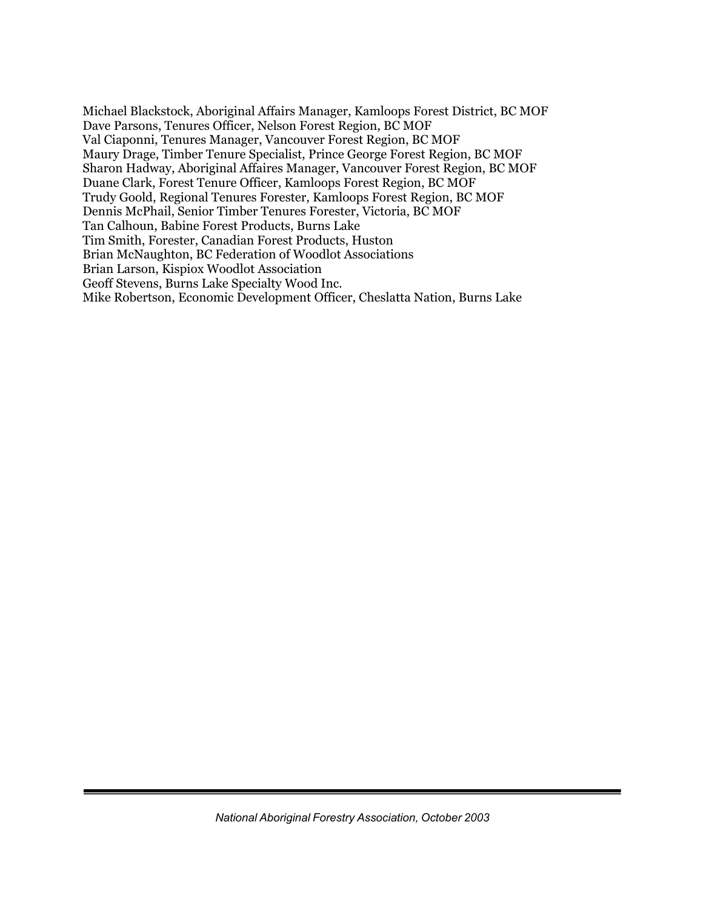Michael Blackstock, Aboriginal Affairs Manager, Kamloops Forest District, BC MOF
Dave Parsons, Tenures Officer, Nelson Forest Region, BC MOF
Val Ciaponni, Tenures Manager, Vancouver Forest Region, BC MOF
Maury Drage, Timber Tenure Specialist, Prince George Forest Region, BC MOF
Sharon Hadway, Aboriginal Affaires Manager, Vancouver Forest Region, BC MOF
Duane Clark, Forest Tenure Officer, Kamloops Forest Region, BC MOF
Trudy Goold, Regional Tenures Forester, Kamloops Forest Region, BC MOF
Dennis McPhail, Senior Timber Tenures Forester, Victoria, BC MOF
Tan Calhoun, Babine Forest Products, Burns Lake
Tim Smith, Forester, Canadian Forest Products, Huston
Brian McNaughton, BC Federation of Woodlot Associations
Brian Larson, Kispiox Woodlot Association
Geoff Stevens, Burns Lake Specialty Wood Inc.
Mike Robertson, Economic Development Officer, Cheslatta Nation, Burns Lake